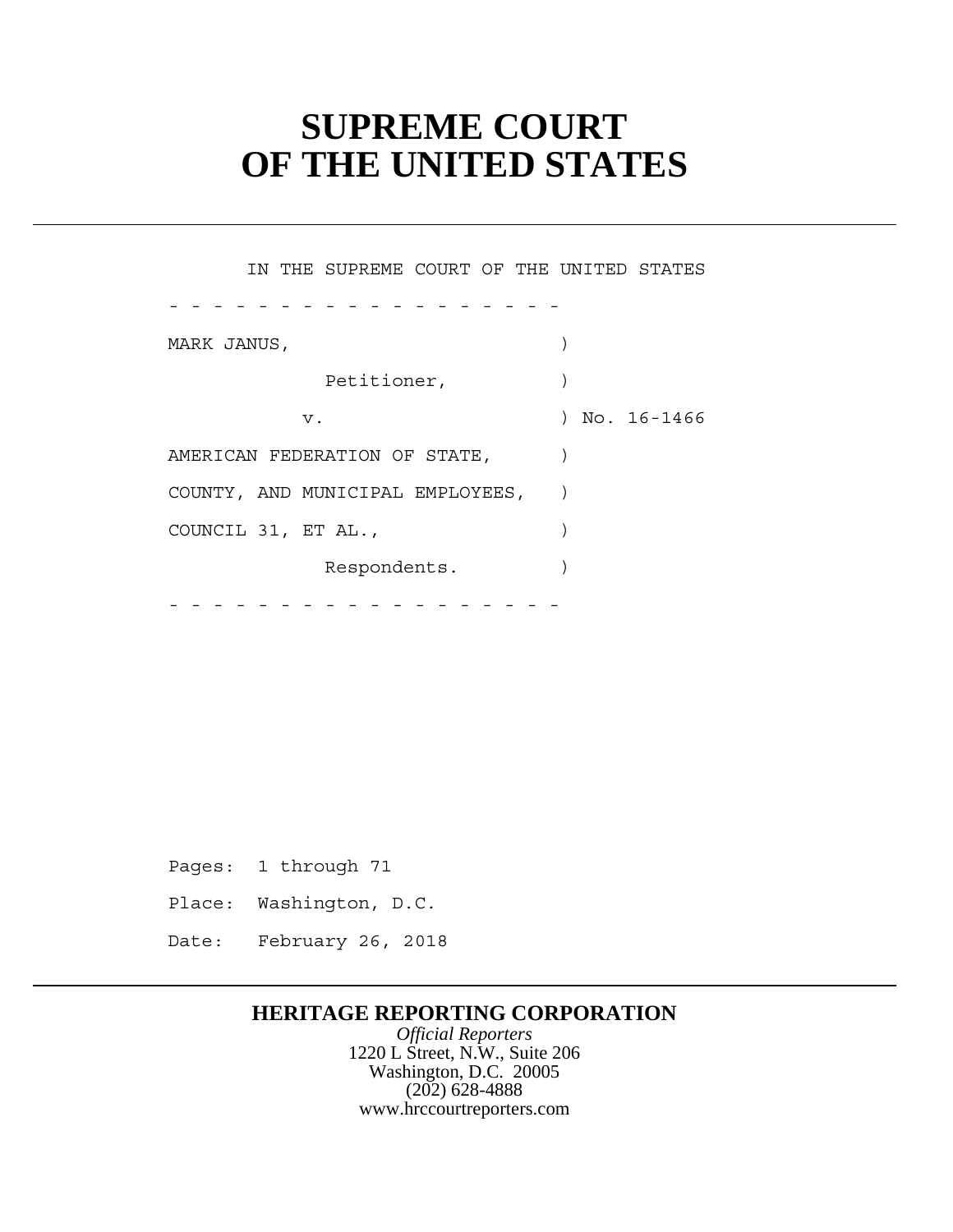# SUPREME COURT OF THE UNITED STATES

IN THE SUPREME COURT OF THE UNITED STATES

\- - - - - - - - - - - - - - - - - -

MARK JANUS, )

Petitioner, )

v. ) No. 16-1466

AMERICAN FEDERATION OF STATE, )

COUNTY, AND MUNICIPAL EMPLOYEES, )

COUNCIL 31, ET AL., )

Respondents. )

\- - - - - - - - - - - - - - - - - -

Pages: 1 through 71

Place: Washington, D.C.

Date: February 26, 2018

**HERITAGE REPORTING CORPORATION**

*Official Reporters*

1220 L Street, N.W., Suite 206

Washington, D.C. 20005

(202) 628-4888

www.hrccourtreporters.com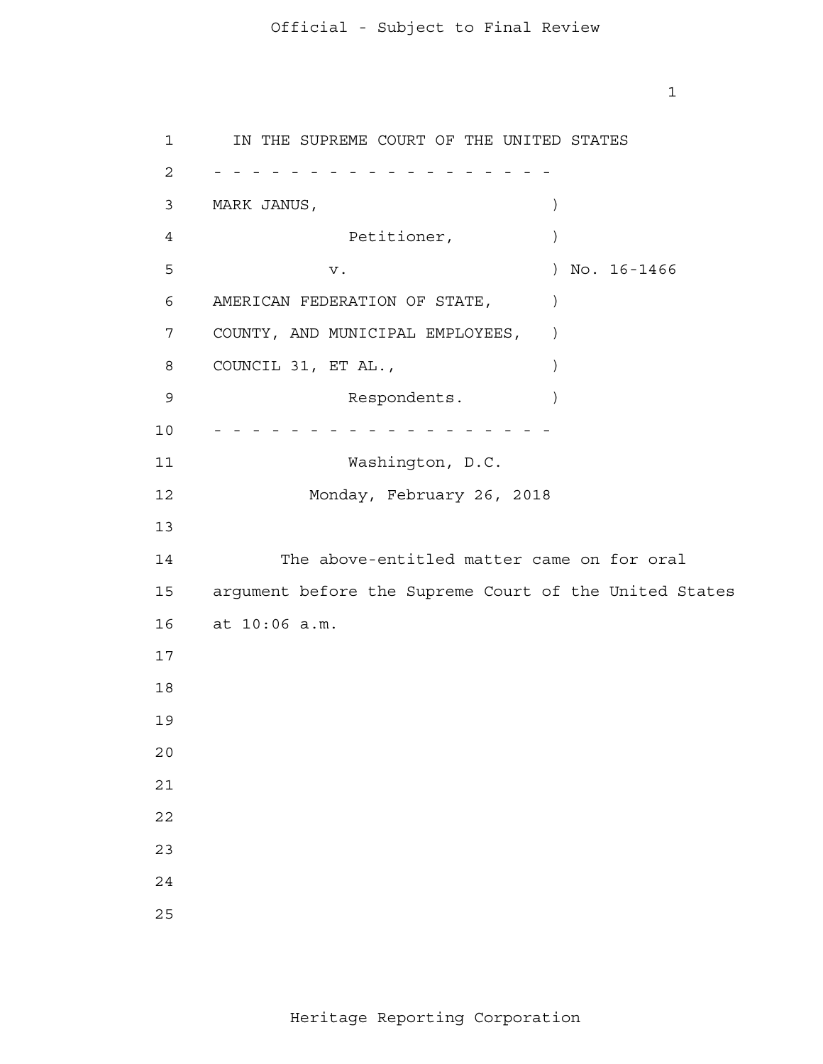IN THE SUPREME COURT OF THE UNITED STATES

- - - - - - - - - - - - - - - - - -

MARK JANUS, )
Petitioner, )
v. ) No. 16-1466
AMERICAN FEDERATION OF STATE, )
COUNTY, AND MUNICIPAL EMPLOYEES, )
COUNCIL 31, ET AL., )
Respondents. )

- - - - - - - - - - - - - - - - - -

Washington, D.C.

Monday, February 26, 2018

The above-entitled matter came on for oral argument before the Supreme Court of the United States at 10:06 a.m.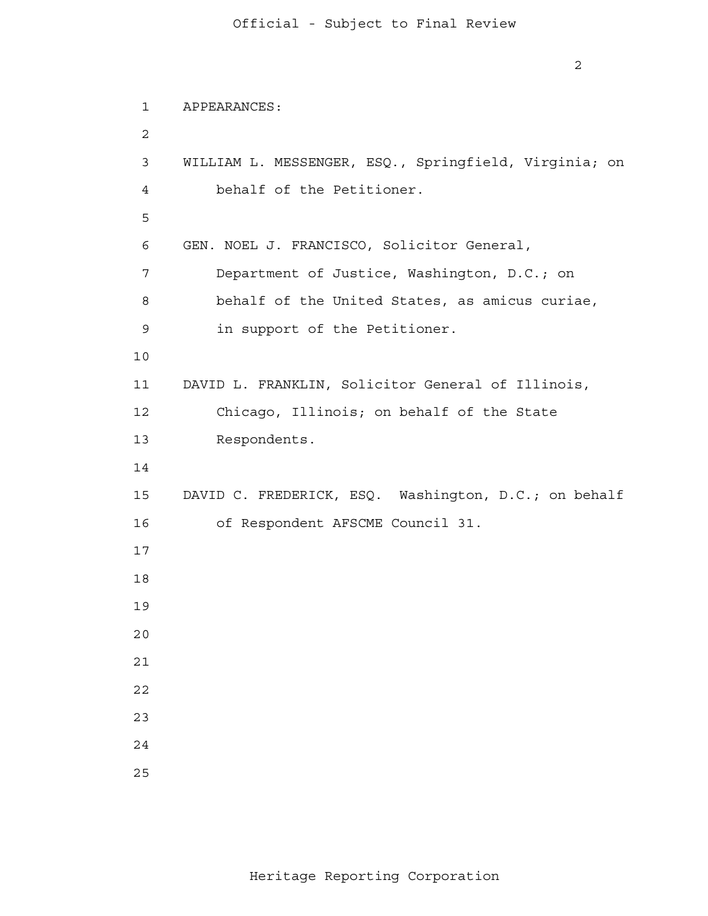APPEARANCES:

WILLIAM L. MESSENGER, ESQ., Springfield, Virginia; on behalf of the Petitioner.

GEN. NOEL J. FRANCISCO, Solicitor General, Department of Justice, Washington, D.C.; on behalf of the United States, as amicus curiae, in support of the Petitioner.

DAVID L. FRANKLIN, Solicitor General of Illinois, Chicago, Illinois; on behalf of the State Respondents.

DAVID C. FREDERICK, ESQ. Washington, D.C.; on behalf of Respondent AFSCME Council 31.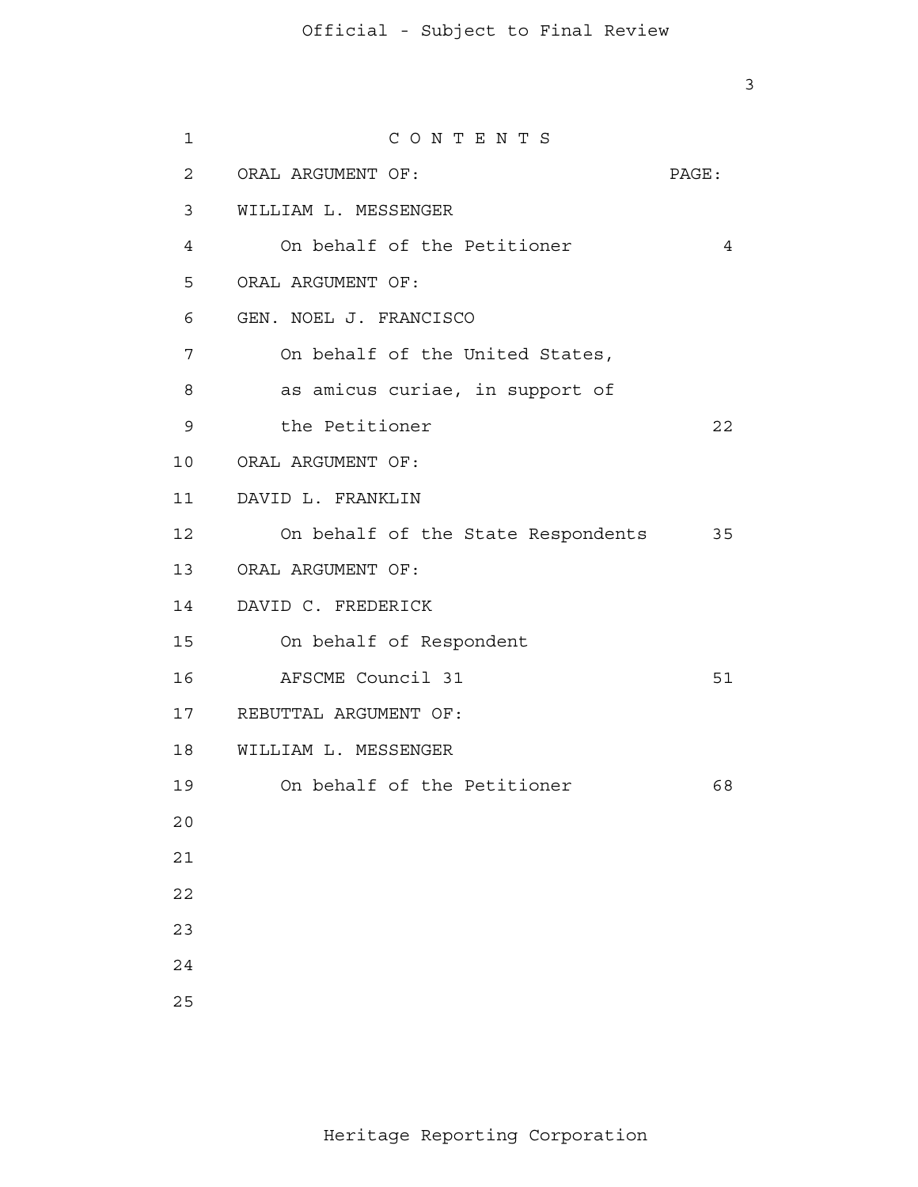# C O N T E N T S

| ORAL ARGUMENT OF: | PAGE: |
| --- | --- |
| WILLIAM L. MESSENGER | |
| On behalf of the Petitioner | 4 |
| ORAL ARGUMENT OF: | |
| GEN. NOEL J. FRANCISCO | |
| On behalf of the United States, as amicus curiae, in support of the Petitioner | 22 |
| ORAL ARGUMENT OF: | |
| DAVID L. FRANKLIN | |
| On behalf of the State Respondents | 35 |
| ORAL ARGUMENT OF: | |
| DAVID C. FREDERICK | |
| On behalf of Respondent AFSCME Council 31 | 51 |
| REBUTTAL ARGUMENT OF: | |
| WILLIAM L. MESSENGER | |
| On behalf of the Petitioner | 68 |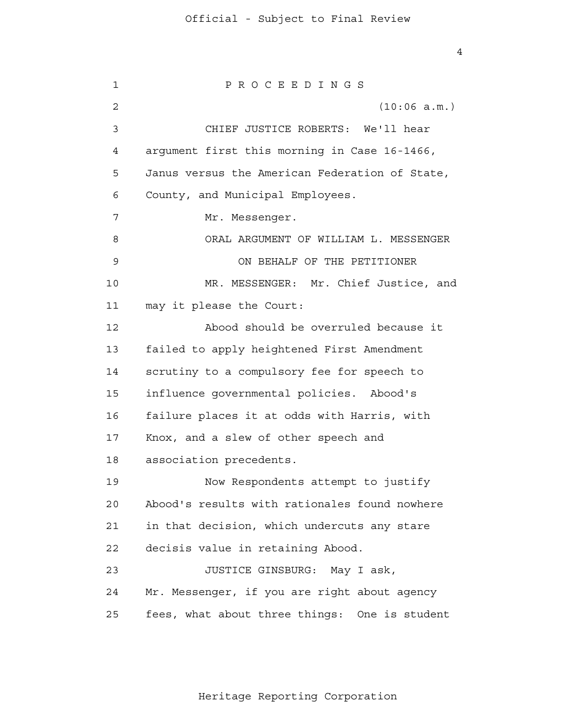P R O C E E D I N G S

(10:06 a.m.)

CHIEF JUSTICE ROBERTS: We'll hear argument first this morning in Case 16-1466, Janus versus the American Federation of State, County, and Municipal Employees.

Mr. Messenger.

ORAL ARGUMENT OF WILLIAM L. MESSENGER

ON BEHALF OF THE PETITIONER

MR. MESSENGER: Mr. Chief Justice, and may it please the Court:

Abood should be overruled because it failed to apply heightened First Amendment scrutiny to a compulsory fee for speech to influence governmental policies. Abood's failure places it at odds with Harris, with Knox, and a slew of other speech and association precedents.

Now Respondents attempt to justify Abood's results with rationales found nowhere in that decision, which undercuts any stare decisis value in retaining Abood.

JUSTICE GINSBURG: May I ask, Mr. Messenger, if you are right about agency fees, what about three things: One is student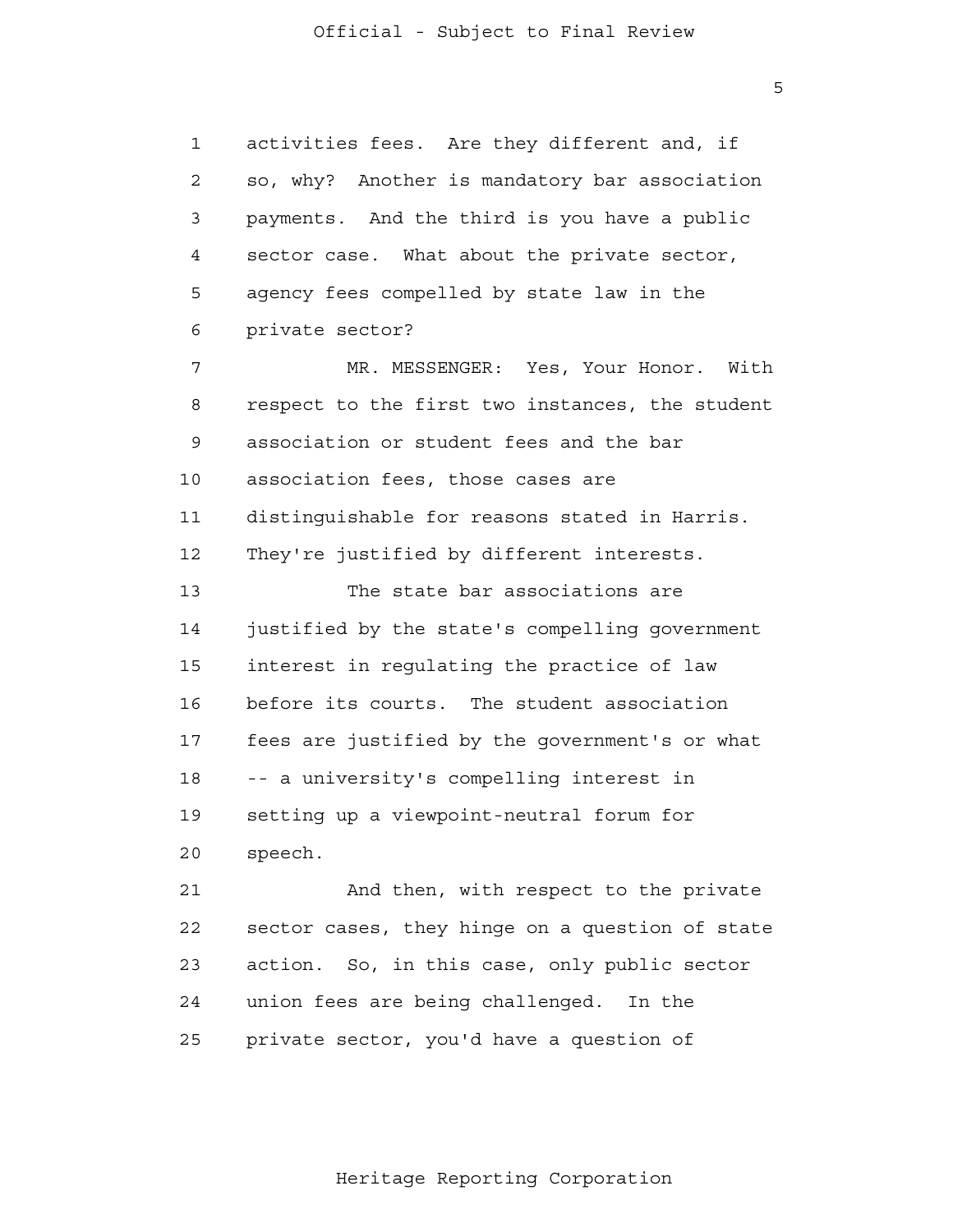activities fees. Are they different and, if so, why? Another is mandatory bar association payments. And the third is you have a public sector case. What about the private sector, agency fees compelled by state law in the private sector?

MR. MESSENGER: Yes, Your Honor. With respect to the first two instances, the student association or student fees and the bar association fees, those cases are distinguishable for reasons stated in Harris. They're justified by different interests.

The state bar associations are justified by the state's compelling government interest in regulating the practice of law before its courts. The student association fees are justified by the government's or what -- a university's compelling interest in setting up a viewpoint-neutral forum for speech.

And then, with respect to the private sector cases, they hinge on a question of state action. So, in this case, only public sector union fees are being challenged. In the private sector, you'd have a question of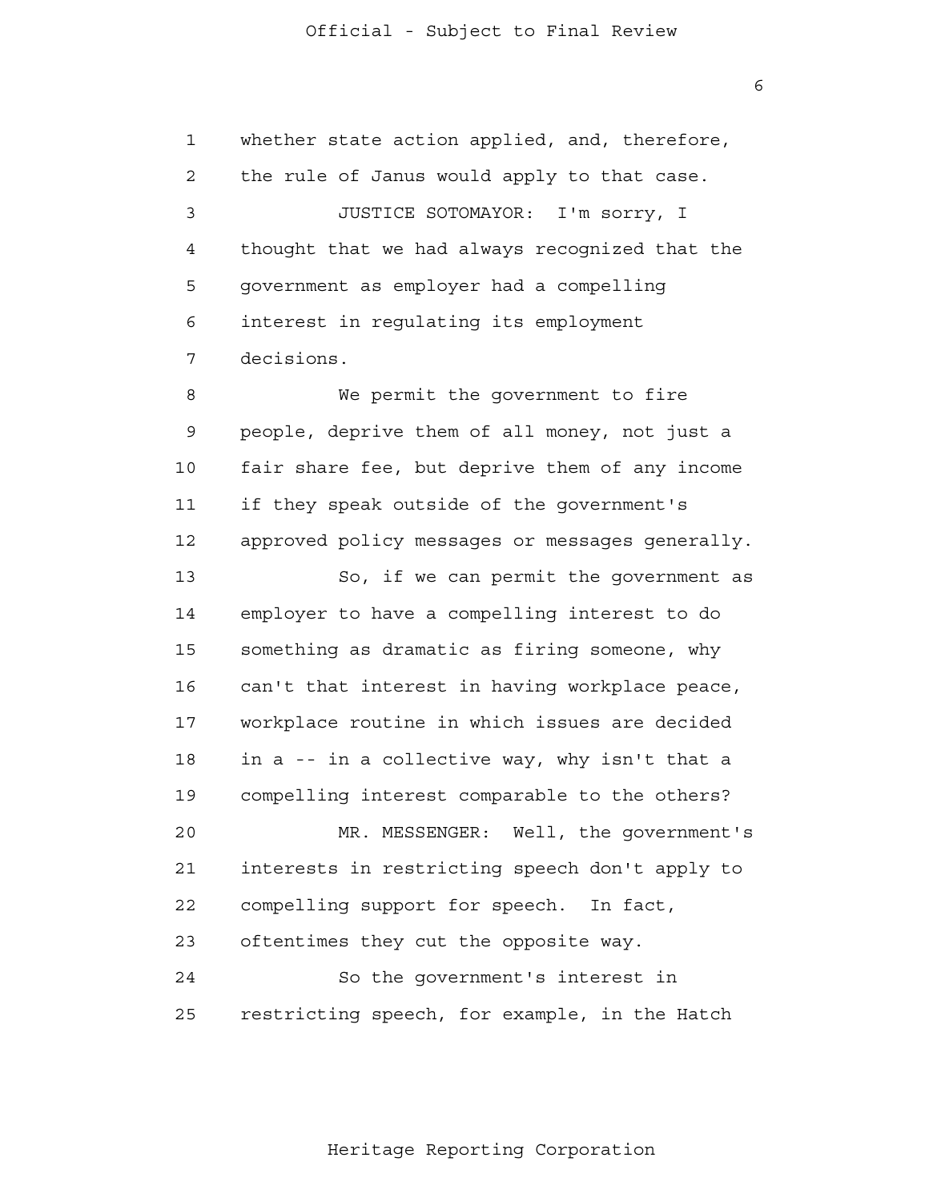whether state action applied, and, therefore, the rule of Janus would apply to that case.

JUSTICE SOTOMAYOR: I'm sorry, I thought that we had always recognized that the government as employer had a compelling interest in regulating its employment decisions.

We permit the government to fire people, deprive them of all money, not just a fair share fee, but deprive them of any income if they speak outside of the government's approved policy messages or messages generally.

So, if we can permit the government as employer to have a compelling interest to do something as dramatic as firing someone, why can't that interest in having workplace peace, workplace routine in which issues are decided in a -- in a collective way, why isn't that a compelling interest comparable to the others?

MR. MESSENGER: Well, the government's interests in restricting speech don't apply to compelling support for speech. In fact, oftentimes they cut the opposite way.

So the government's interest in restricting speech, for example, in the Hatch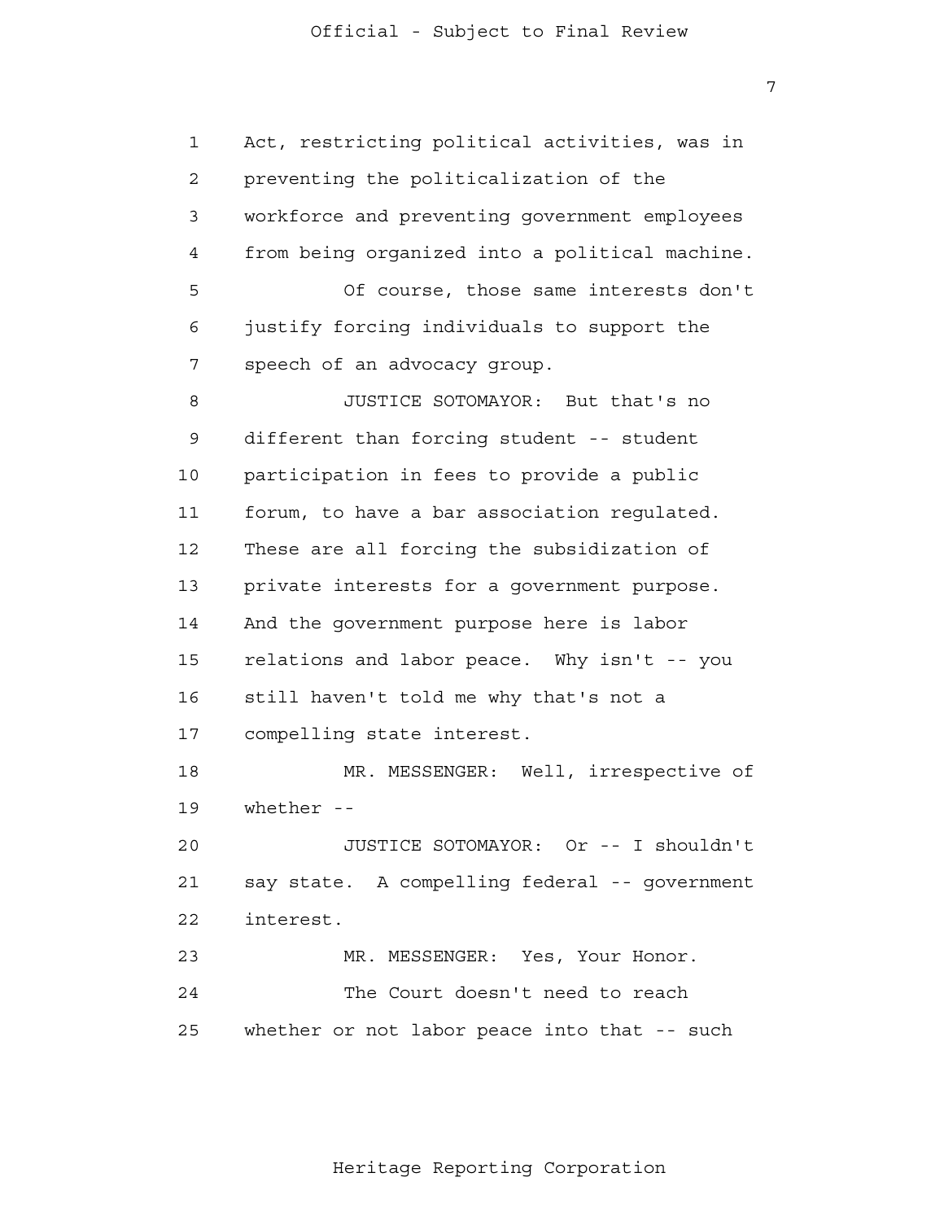Act, restricting political activities, was in preventing the politicalization of the workforce and preventing government employees from being organized into a political machine.

Of course, those same interests don't justify forcing individuals to support the speech of an advocacy group.

JUSTICE SOTOMAYOR: But that's no different than forcing student -- student participation in fees to provide a public forum, to have a bar association regulated. These are all forcing the subsidization of private interests for a government purpose. And the government purpose here is labor relations and labor peace. Why isn't -- you still haven't told me why that's not a compelling state interest.

MR. MESSENGER: Well, irrespective of whether --

JUSTICE SOTOMAYOR: Or -- I shouldn't say state. A compelling federal -- government interest.

MR. MESSENGER: Yes, Your Honor.

The Court doesn't need to reach whether or not labor peace into that -- such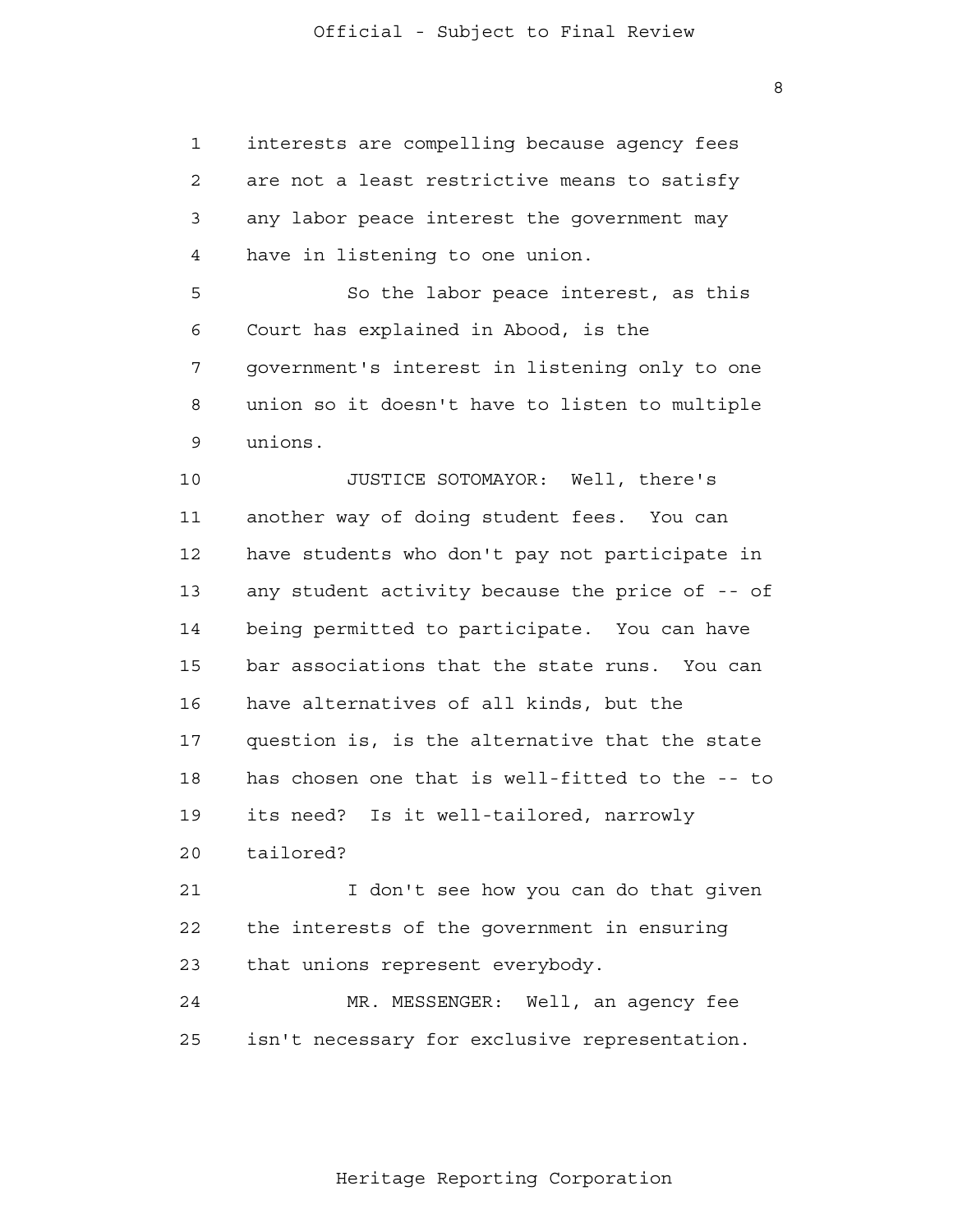interests are compelling because agency fees are not a least restrictive means to satisfy any labor peace interest the government may have in listening to one union.

So the labor peace interest, as this Court has explained in Abood, is the government's interest in listening only to one union so it doesn't have to listen to multiple unions.

JUSTICE SOTOMAYOR: Well, there's another way of doing student fees. You can have students who don't pay not participate in any student activity because the price of -- of being permitted to participate. You can have bar associations that the state runs. You can have alternatives of all kinds, but the question is, is the alternative that the state has chosen one that is well-fitted to the -- to its need? Is it well-tailored, narrowly tailored?

I don't see how you can do that given the interests of the government in ensuring that unions represent everybody.

MR. MESSENGER: Well, an agency fee isn't necessary for exclusive representation.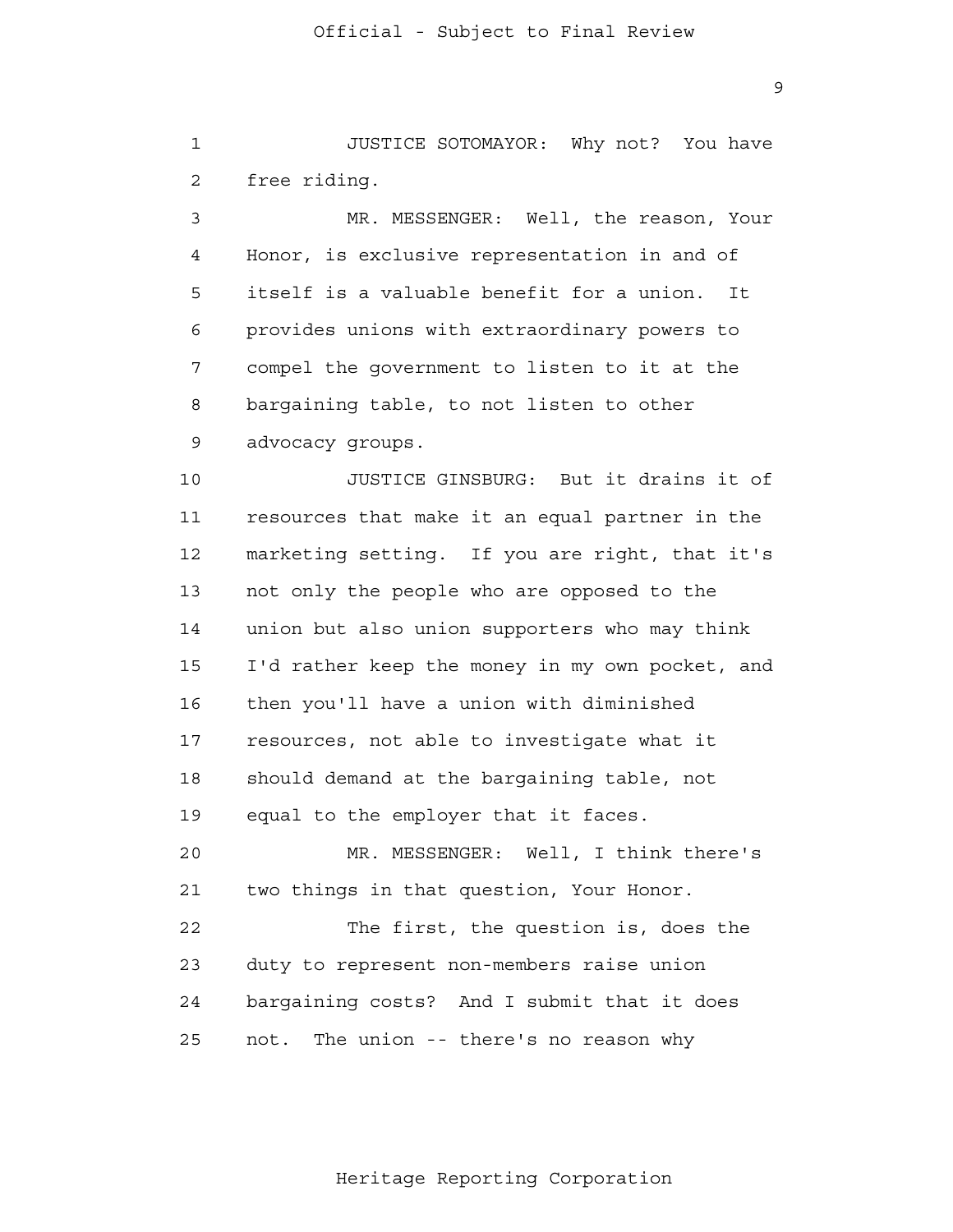JUSTICE SOTOMAYOR: Why not? You have free riding.

MR. MESSENGER: Well, the reason, Your Honor, is exclusive representation in and of itself is a valuable benefit for a union. It provides unions with extraordinary powers to compel the government to listen to it at the bargaining table, to not listen to other advocacy groups.

JUSTICE GINSBURG: But it drains it of resources that make it an equal partner in the marketing setting. If you are right, that it's not only the people who are opposed to the union but also union supporters who may think I'd rather keep the money in my own pocket, and then you'll have a union with diminished resources, not able to investigate what it should demand at the bargaining table, not equal to the employer that it faces.

MR. MESSENGER: Well, I think there's two things in that question, Your Honor.

The first, the question is, does the duty to represent non-members raise union bargaining costs? And I submit that it does not. The union -- there's no reason why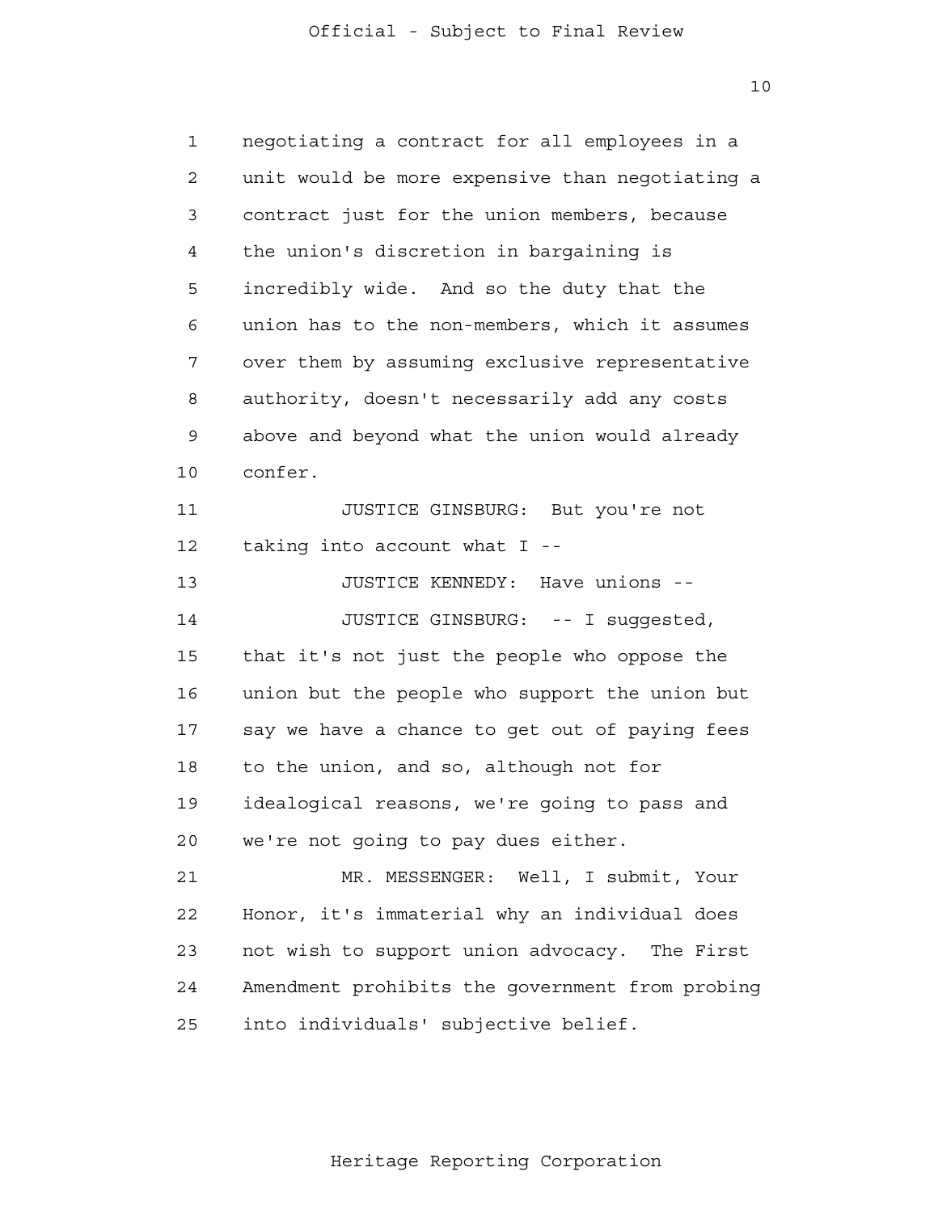negotiating a contract for all employees in a unit would be more expensive than negotiating a contract just for the union members, because the union's discretion in bargaining is incredibly wide. And so the duty that the union has to the non-members, which it assumes over them by assuming exclusive representative authority, doesn't necessarily add any costs above and beyond what the union would already confer.

JUSTICE GINSBURG: But you're not taking into account what I --

JUSTICE KENNEDY: Have unions --

JUSTICE GINSBURG: -- I suggested, that it's not just the people who oppose the union but the people who support the union but say we have a chance to get out of paying fees to the union, and so, although not for idealogical reasons, we're going to pass and we're not going to pay dues either.

MR. MESSENGER: Well, I submit, Your Honor, it's immaterial why an individual does not wish to support union advocacy. The First Amendment prohibits the government from probing into individuals' subjective belief.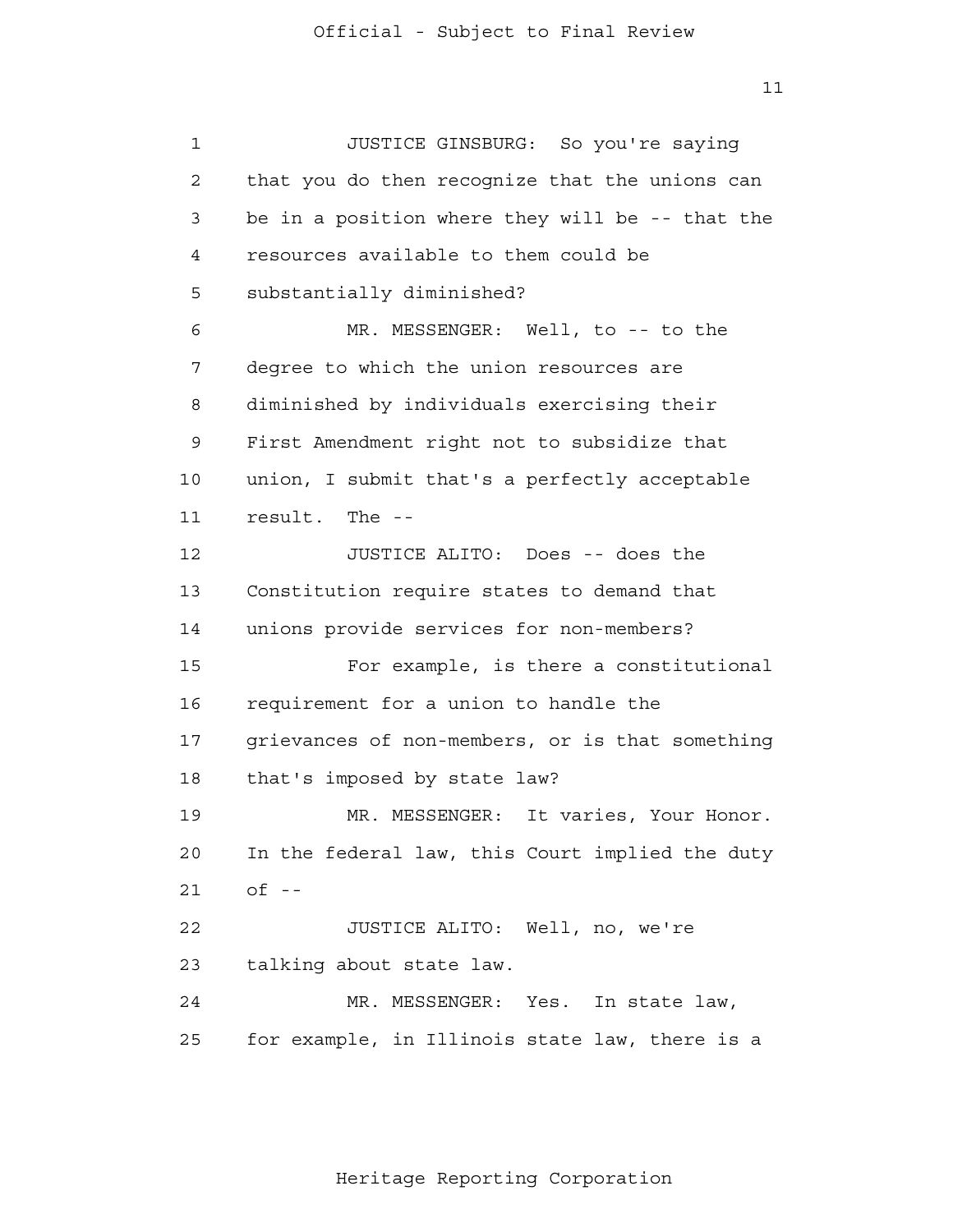JUSTICE GINSBURG: So you're saying that you do then recognize that the unions can be in a position where they will be -- that the resources available to them could be substantially diminished?

MR. MESSENGER: Well, to -- to the degree to which the union resources are diminished by individuals exercising their First Amendment right not to subsidize that union, I submit that's a perfectly acceptable result. The --

JUSTICE ALITO: Does -- does the Constitution require states to demand that unions provide services for non-members?

For example, is there a constitutional requirement for a union to handle the grievances of non-members, or is that something that's imposed by state law?

MR. MESSENGER: It varies, Your Honor. In the federal law, this Court implied the duty of --

JUSTICE ALITO: Well, no, we're talking about state law.

MR. MESSENGER: Yes. In state law, for example, in Illinois state law, there is a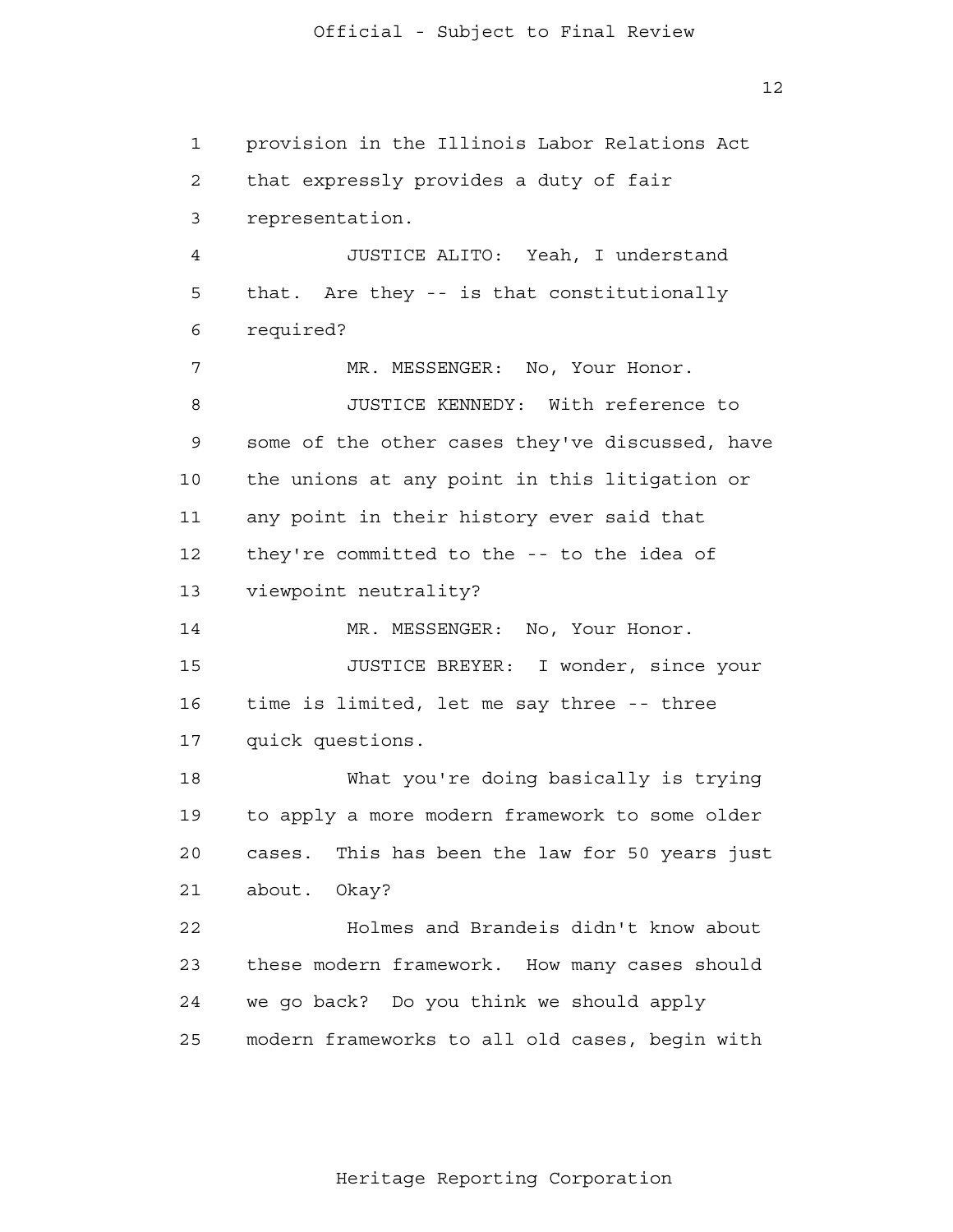provision in the Illinois Labor Relations Act that expressly provides a duty of fair representation.

JUSTICE ALITO: Yeah, I understand that. Are they -- is that constitutionally required?

MR. MESSENGER: No, Your Honor.

JUSTICE KENNEDY: With reference to some of the other cases they've discussed, have the unions at any point in this litigation or any point in their history ever said that they're committed to the -- to the idea of viewpoint neutrality?

MR. MESSENGER: No, Your Honor.

JUSTICE BREYER: I wonder, since your time is limited, let me say three -- three quick questions.

What you're doing basically is trying to apply a more modern framework to some older cases. This has been the law for 50 years just about. Okay?

Holmes and Brandeis didn't know about these modern framework. How many cases should we go back? Do you think we should apply modern frameworks to all old cases, begin with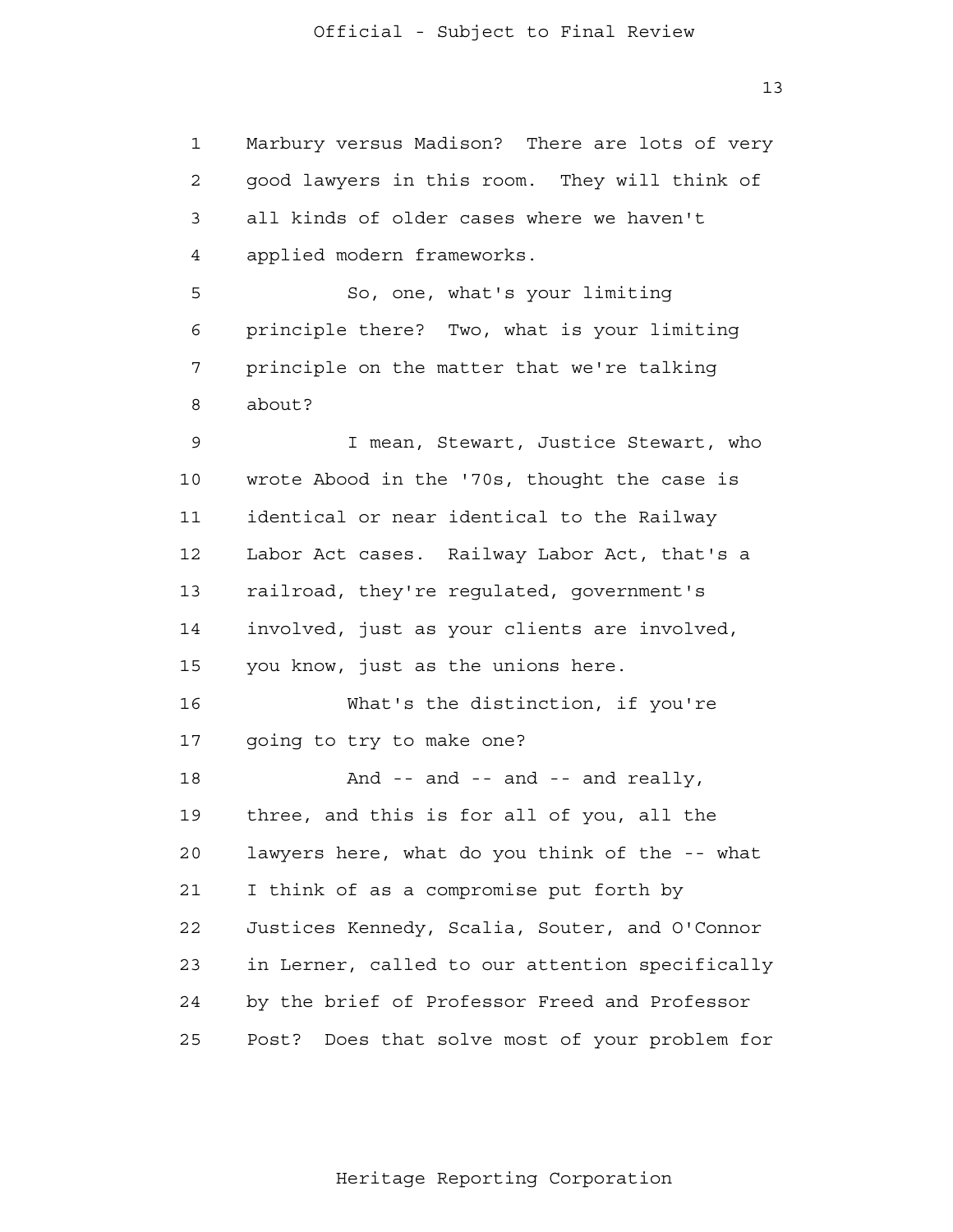Marbury versus Madison? There are lots of very good lawyers in this room. They will think of all kinds of older cases where we haven't applied modern frameworks.

So, one, what's your limiting principle there? Two, what is your limiting principle on the matter that we're talking about?

I mean, Stewart, Justice Stewart, who wrote Abood in the '70s, thought the case is identical or near identical to the Railway Labor Act cases. Railway Labor Act, that's a railroad, they're regulated, government's involved, just as your clients are involved, you know, just as the unions here.

What's the distinction, if you're going to try to make one?

And -- and -- and -- and really, three, and this is for all of you, all the lawyers here, what do you think of the -- what I think of as a compromise put forth by Justices Kennedy, Scalia, Souter, and O'Connor in Lerner, called to our attention specifically by the brief of Professor Freed and Professor Post? Does that solve most of your problem for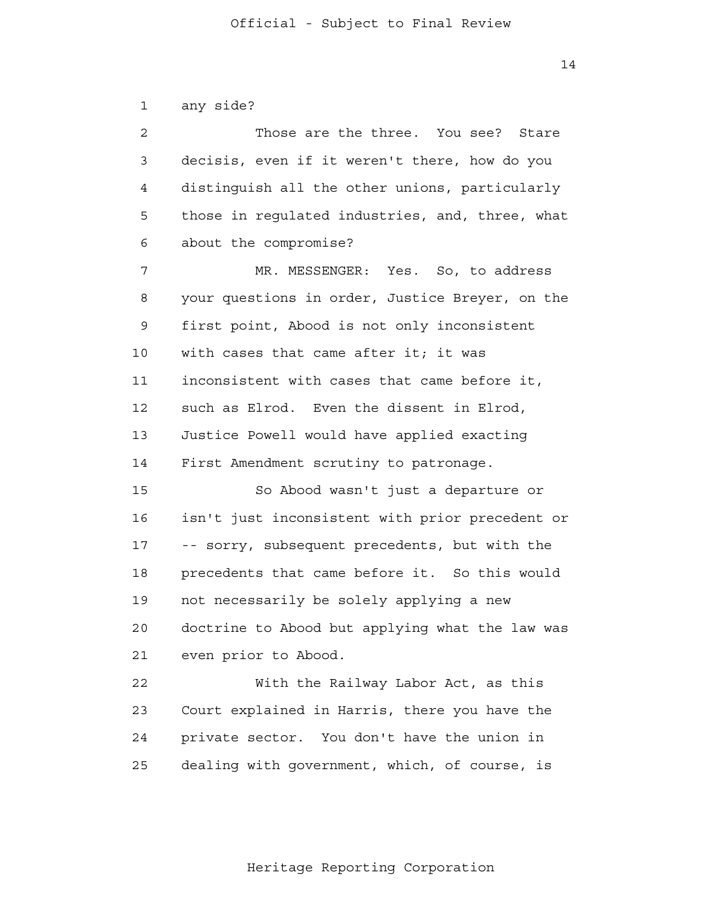any side?

Those are the three. You see? Stare decisis, even if it weren't there, how do you distinguish all the other unions, particularly those in regulated industries, and, three, what about the compromise?

MR. MESSENGER: Yes. So, to address your questions in order, Justice Breyer, on the first point, Abood is not only inconsistent with cases that came after it; it was inconsistent with cases that came before it, such as Elrod. Even the dissent in Elrod, Justice Powell would have applied exacting First Amendment scrutiny to patronage.

So Abood wasn't just a departure or isn't just inconsistent with prior precedent or -- sorry, subsequent precedents, but with the precedents that came before it. So this would not necessarily be solely applying a new doctrine to Abood but applying what the law was even prior to Abood.

With the Railway Labor Act, as this Court explained in Harris, there you have the private sector. You don't have the union in dealing with government, which, of course, is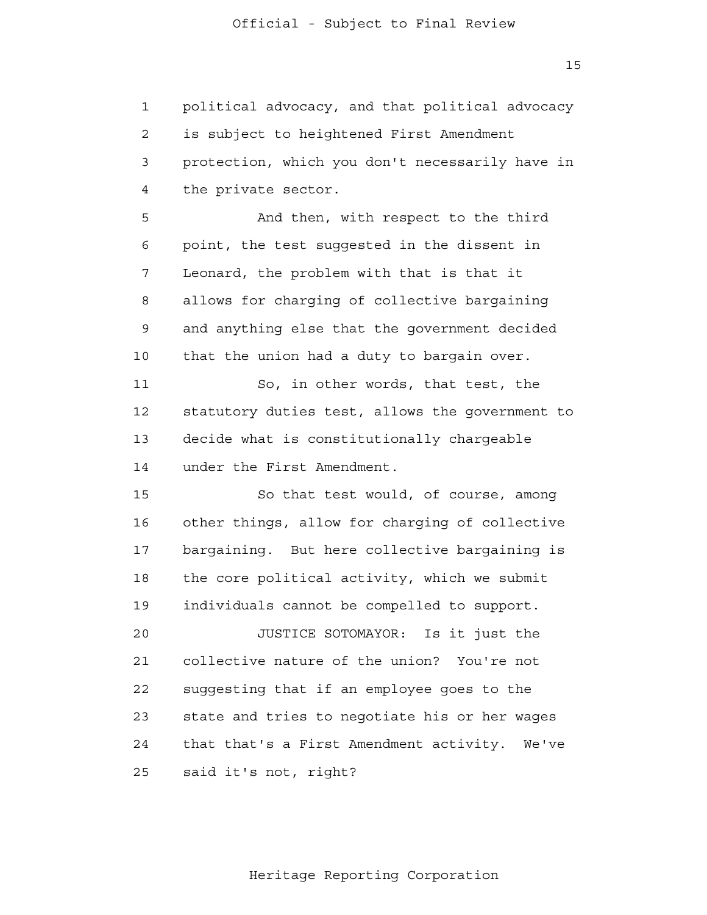political advocacy, and that political advocacy is subject to heightened First Amendment protection, which you don't necessarily have in the private sector.

And then, with respect to the third point, the test suggested in the dissent in Leonard, the problem with that is that it allows for charging of collective bargaining and anything else that the government decided that the union had a duty to bargain over.

So, in other words, that test, the statutory duties test, allows the government to decide what is constitutionally chargeable under the First Amendment.

So that test would, of course, among other things, allow for charging of collective bargaining. But here collective bargaining is the core political activity, which we submit individuals cannot be compelled to support.

JUSTICE SOTOMAYOR: Is it just the collective nature of the union? You're not suggesting that if an employee goes to the state and tries to negotiate his or her wages that that's a First Amendment activity. We've said it's not, right?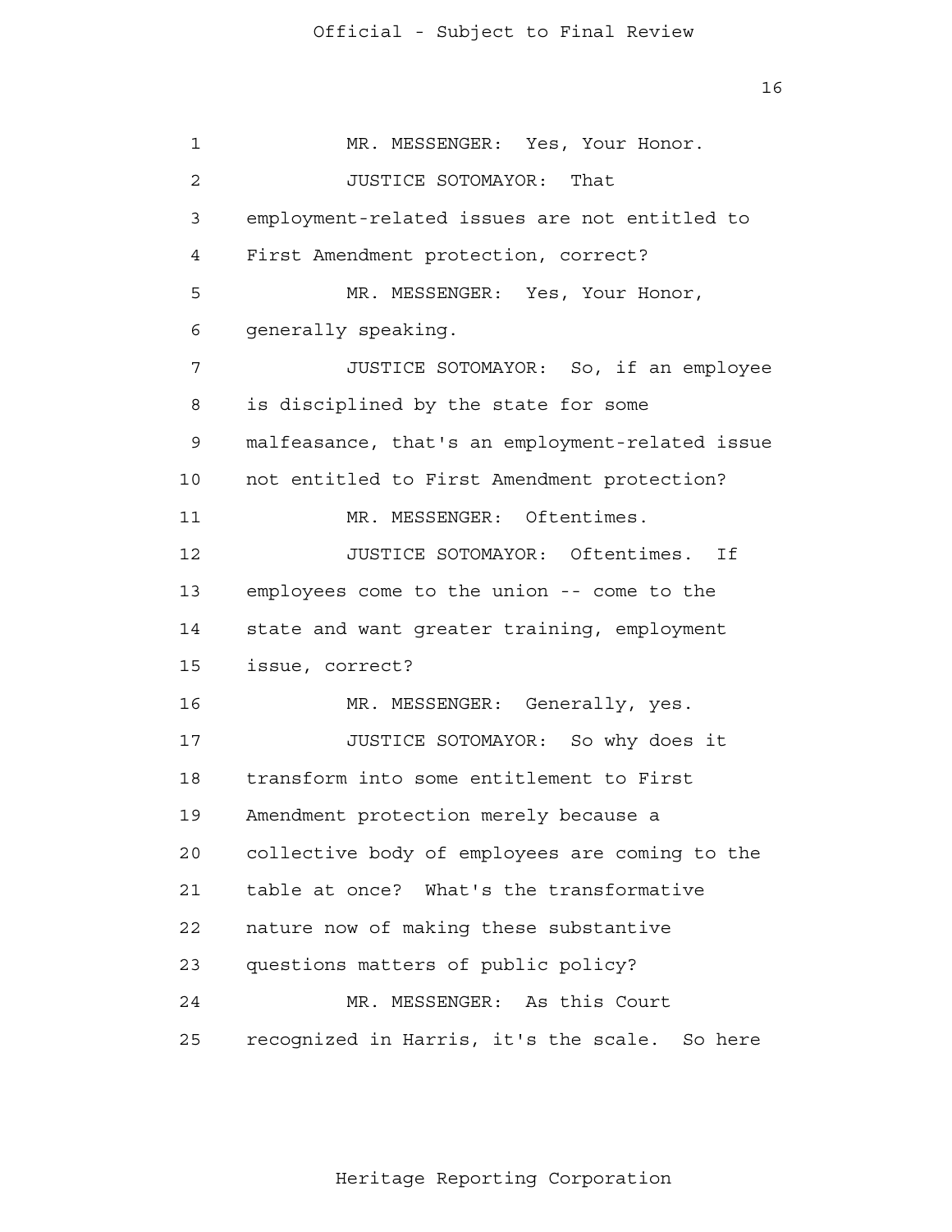MR. MESSENGER: Yes, Your Honor.

JUSTICE SOTOMAYOR: That employment-related issues are not entitled to First Amendment protection, correct?

MR. MESSENGER: Yes, Your Honor, generally speaking.

JUSTICE SOTOMAYOR: So, if an employee is disciplined by the state for some malfeasance, that's an employment-related issue not entitled to First Amendment protection?

MR. MESSENGER: Oftentimes.

JUSTICE SOTOMAYOR: Oftentimes. If employees come to the union -- come to the state and want greater training, employment issue, correct?

MR. MESSENGER: Generally, yes.

JUSTICE SOTOMAYOR: So why does it transform into some entitlement to First Amendment protection merely because a collective body of employees are coming to the table at once? What's the transformative nature now of making these substantive questions matters of public policy?

MR. MESSENGER: As this Court recognized in Harris, it's the scale. So here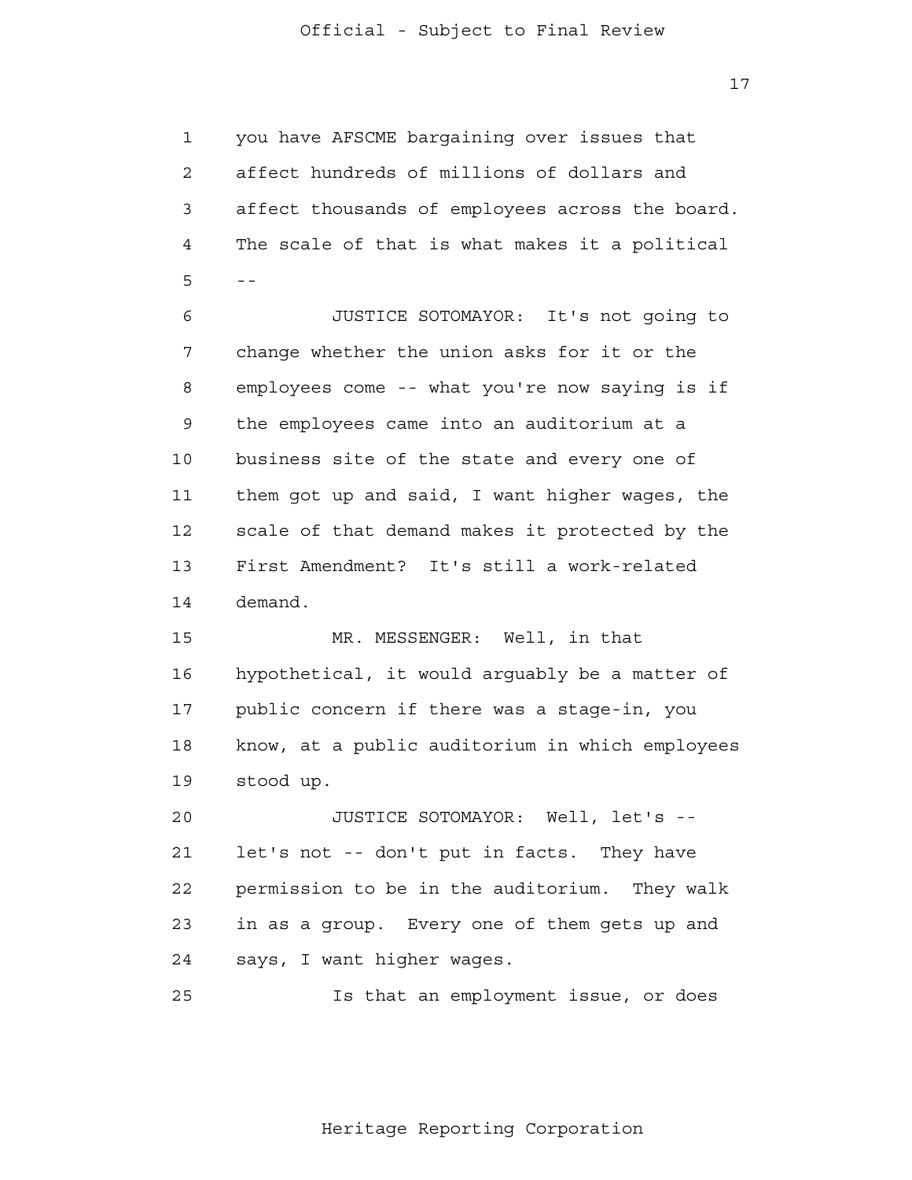you have AFSCME bargaining over issues that affect hundreds of millions of dollars and affect thousands of employees across the board. The scale of that is what makes it a political --

JUSTICE SOTOMAYOR: It's not going to change whether the union asks for it or the employees come -- what you're now saying is if the employees came into an auditorium at a business site of the state and every one of them got up and said, I want higher wages, the scale of that demand makes it protected by the First Amendment? It's still a work-related demand.

MR. MESSENGER: Well, in that hypothetical, it would arguably be a matter of public concern if there was a stage-in, you know, at a public auditorium in which employees stood up.

JUSTICE SOTOMAYOR: Well, let's -- let's not -- don't put in facts. They have permission to be in the auditorium. They walk in as a group. Every one of them gets up and says, I want higher wages.

Is that an employment issue, or does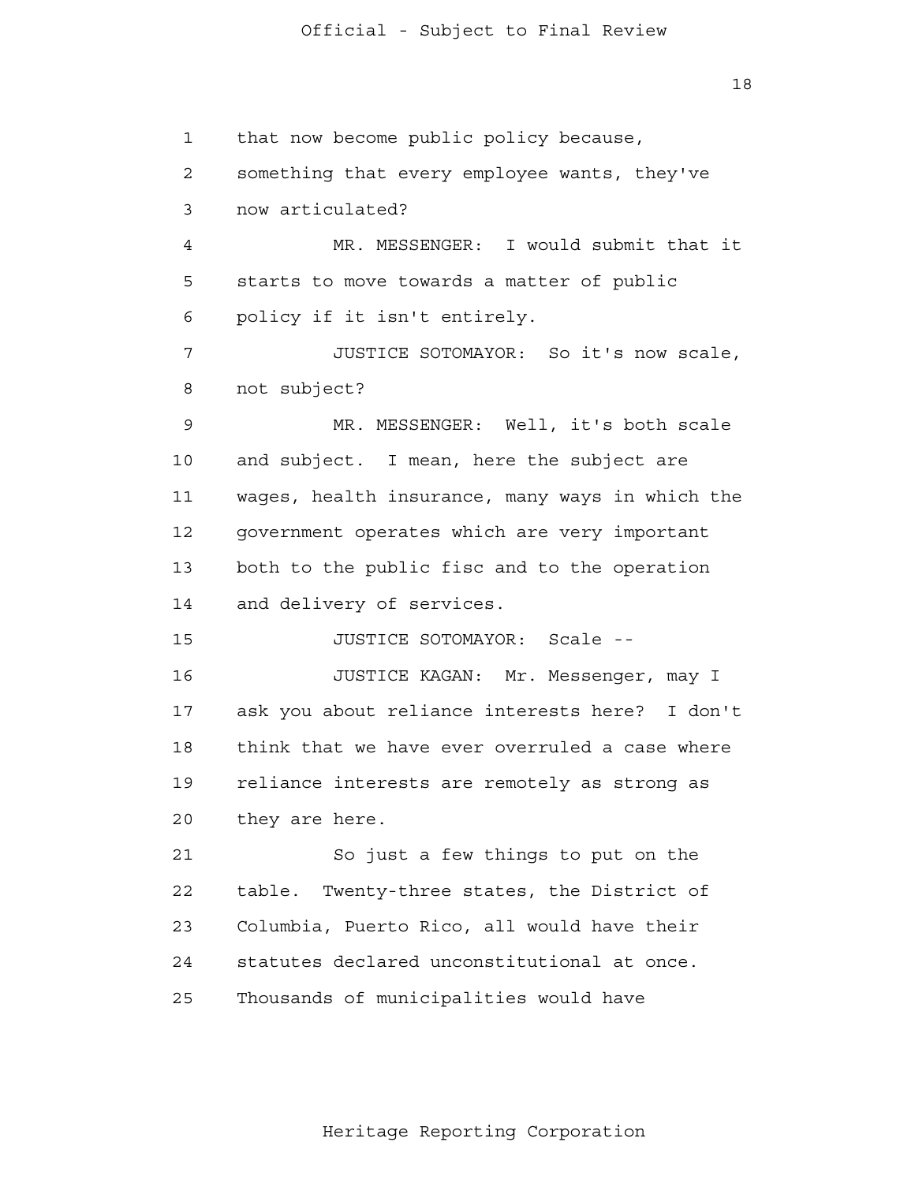that now become public policy because, something that every employee wants, they've now articulated?

MR. MESSENGER: I would submit that it starts to move towards a matter of public policy if it isn't entirely.

JUSTICE SOTOMAYOR: So it's now scale, not subject?

MR. MESSENGER: Well, it's both scale and subject. I mean, here the subject are wages, health insurance, many ways in which the government operates which are very important both to the public fisc and to the operation and delivery of services.

JUSTICE SOTOMAYOR: Scale --

JUSTICE KAGAN: Mr. Messenger, may I ask you about reliance interests here? I don't think that we have ever overruled a case where reliance interests are remotely as strong as they are here.

So just a few things to put on the table. Twenty-three states, the District of Columbia, Puerto Rico, all would have their statutes declared unconstitutional at once. Thousands of municipalities would have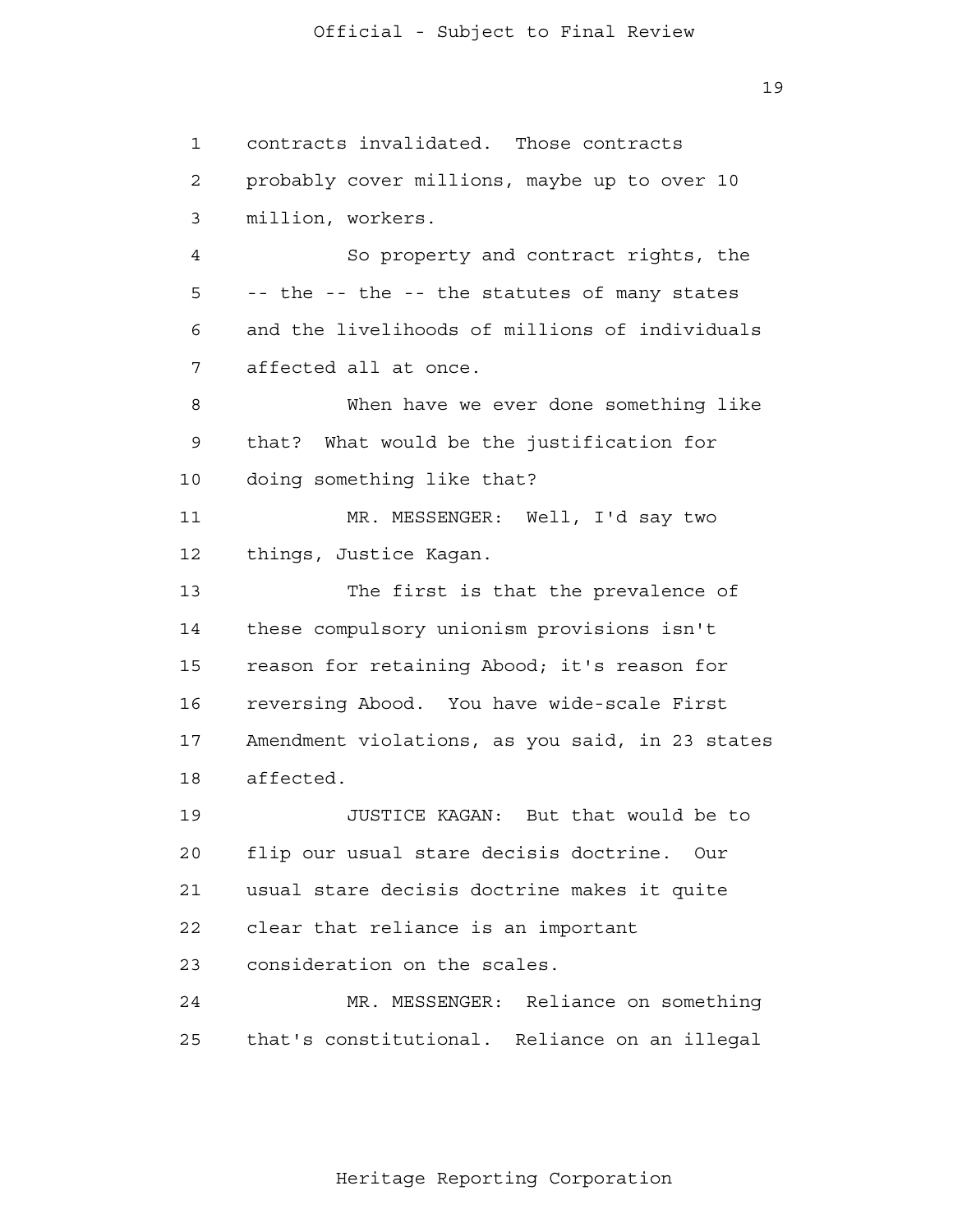contracts invalidated. Those contracts probably cover millions, maybe up to over 10 million, workers.

So property and contract rights, the -- the -- the -- the statutes of many states and the livelihoods of millions of individuals affected all at once.

When have we ever done something like that? What would be the justification for doing something like that?

MR. MESSENGER: Well, I'd say two things, Justice Kagan.

The first is that the prevalence of these compulsory unionism provisions isn't reason for retaining Abood; it's reason for reversing Abood. You have wide-scale First Amendment violations, as you said, in 23 states affected.

JUSTICE KAGAN: But that would be to flip our usual stare decisis doctrine. Our usual stare decisis doctrine makes it quite clear that reliance is an important consideration on the scales.

MR. MESSENGER: Reliance on something that's constitutional. Reliance on an illegal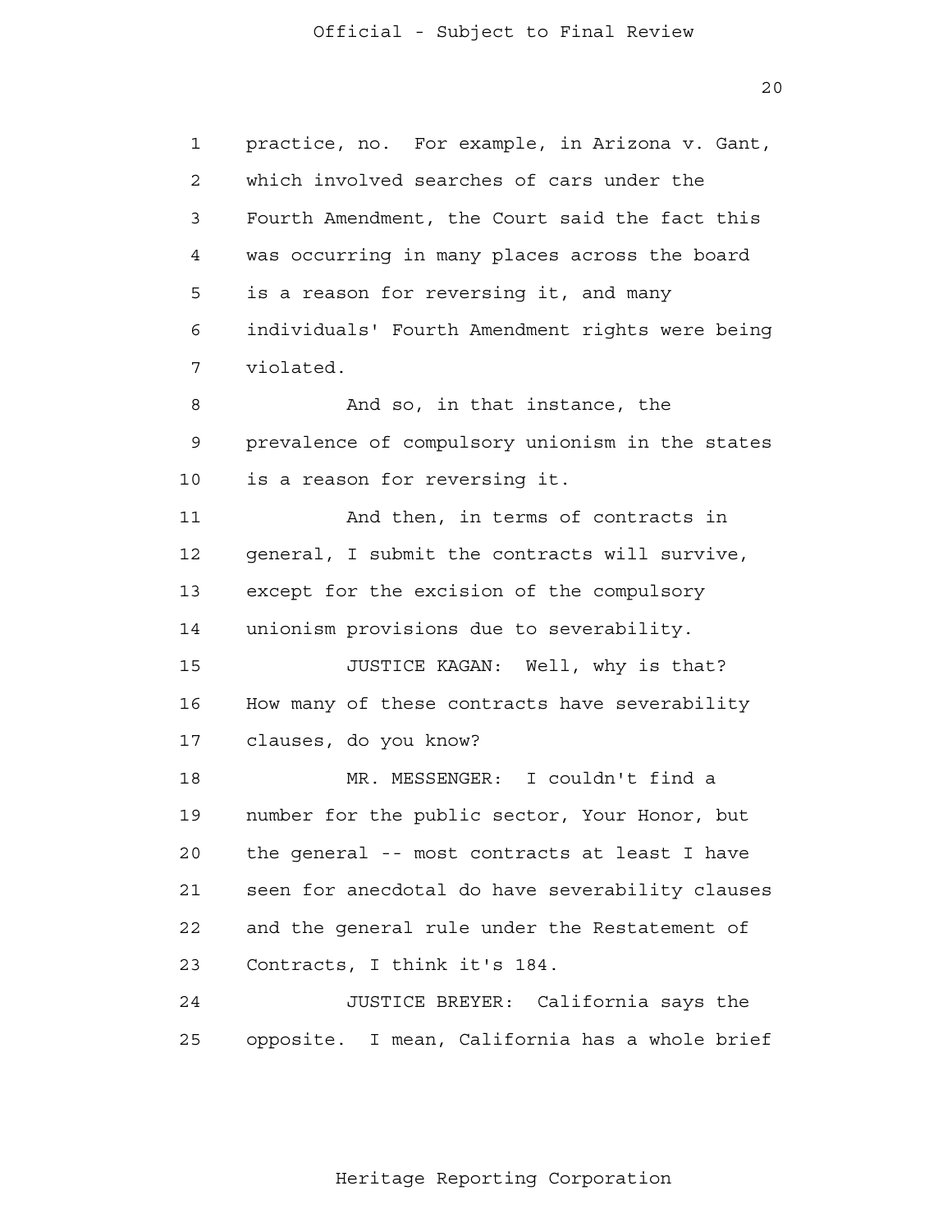practice, no. For example, in Arizona v. Gant, which involved searches of cars under the Fourth Amendment, the Court said the fact this was occurring in many places across the board is a reason for reversing it, and many individuals' Fourth Amendment rights were being violated.

And so, in that instance, the prevalence of compulsory unionism in the states is a reason for reversing it.

And then, in terms of contracts in general, I submit the contracts will survive, except for the excision of the compulsory unionism provisions due to severability.

JUSTICE KAGAN: Well, why is that? How many of these contracts have severability clauses, do you know?

MR. MESSENGER: I couldn't find a number for the public sector, Your Honor, but the general -- most contracts at least I have seen for anecdotal do have severability clauses and the general rule under the Restatement of Contracts, I think it's 184.

JUSTICE BREYER: California says the opposite. I mean, California has a whole brief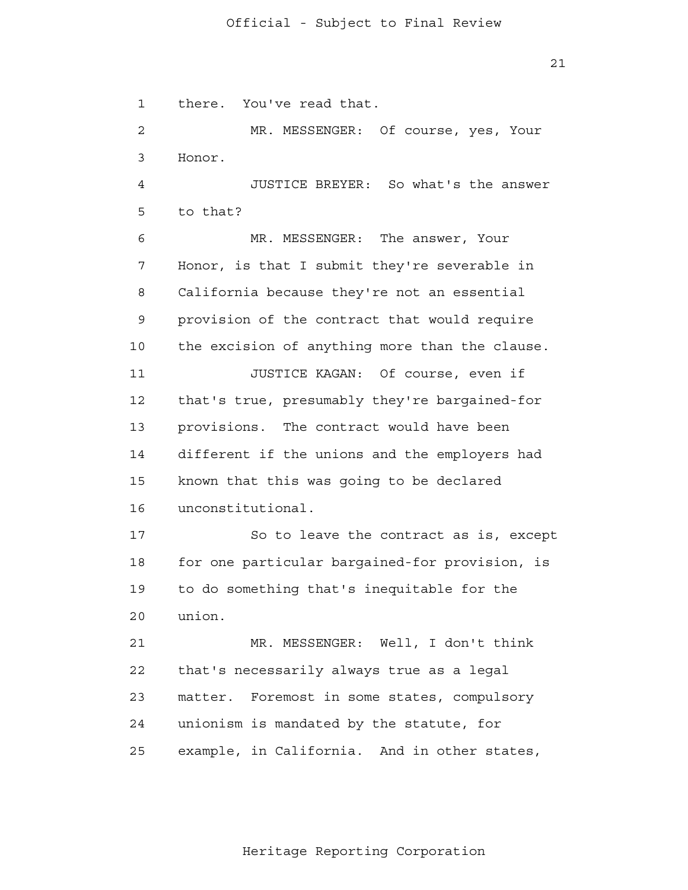there. You've read that.

MR. MESSENGER: Of course, yes, Your Honor.

JUSTICE BREYER: So what's the answer to that?

MR. MESSENGER: The answer, Your Honor, is that I submit they're severable in California because they're not an essential provision of the contract that would require the excision of anything more than the clause.

JUSTICE KAGAN: Of course, even if that's true, presumably they're bargained-for provisions. The contract would have been different if the unions and the employers had known that this was going to be declared unconstitutional.

So to leave the contract as is, except for one particular bargained-for provision, is to do something that's inequitable for the union.

MR. MESSENGER: Well, I don't think that's necessarily always true as a legal matter. Foremost in some states, compulsory unionism is mandated by the statute, for example, in California. And in other states,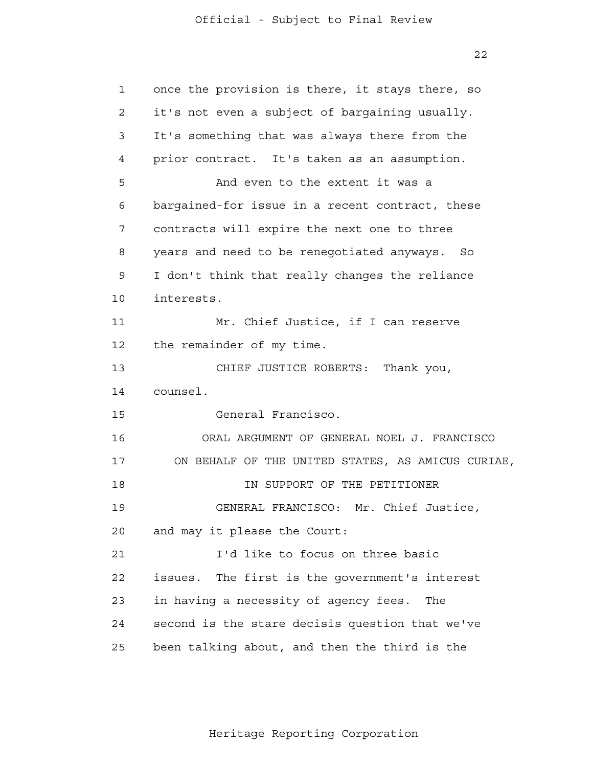once the provision is there, it stays there, so it's not even a subject of bargaining usually. It's something that was always there from the prior contract. It's taken as an assumption.

And even to the extent it was a bargained-for issue in a recent contract, these contracts will expire the next one to three years and need to be renegotiated anyways. So I don't think that really changes the reliance interests.

Mr. Chief Justice, if I can reserve the remainder of my time.

CHIEF JUSTICE ROBERTS: Thank you, counsel.

General Francisco.

ORAL ARGUMENT OF GENERAL NOEL J. FRANCISCO
ON BEHALF OF THE UNITED STATES, AS AMICUS CURIAE,
IN SUPPORT OF THE PETITIONER

GENERAL FRANCISCO: Mr. Chief Justice, and may it please the Court:

I'd like to focus on three basic issues. The first is the government's interest in having a necessity of agency fees. The second is the stare decisis question that we've been talking about, and then the third is the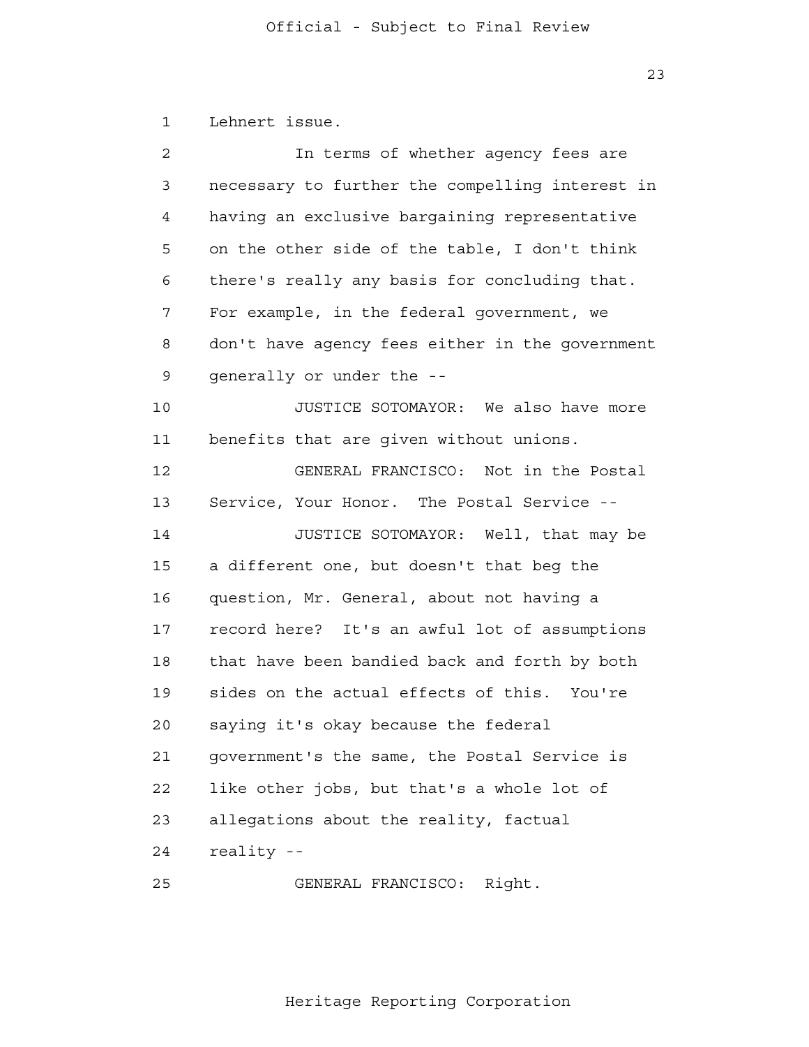Lehnert issue.

In terms of whether agency fees are necessary to further the compelling interest in having an exclusive bargaining representative on the other side of the table, I don't think there's really any basis for concluding that. For example, in the federal government, we don't have agency fees either in the government generally or under the --

JUSTICE SOTOMAYOR: We also have more benefits that are given without unions.

GENERAL FRANCISCO: Not in the Postal Service, Your Honor. The Postal Service --

JUSTICE SOTOMAYOR: Well, that may be a different one, but doesn't that beg the question, Mr. General, about not having a record here? It's an awful lot of assumptions that have been bandied back and forth by both sides on the actual effects of this. You're saying it's okay because the federal government's the same, the Postal Service is like other jobs, but that's a whole lot of allegations about the reality, factual reality --

GENERAL FRANCISCO: Right.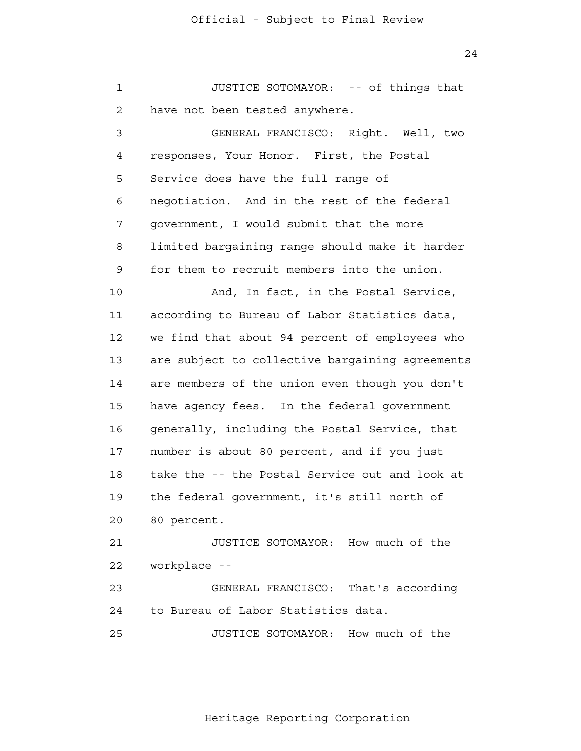JUSTICE SOTOMAYOR: -- of things that have not been tested anywhere.

GENERAL FRANCISCO: Right. Well, two responses, Your Honor. First, the Postal Service does have the full range of negotiation. And in the rest of the federal government, I would submit that the more limited bargaining range should make it harder for them to recruit members into the union.

And, In fact, in the Postal Service, according to Bureau of Labor Statistics data, we find that about 94 percent of employees who are subject to collective bargaining agreements are members of the union even though you don't have agency fees. In the federal government generally, including the Postal Service, that number is about 80 percent, and if you just take the -- the Postal Service out and look at the federal government, it's still north of 80 percent.

JUSTICE SOTOMAYOR: How much of the workplace --

GENERAL FRANCISCO: That's according to Bureau of Labor Statistics data.

JUSTICE SOTOMAYOR: How much of the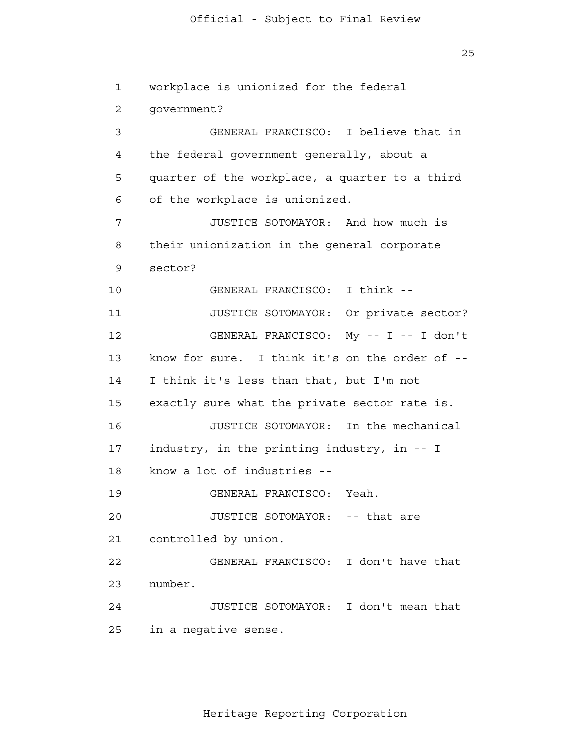workplace is unionized for the federal government?

GENERAL FRANCISCO: I believe that in the federal government generally, about a quarter of the workplace, a quarter to a third of the workplace is unionized.

JUSTICE SOTOMAYOR: And how much is their unionization in the general corporate sector?

GENERAL FRANCISCO: I think --

JUSTICE SOTOMAYOR: Or private sector?

GENERAL FRANCISCO: My -- I -- I don't know for sure. I think it's on the order of -- I think it's less than that, but I'm not exactly sure what the private sector rate is.

JUSTICE SOTOMAYOR: In the mechanical industry, in the printing industry, in -- I know a lot of industries --

GENERAL FRANCISCO: Yeah.

JUSTICE SOTOMAYOR: -- that are controlled by union.

GENERAL FRANCISCO: I don't have that number.

JUSTICE SOTOMAYOR: I don't mean that in a negative sense.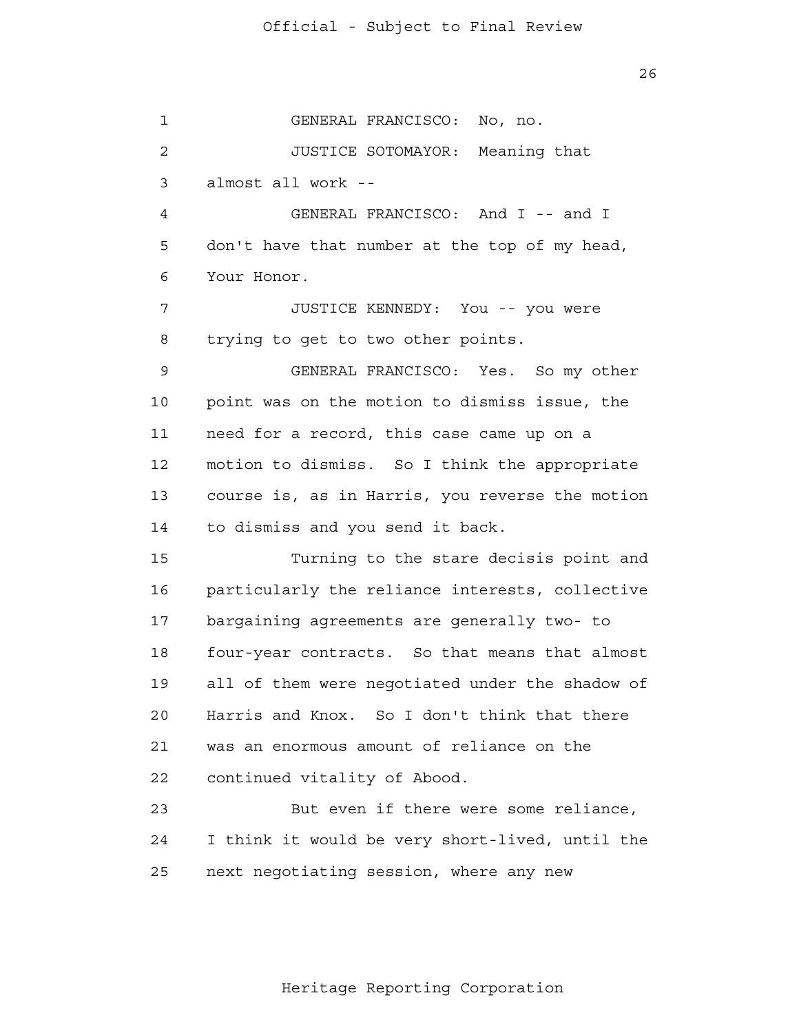GENERAL FRANCISCO: No, no.

JUSTICE SOTOMAYOR: Meaning that almost all work --

GENERAL FRANCISCO: And I -- and I don't have that number at the top of my head, Your Honor.

JUSTICE KENNEDY: You -- you were trying to get to two other points.

GENERAL FRANCISCO: Yes. So my other point was on the motion to dismiss issue, the need for a record, this case came up on a motion to dismiss. So I think the appropriate course is, as in Harris, you reverse the motion to dismiss and you send it back.

Turning to the stare decisis point and particularly the reliance interests, collective bargaining agreements are generally two- to four-year contracts. So that means that almost all of them were negotiated under the shadow of Harris and Knox. So I don't think that there was an enormous amount of reliance on the continued vitality of Abood.

But even if there were some reliance, I think it would be very short-lived, until the next negotiating session, where any new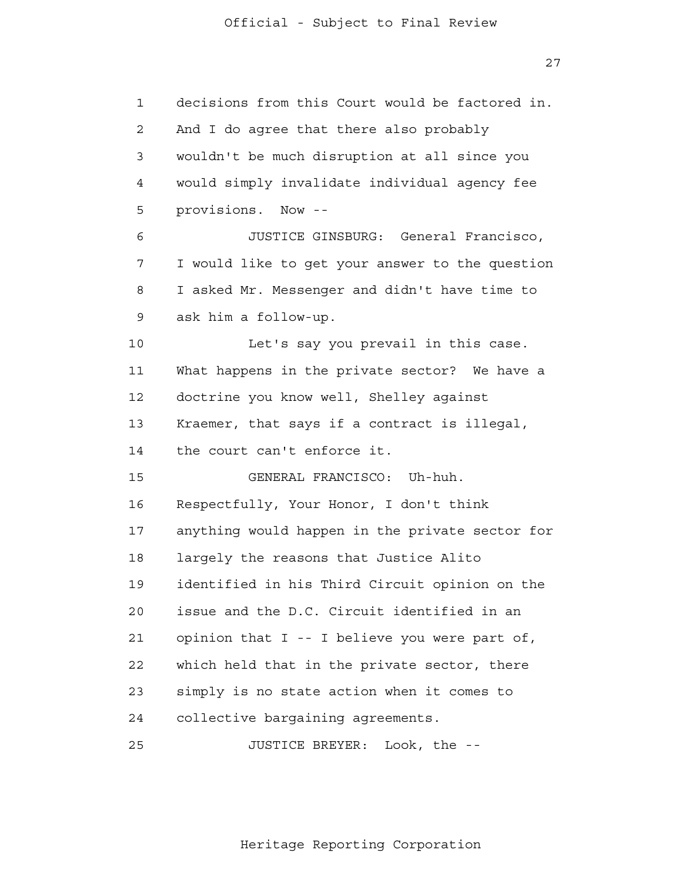1 decisions from this Court would be factored in.
2 And I do agree that there also probably
3 wouldn't be much disruption at all since you
4 would simply invalidate individual agency fee
5 provisions. Now --

6 JUSTICE GINSBURG: General Francisco,
7 I would like to get your answer to the question
8 I asked Mr. Messenger and didn't have time to
9 ask him a follow-up.

10 Let's say you prevail in this case.
11 What happens in the private sector? We have a
12 doctrine you know well, Shelley against
13 Kraemer, that says if a contract is illegal,
14 the court can't enforce it.

15 GENERAL FRANCISCO: Uh-huh.
16 Respectfully, Your Honor, I don't think
17 anything would happen in the private sector for
18 largely the reasons that Justice Alito
19 identified in his Third Circuit opinion on the
20 issue and the D.C. Circuit identified in an
21 opinion that I -- I believe you were part of,
22 which held that in the private sector, there
23 simply is no state action when it comes to
24 collective bargaining agreements.

25 JUSTICE BREYER: Look, the --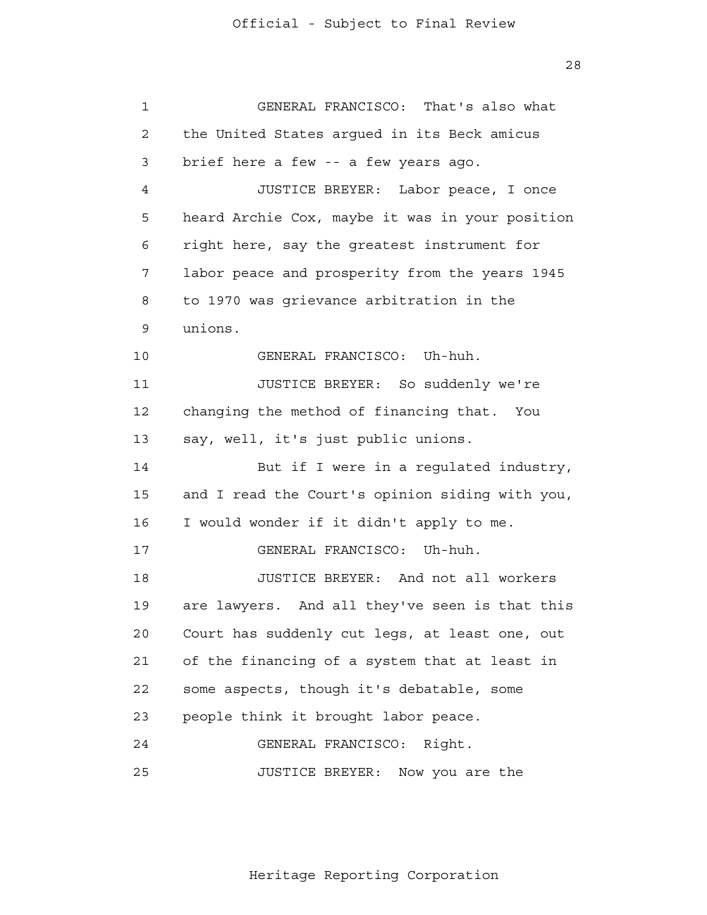GENERAL FRANCISCO: That's also what the United States argued in its Beck amicus brief here a few -- a few years ago.

JUSTICE BREYER: Labor peace, I once heard Archie Cox, maybe it was in your position right here, say the greatest instrument for labor peace and prosperity from the years 1945 to 1970 was grievance arbitration in the unions.

GENERAL FRANCISCO: Uh-huh.

JUSTICE BREYER: So suddenly we're changing the method of financing that. You say, well, it's just public unions.

But if I were in a regulated industry, and I read the Court's opinion siding with you, I would wonder if it didn't apply to me.

GENERAL FRANCISCO: Uh-huh.

JUSTICE BREYER: And not all workers are lawyers. And all they've seen is that this Court has suddenly cut legs, at least one, out of the financing of a system that at least in some aspects, though it's debatable, some people think it brought labor peace.

GENERAL FRANCISCO: Right.

JUSTICE BREYER: Now you are the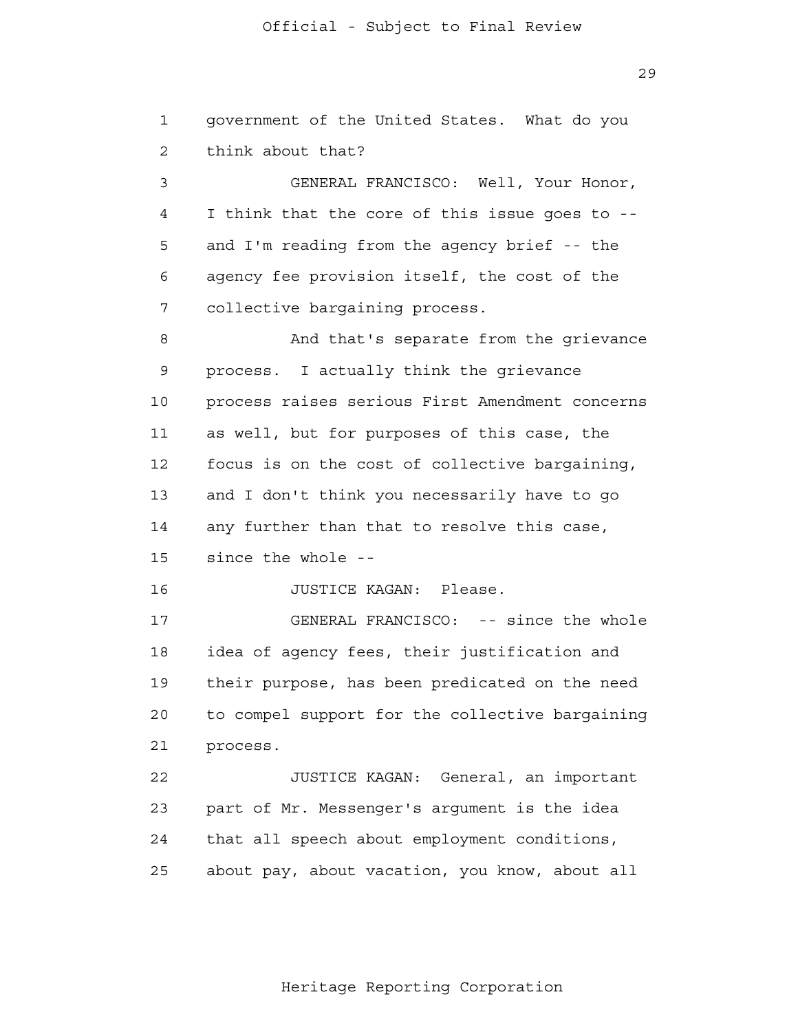government of the United States. What do you think about that?

GENERAL FRANCISCO: Well, Your Honor, I think that the core of this issue goes to -- and I'm reading from the agency brief -- the agency fee provision itself, the cost of the collective bargaining process.

And that's separate from the grievance process. I actually think the grievance process raises serious First Amendment concerns as well, but for purposes of this case, the focus is on the cost of collective bargaining, and I don't think you necessarily have to go any further than that to resolve this case, since the whole --

JUSTICE KAGAN: Please.

GENERAL FRANCISCO: -- since the whole idea of agency fees, their justification and their purpose, has been predicated on the need to compel support for the collective bargaining process.

JUSTICE KAGAN: General, an important part of Mr. Messenger's argument is the idea that all speech about employment conditions, about pay, about vacation, you know, about all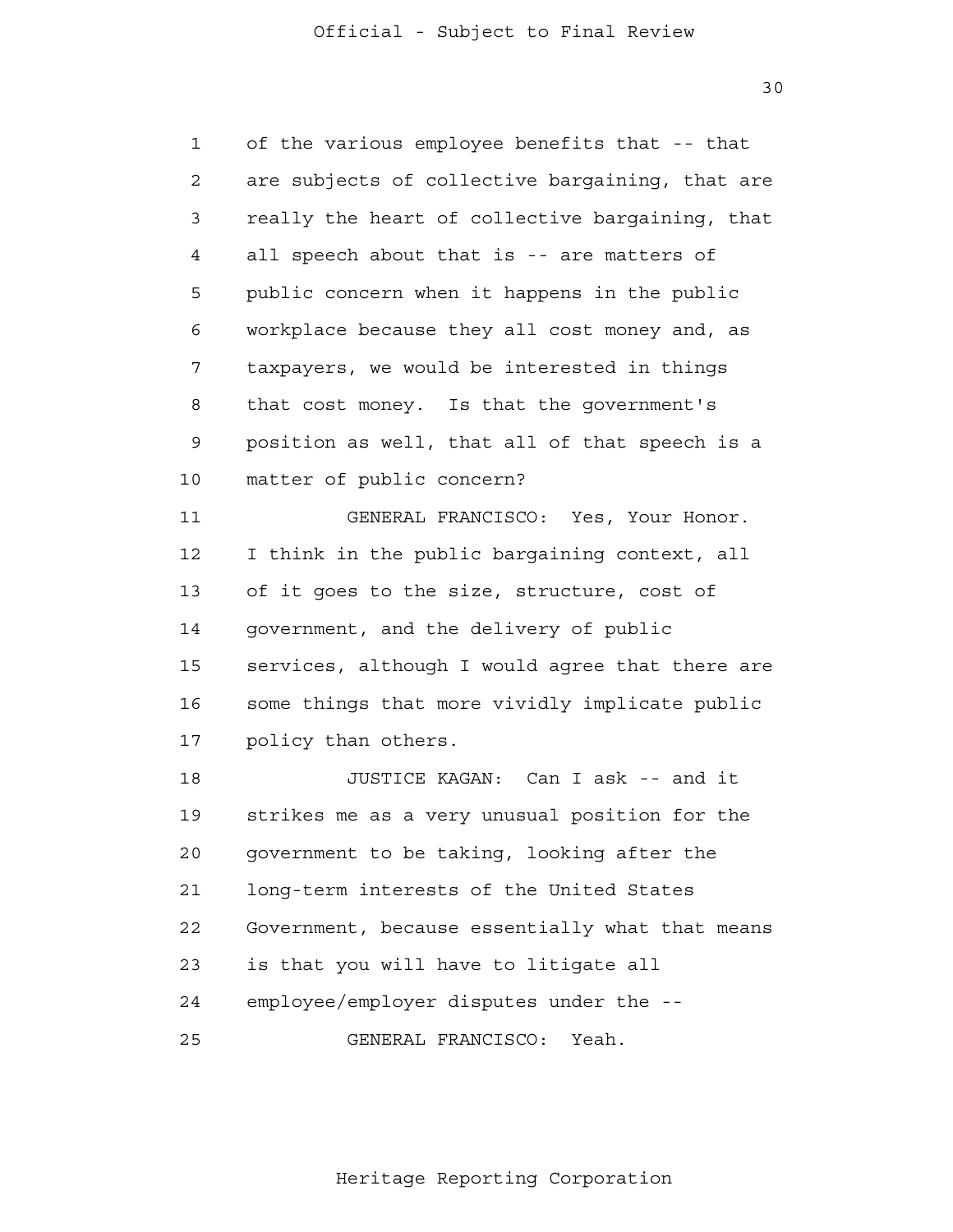of the various employee benefits that -- that are subjects of collective bargaining, that are really the heart of collective bargaining, that all speech about that is -- are matters of public concern when it happens in the public workplace because they all cost money and, as taxpayers, we would be interested in things that cost money. Is that the government's position as well, that all of that speech is a matter of public concern?

GENERAL FRANCISCO: Yes, Your Honor. I think in the public bargaining context, all of it goes to the size, structure, cost of government, and the delivery of public services, although I would agree that there are some things that more vividly implicate public policy than others.

JUSTICE KAGAN: Can I ask -- and it strikes me as a very unusual position for the government to be taking, looking after the long-term interests of the United States Government, because essentially what that means is that you will have to litigate all employee/employer disputes under the --

GENERAL FRANCISCO: Yeah.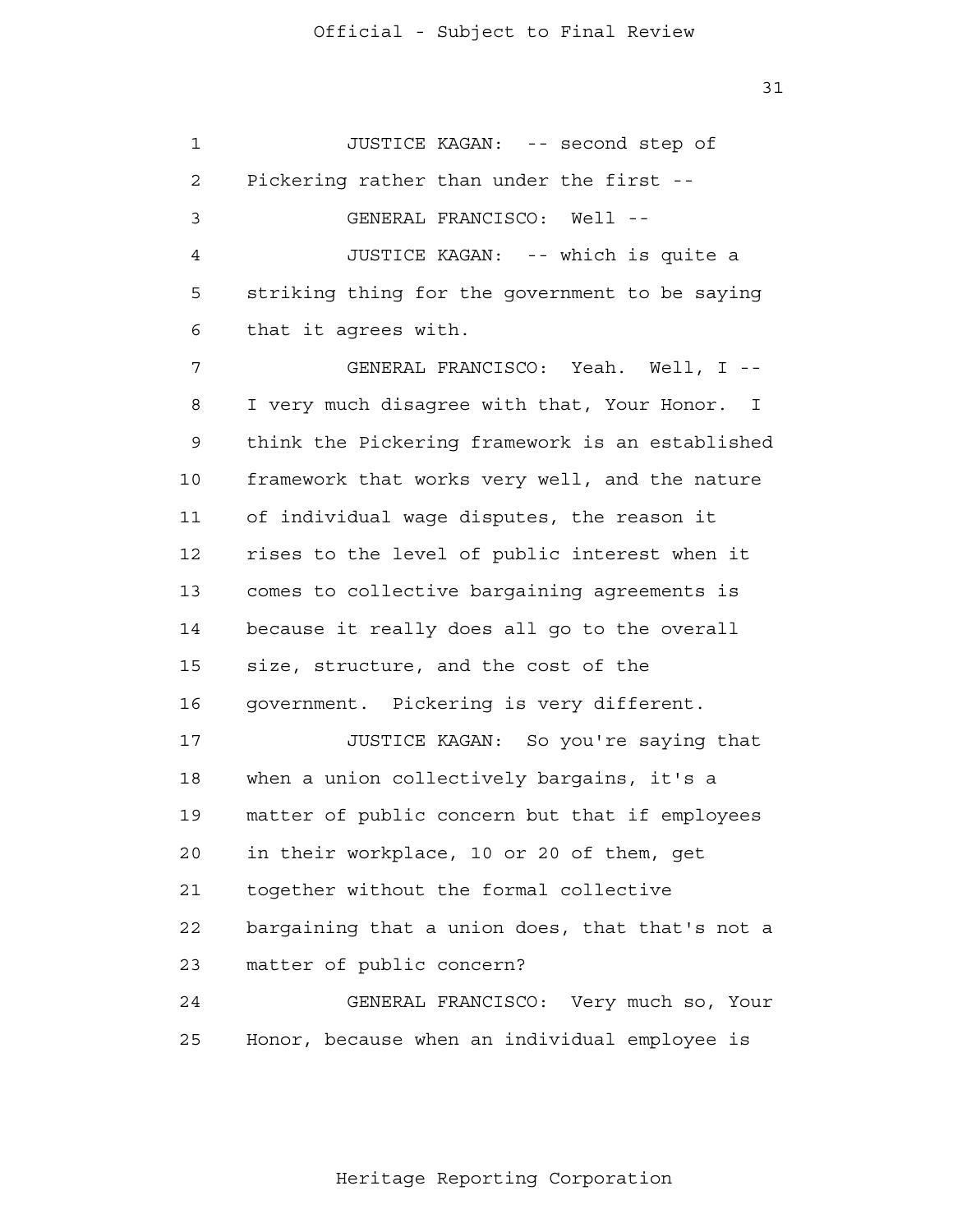JUSTICE KAGAN: -- second step of Pickering rather than under the first --

GENERAL FRANCISCO: Well --

JUSTICE KAGAN: -- which is quite a striking thing for the government to be saying that it agrees with.

GENERAL FRANCISCO: Yeah. Well, I -- I very much disagree with that, Your Honor. I think the Pickering framework is an established framework that works very well, and the nature of individual wage disputes, the reason it rises to the level of public interest when it comes to collective bargaining agreements is because it really does all go to the overall size, structure, and the cost of the government. Pickering is very different.

JUSTICE KAGAN: So you're saying that when a union collectively bargains, it's a matter of public concern but that if employees in their workplace, 10 or 20 of them, get together without the formal collective bargaining that a union does, that that's not a matter of public concern?

GENERAL FRANCISCO: Very much so, Your Honor, because when an individual employee is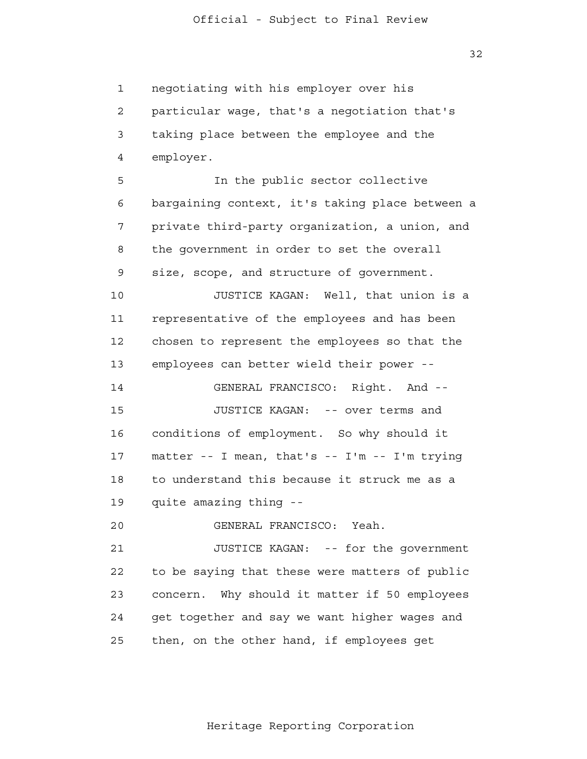1 negotiating with his employer over his
2 particular wage, that's a negotiation that's
3 taking place between the employee and the
4 employer.

5 In the public sector collective
6 bargaining context, it's taking place between a
7 private third-party organization, a union, and
8 the government in order to set the overall
9 size, scope, and structure of government.

10 JUSTICE KAGAN: Well, that union is a
11 representative of the employees and has been
12 chosen to represent the employees so that the
13 employees can better wield their power --

14 GENERAL FRANCISCO: Right. And --

15 JUSTICE KAGAN: -- over terms and
16 conditions of employment. So why should it
17 matter -- I mean, that's -- I'm -- I'm trying
18 to understand this because it struck me as a
19 quite amazing thing --

20 GENERAL FRANCISCO: Yeah.

21 JUSTICE KAGAN: -- for the government
22 to be saying that these were matters of public
23 concern. Why should it matter if 50 employees
24 get together and say we want higher wages and
25 then, on the other hand, if employees get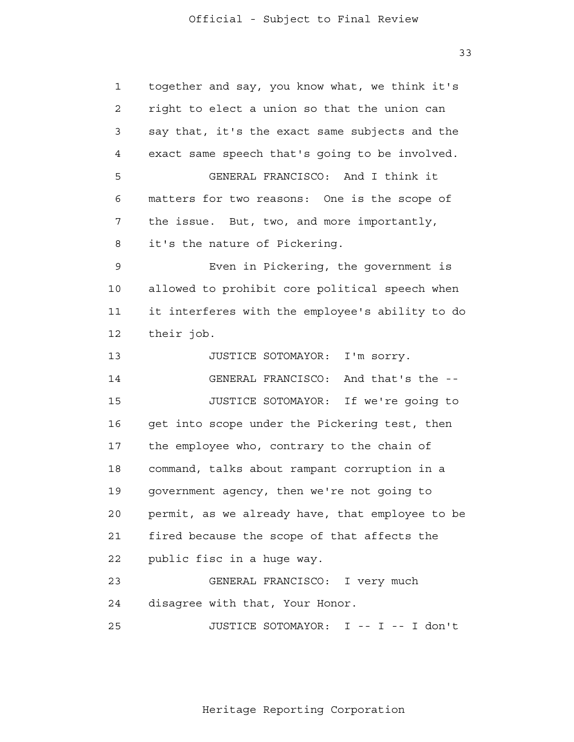together and say, you know what, we think it's right to elect a union so that the union can say that, it's the exact same subjects and the exact same speech that's going to be involved.

GENERAL FRANCISCO: And I think it matters for two reasons: One is the scope of the issue. But, two, and more importantly, it's the nature of Pickering.

Even in Pickering, the government is allowed to prohibit core political speech when it interferes with the employee's ability to do their job.

JUSTICE SOTOMAYOR: I'm sorry.

GENERAL FRANCISCO: And that's the --

JUSTICE SOTOMAYOR: If we're going to get into scope under the Pickering test, then the employee who, contrary to the chain of command, talks about rampant corruption in a government agency, then we're not going to permit, as we already have, that employee to be fired because the scope of that affects the public fisc in a huge way.

GENERAL FRANCISCO: I very much disagree with that, Your Honor.

JUSTICE SOTOMAYOR: I -- I -- I don't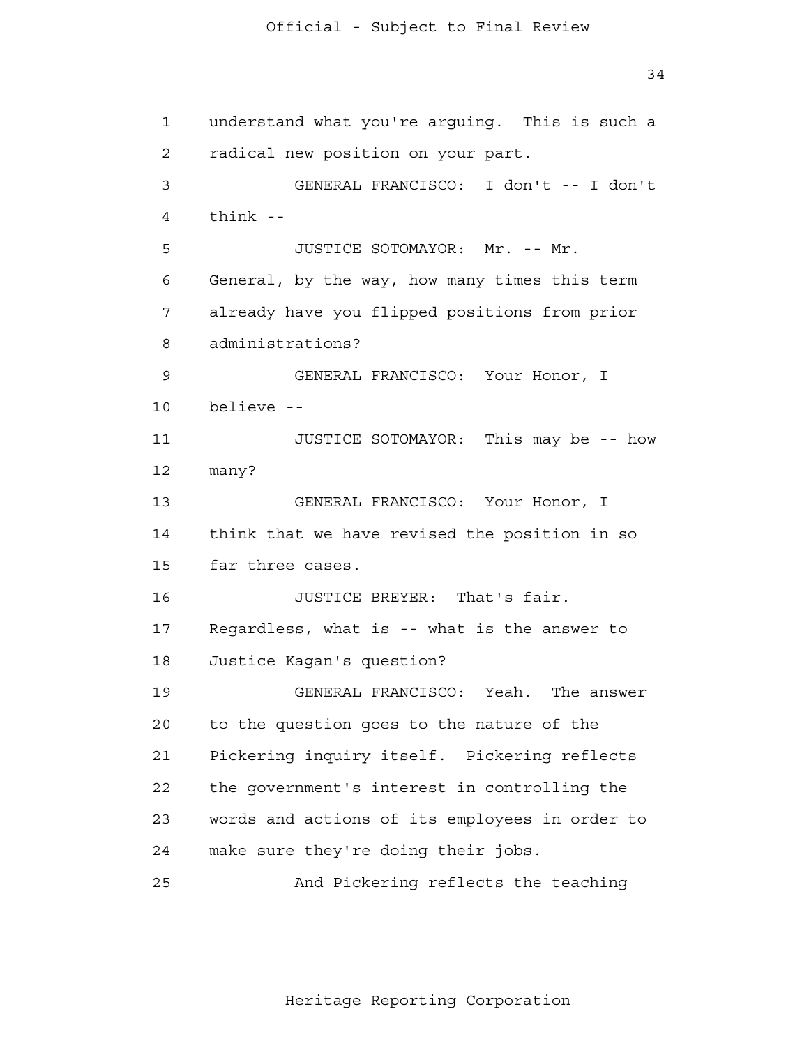understand what you're arguing. This is such a radical new position on your part.

GENERAL FRANCISCO: I don't -- I don't think --

JUSTICE SOTOMAYOR: Mr. -- Mr. General, by the way, how many times this term already have you flipped positions from prior administrations?

GENERAL FRANCISCO: Your Honor, I believe --

JUSTICE SOTOMAYOR: This may be -- how many?

GENERAL FRANCISCO: Your Honor, I think that we have revised the position in so far three cases.

JUSTICE BREYER: That's fair. Regardless, what is -- what is the answer to Justice Kagan's question?

GENERAL FRANCISCO: Yeah. The answer to the question goes to the nature of the Pickering inquiry itself. Pickering reflects the government's interest in controlling the words and actions of its employees in order to make sure they're doing their jobs.

And Pickering reflects the teaching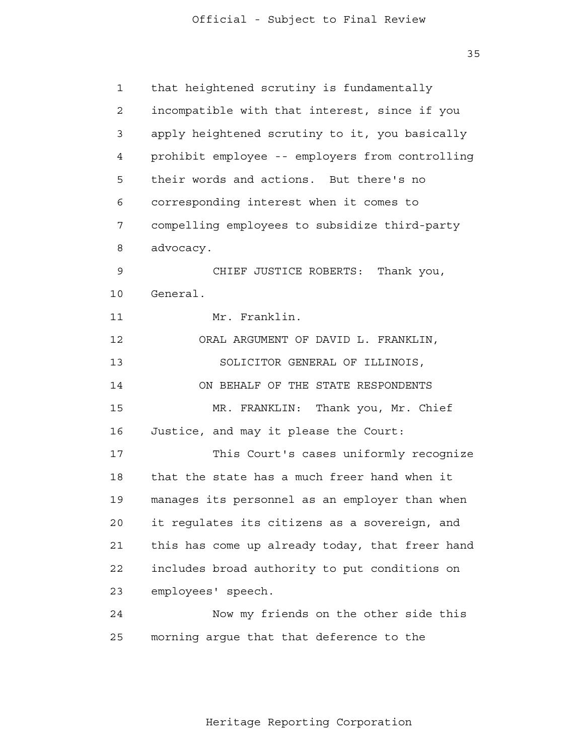that heightened scrutiny is fundamentally incompatible with that interest, since if you apply heightened scrutiny to it, you basically prohibit employee -- employers from controlling their words and actions. But there's no corresponding interest when it comes to compelling employees to subsidize third-party advocacy.

CHIEF JUSTICE ROBERTS: Thank you, General.

Mr. Franklin.

ORAL ARGUMENT OF DAVID L. FRANKLIN,
SOLICITOR GENERAL OF ILLINOIS,
ON BEHALF OF THE STATE RESPONDENTS

MR. FRANKLIN: Thank you, Mr. Chief Justice, and may it please the Court:

This Court's cases uniformly recognize that the state has a much freer hand when it manages its personnel as an employer than when it regulates its citizens as a sovereign, and this has come up already today, that freer hand includes broad authority to put conditions on employees' speech.

Now my friends on the other side this morning argue that that deference to the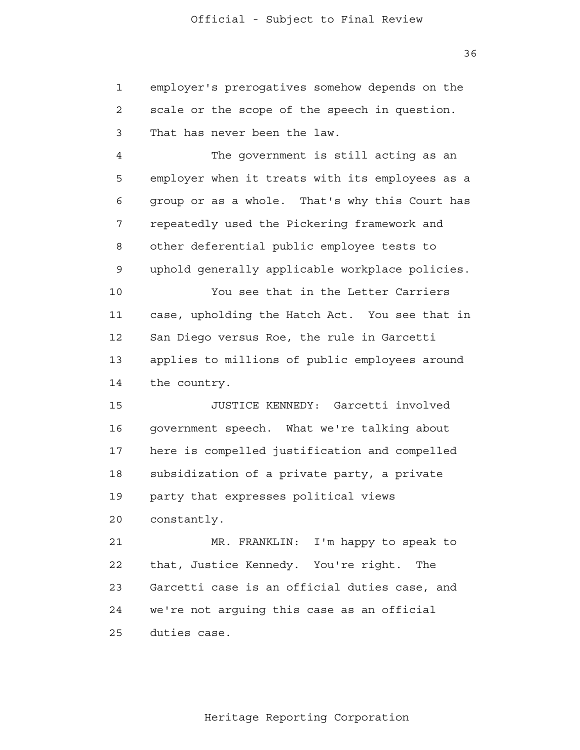employer's prerogatives somehow depends on the scale or the scope of the speech in question. That has never been the law.

The government is still acting as an employer when it treats with its employees as a group or as a whole. That's why this Court has repeatedly used the Pickering framework and other deferential public employee tests to uphold generally applicable workplace policies.

You see that in the Letter Carriers case, upholding the Hatch Act. You see that in San Diego versus Roe, the rule in Garcetti applies to millions of public employees around the country.

JUSTICE KENNEDY: Garcetti involved government speech. What we're talking about here is compelled justification and compelled subsidization of a private party, a private party that expresses political views constantly.

MR. FRANKLIN: I'm happy to speak to that, Justice Kennedy. You're right. The Garcetti case is an official duties case, and we're not arguing this case as an official duties case.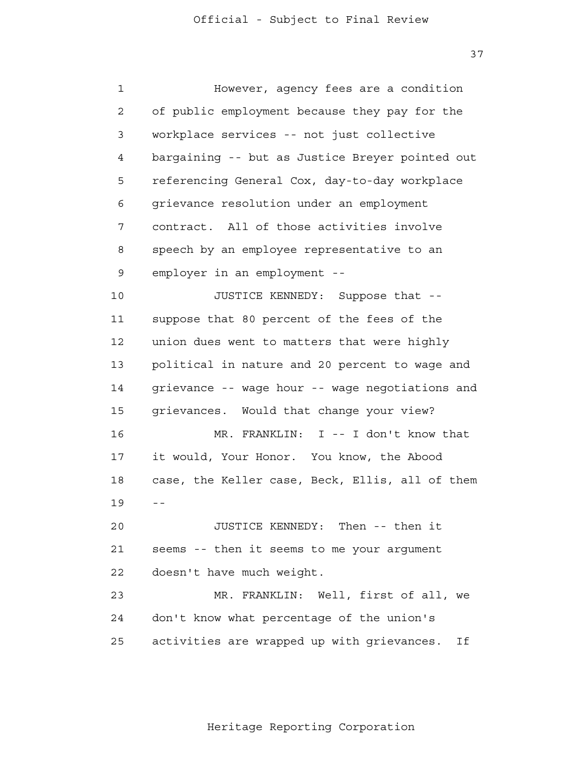However, agency fees are a condition of public employment because they pay for the workplace services -- not just collective bargaining -- but as Justice Breyer pointed out referencing General Cox, day-to-day workplace grievance resolution under an employment contract. All of those activities involve speech by an employee representative to an employer in an employment --

JUSTICE KENNEDY: Suppose that -- suppose that 80 percent of the fees of the union dues went to matters that were highly political in nature and 20 percent to wage and grievance -- wage hour -- wage negotiations and grievances. Would that change your view?

MR. FRANKLIN: I -- I don't know that it would, Your Honor. You know, the Abood case, the Keller case, Beck, Ellis, all of them --

JUSTICE KENNEDY: Then -- then it seems -- then it seems to me your argument doesn't have much weight.

MR. FRANKLIN: Well, first of all, we don't know what percentage of the union's activities are wrapped up with grievances. If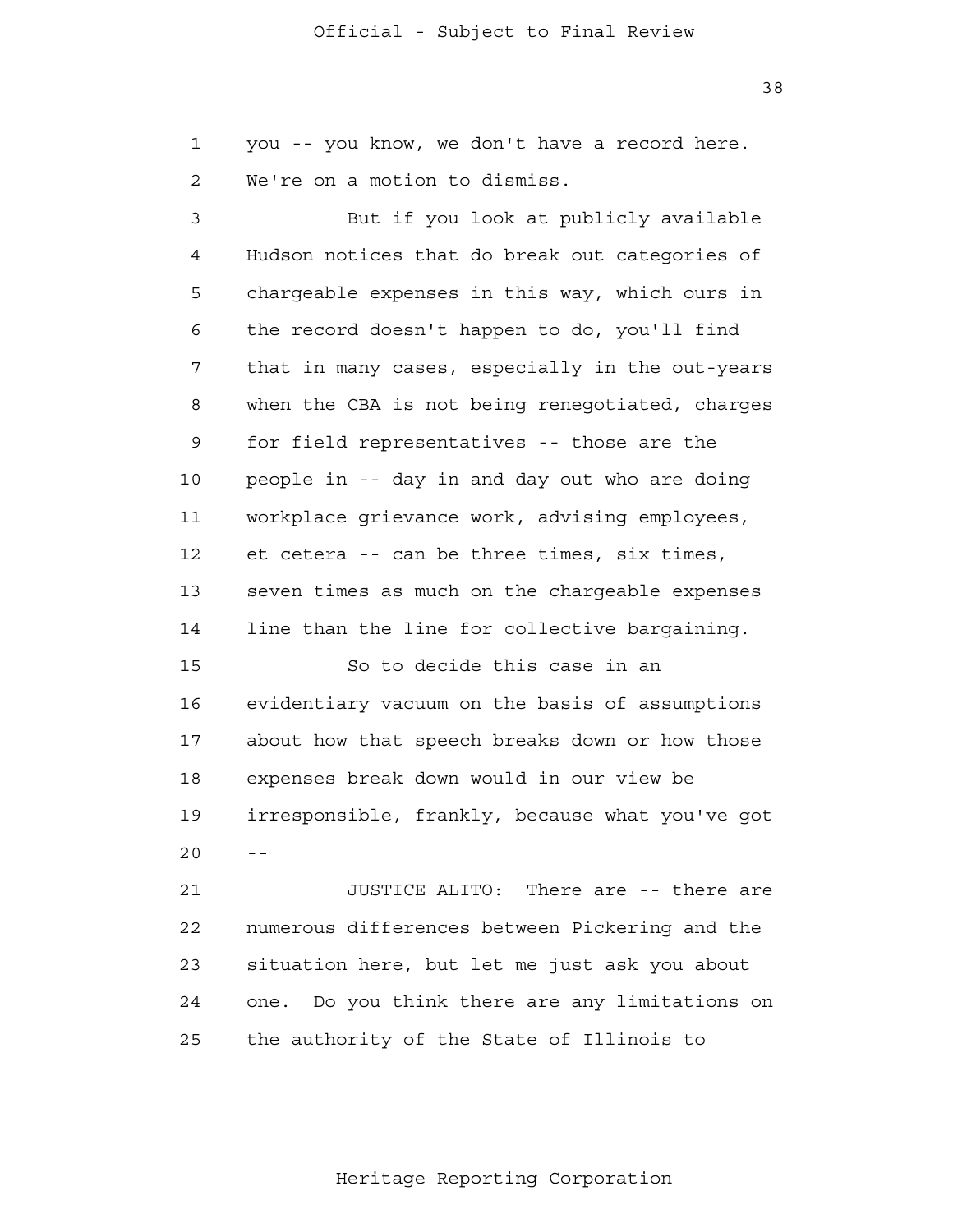you -- you know, we don't have a record here. We're on a motion to dismiss.

But if you look at publicly available Hudson notices that do break out categories of chargeable expenses in this way, which ours in the record doesn't happen to do, you'll find that in many cases, especially in the out-years when the CBA is not being renegotiated, charges for field representatives -- those are the people in -- day in and day out who are doing workplace grievance work, advising employees, et cetera -- can be three times, six times, seven times as much on the chargeable expenses line than the line for collective bargaining.

So to decide this case in an evidentiary vacuum on the basis of assumptions about how that speech breaks down or how those expenses break down would in our view be irresponsible, frankly, because what you've got --

JUSTICE ALITO: There are -- there are numerous differences between Pickering and the situation here, but let me just ask you about one. Do you think there are any limitations on the authority of the State of Illinois to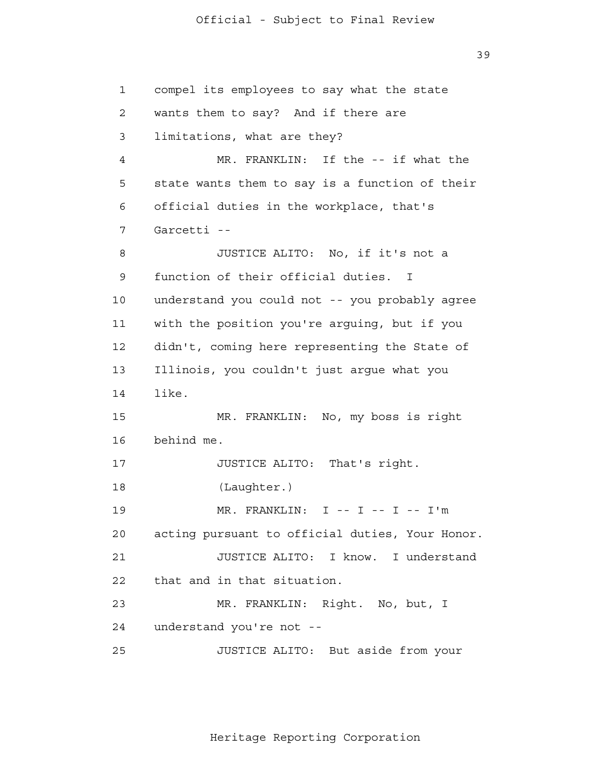compel its employees to say what the state wants them to say? And if there are limitations, what are they?

MR. FRANKLIN: If the -- if what the state wants them to say is a function of their official duties in the workplace, that's Garcetti --

JUSTICE ALITO: No, if it's not a function of their official duties. I understand you could not -- you probably agree with the position you're arguing, but if you didn't, coming here representing the State of Illinois, you couldn't just argue what you like.

MR. FRANKLIN: No, my boss is right behind me.

JUSTICE ALITO: That's right.

(Laughter.)

MR. FRANKLIN: I -- I -- I -- I'm acting pursuant to official duties, Your Honor.

JUSTICE ALITO: I know. I understand that and in that situation.

MR. FRANKLIN: Right. No, but, I understand you're not --

JUSTICE ALITO: But aside from your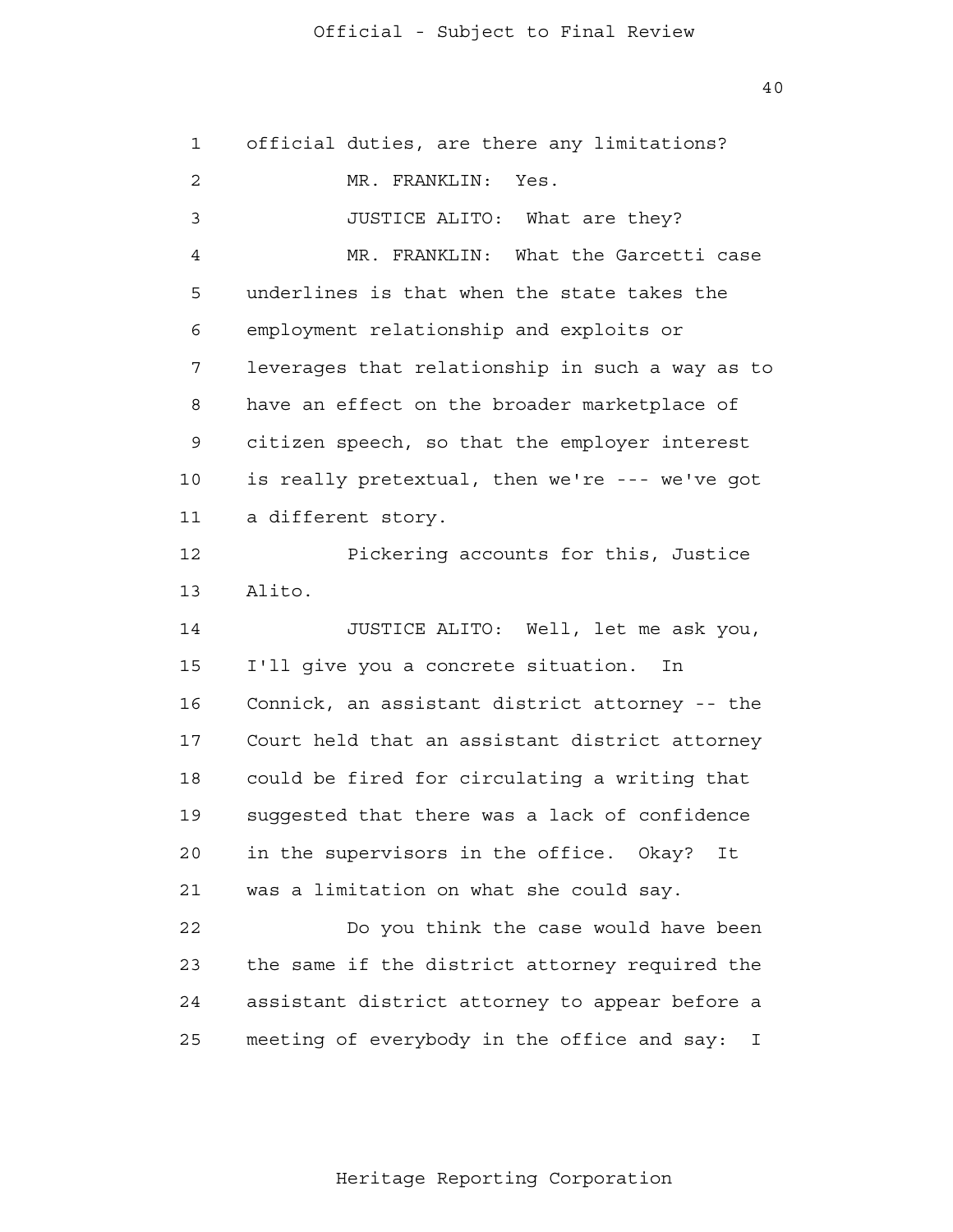official duties, are there any limitations?

MR. FRANKLIN: Yes.

JUSTICE ALITO: What are they?

MR. FRANKLIN: What the Garcetti case underlines is that when the state takes the employment relationship and exploits or leverages that relationship in such a way as to have an effect on the broader marketplace of citizen speech, so that the employer interest is really pretextual, then we're --- we've got a different story.

Pickering accounts for this, Justice Alito.

JUSTICE ALITO: Well, let me ask you, I'll give you a concrete situation. In Connick, an assistant district attorney -- the Court held that an assistant district attorney could be fired for circulating a writing that suggested that there was a lack of confidence in the supervisors in the office. Okay? It was a limitation on what she could say.

Do you think the case would have been the same if the district attorney required the assistant district attorney to appear before a meeting of everybody in the office and say: I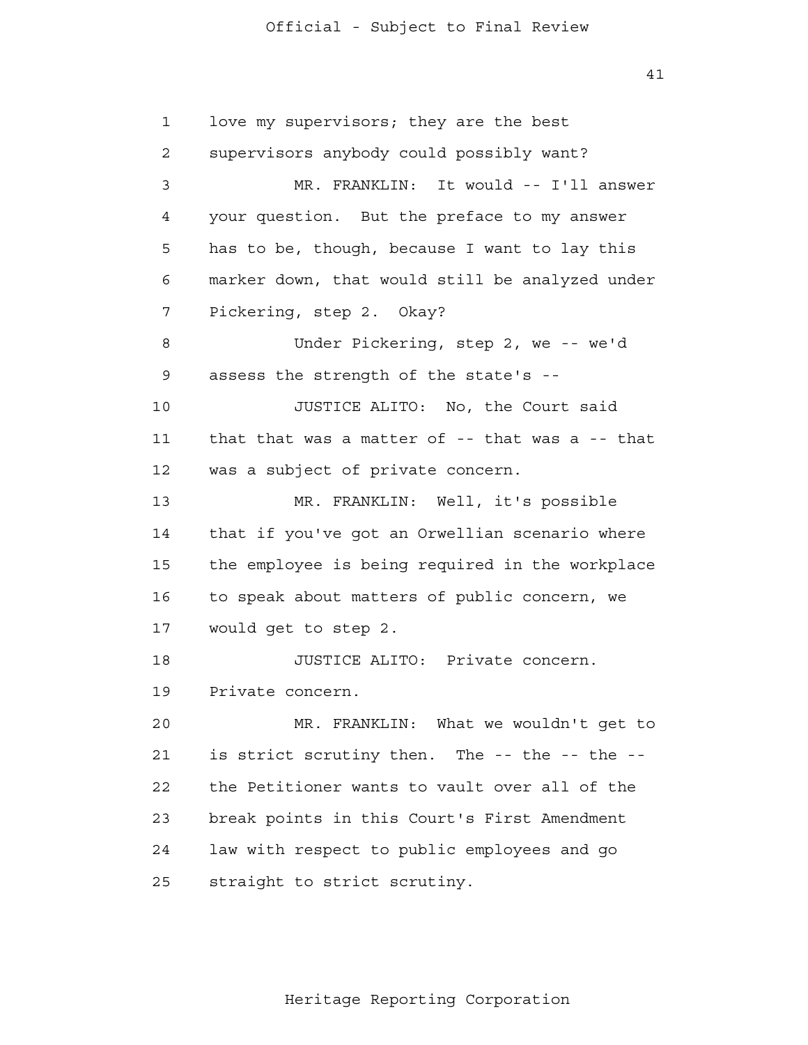love my supervisors; they are the best supervisors anybody could possibly want?

MR. FRANKLIN: It would -- I'll answer your question. But the preface to my answer has to be, though, because I want to lay this marker down, that would still be analyzed under Pickering, step 2. Okay?

Under Pickering, step 2, we -- we'd assess the strength of the state's --

JUSTICE ALITO: No, the Court said that that was a matter of -- that was a -- that was a subject of private concern.

MR. FRANKLIN: Well, it's possible that if you've got an Orwellian scenario where the employee is being required in the workplace to speak about matters of public concern, we would get to step 2.

JUSTICE ALITO: Private concern. Private concern.

MR. FRANKLIN: What we wouldn't get to is strict scrutiny then. The -- the -- the -- the Petitioner wants to vault over all of the break points in this Court's First Amendment law with respect to public employees and go straight to strict scrutiny.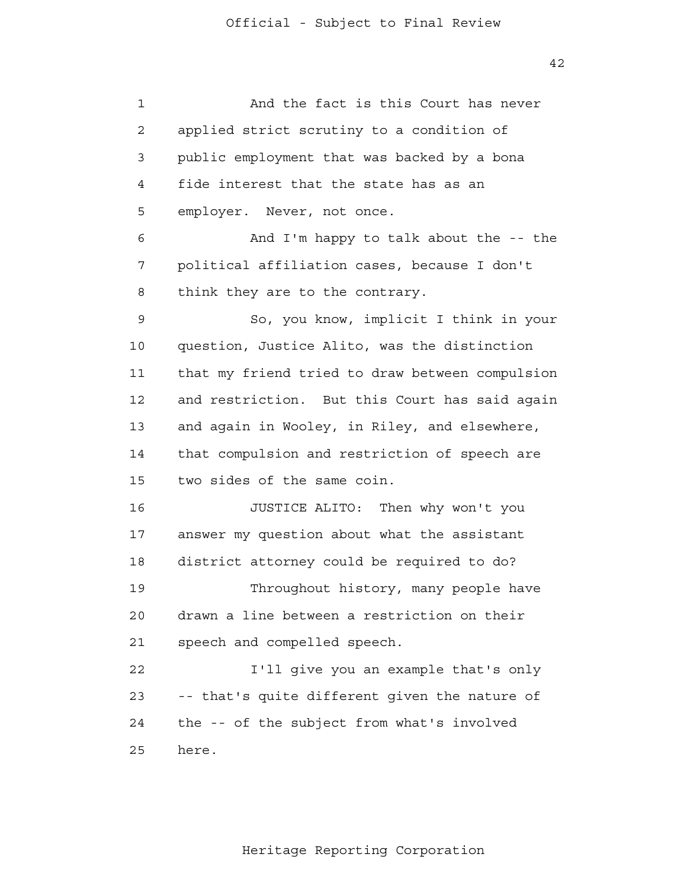And the fact is this Court has never applied strict scrutiny to a condition of public employment that was backed by a bona fide interest that the state has as an employer. Never, not once.

And I'm happy to talk about the -- the political affiliation cases, because I don't think they are to the contrary.

So, you know, implicit I think in your question, Justice Alito, was the distinction that my friend tried to draw between compulsion and restriction. But this Court has said again and again in Wooley, in Riley, and elsewhere, that compulsion and restriction of speech are two sides of the same coin.

JUSTICE ALITO: Then why won't you answer my question about what the assistant district attorney could be required to do?

Throughout history, many people have drawn a line between a restriction on their speech and compelled speech.

I'll give you an example that's only -- that's quite different given the nature of the -- of the subject from what's involved here.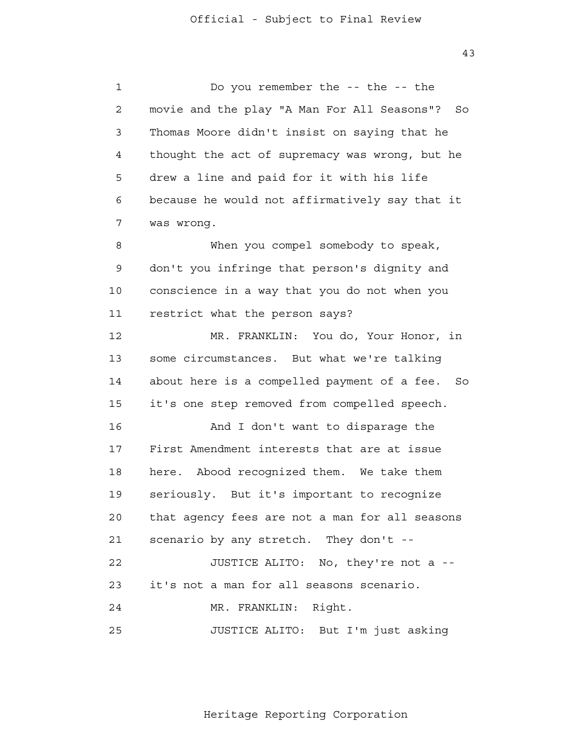Do you remember the -- the -- the movie and the play "A Man For All Seasons"? So Thomas Moore didn't insist on saying that he thought the act of supremacy was wrong, but he drew a line and paid for it with his life because he would not affirmatively say that it was wrong.

When you compel somebody to speak, don't you infringe that person's dignity and conscience in a way that you do not when you restrict what the person says?

MR. FRANKLIN: You do, Your Honor, in some circumstances. But what we're talking about here is a compelled payment of a fee. So it's one step removed from compelled speech.

And I don't want to disparage the First Amendment interests that are at issue here. Abood recognized them. We take them seriously. But it's important to recognize that agency fees are not a man for all seasons scenario by any stretch. They don't --

JUSTICE ALITO: No, they're not a -- it's not a man for all seasons scenario.

MR. FRANKLIN: Right.

JUSTICE ALITO: But I'm just asking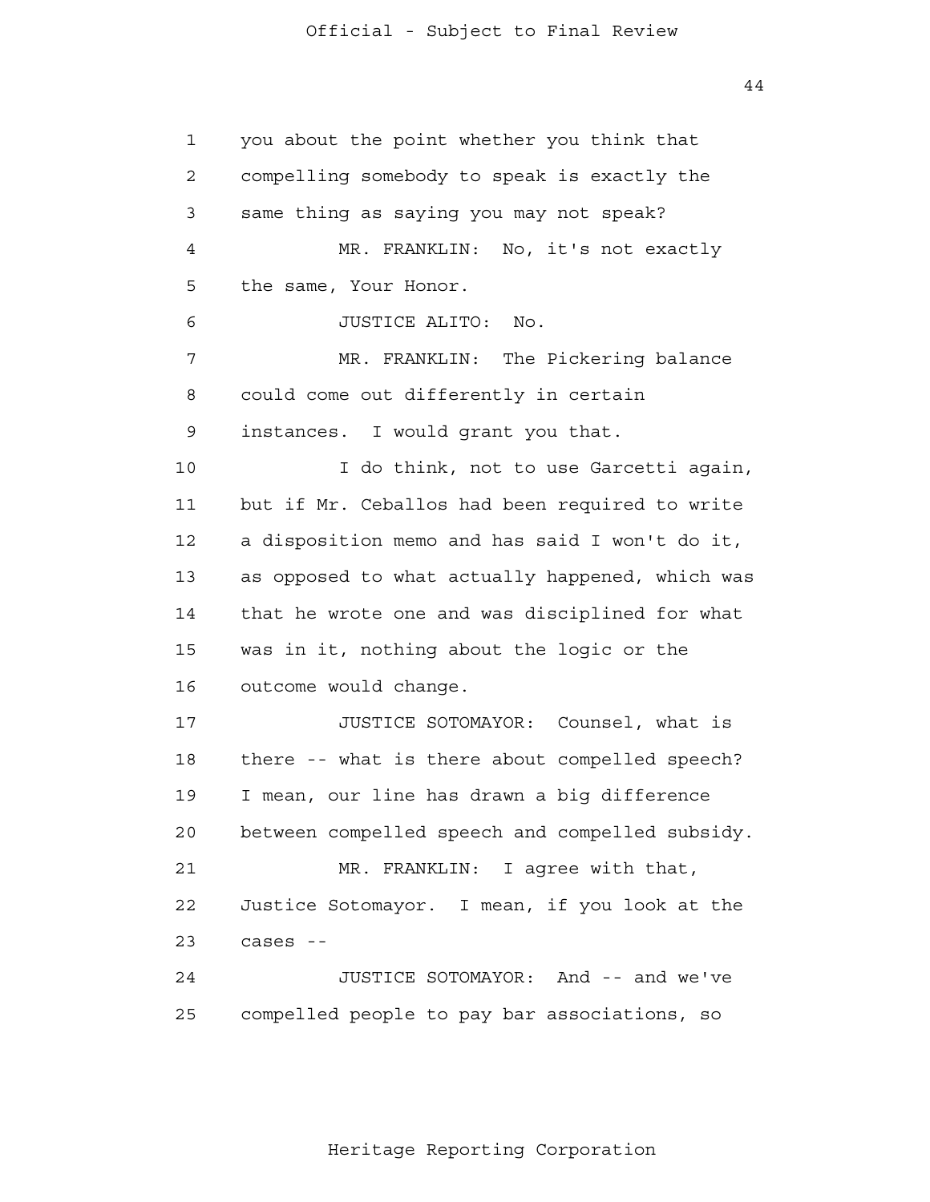you about the point whether you think that compelling somebody to speak is exactly the same thing as saying you may not speak?

MR. FRANKLIN: No, it's not exactly the same, Your Honor.

JUSTICE ALITO: No.

MR. FRANKLIN: The Pickering balance could come out differently in certain instances. I would grant you that.

I do think, not to use Garcetti again, but if Mr. Ceballos had been required to write a disposition memo and has said I won't do it, as opposed to what actually happened, which was that he wrote one and was disciplined for what was in it, nothing about the logic or the outcome would change.

JUSTICE SOTOMAYOR: Counsel, what is there -- what is there about compelled speech? I mean, our line has drawn a big difference between compelled speech and compelled subsidy.

MR. FRANKLIN: I agree with that, Justice Sotomayor. I mean, if you look at the cases --

JUSTICE SOTOMAYOR: And -- and we've compelled people to pay bar associations, so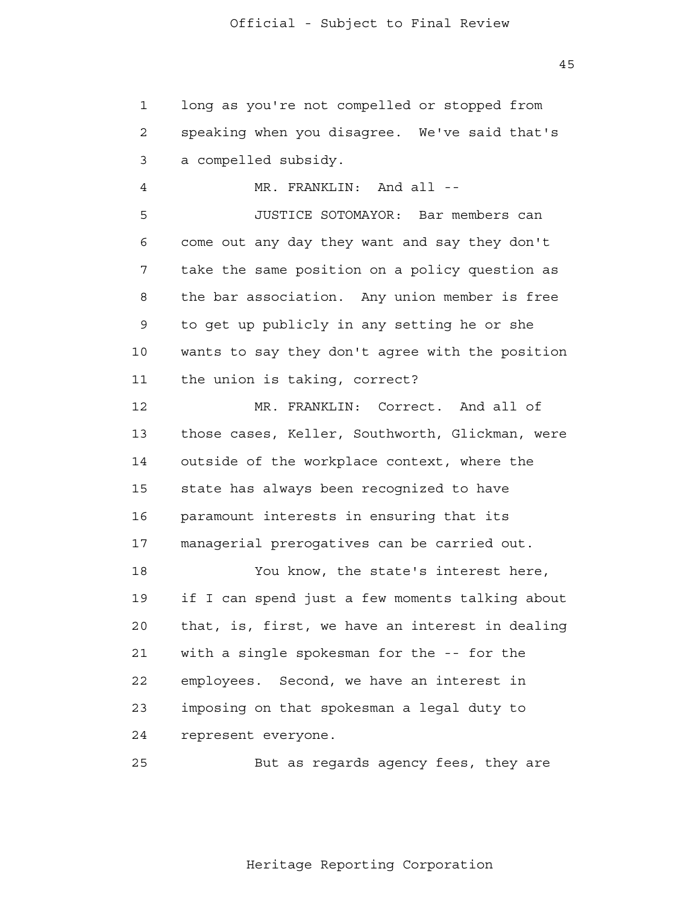long as you're not compelled or stopped from speaking when you disagree. We've said that's a compelled subsidy.

MR. FRANKLIN: And all --

JUSTICE SOTOMAYOR: Bar members can come out any day they want and say they don't take the same position on a policy question as the bar association. Any union member is free to get up publicly in any setting he or she wants to say they don't agree with the position the union is taking, correct?

MR. FRANKLIN: Correct. And all of those cases, Keller, Southworth, Glickman, were outside of the workplace context, where the state has always been recognized to have paramount interests in ensuring that its managerial prerogatives can be carried out.

You know, the state's interest here, if I can spend just a few moments talking about that, is, first, we have an interest in dealing with a single spokesman for the -- for the employees. Second, we have an interest in imposing on that spokesman a legal duty to represent everyone.

But as regards agency fees, they are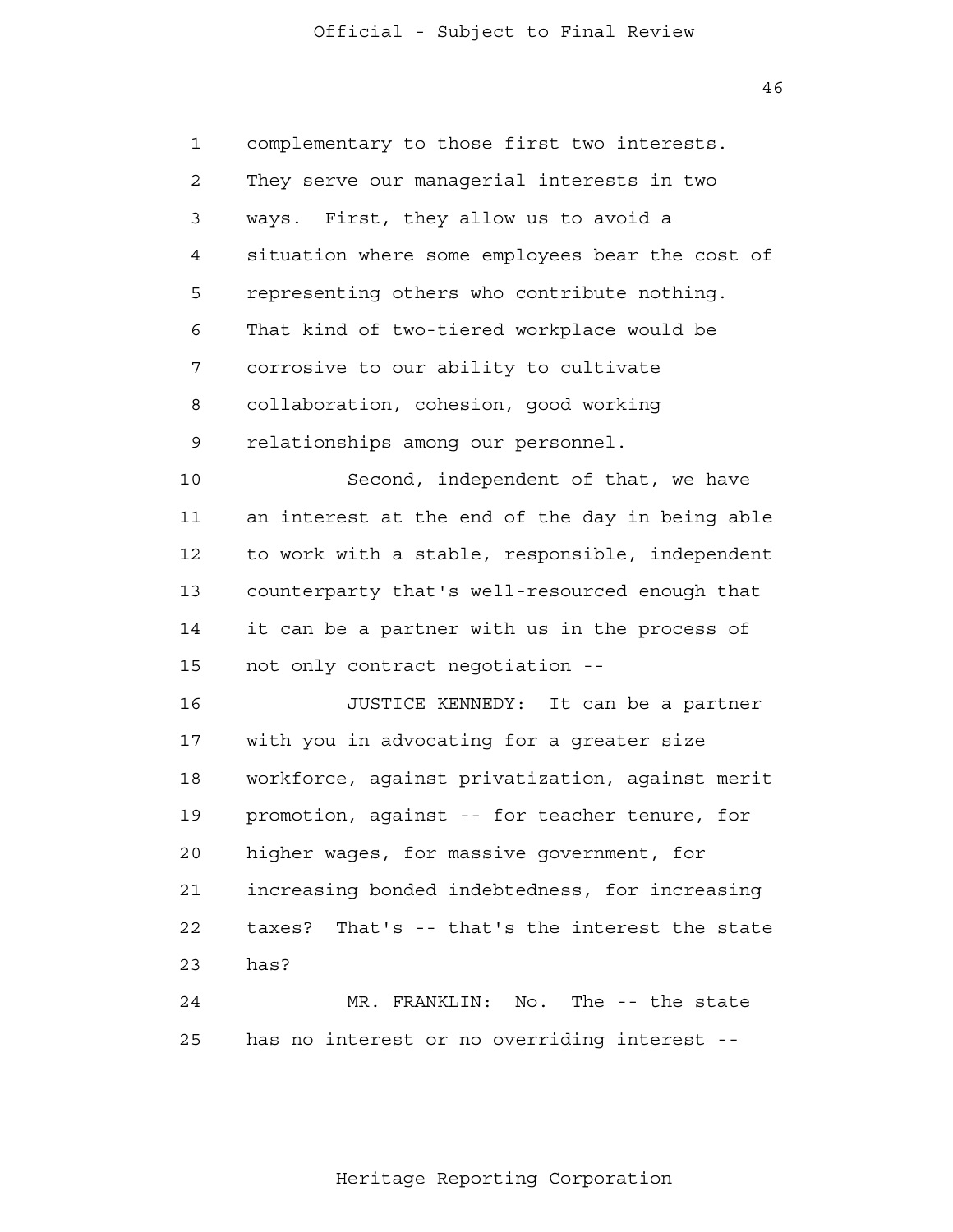complementary to those first two interests. They serve our managerial interests in two ways. First, they allow us to avoid a situation where some employees bear the cost of representing others who contribute nothing. That kind of two-tiered workplace would be corrosive to our ability to cultivate collaboration, cohesion, good working relationships among our personnel.

Second, independent of that, we have an interest at the end of the day in being able to work with a stable, responsible, independent counterparty that's well-resourced enough that it can be a partner with us in the process of not only contract negotiation --

JUSTICE KENNEDY: It can be a partner with you in advocating for a greater size workforce, against privatization, against merit promotion, against -- for teacher tenure, for higher wages, for massive government, for increasing bonded indebtedness, for increasing taxes? That's -- that's the interest the state has?

MR. FRANKLIN: No. The -- the state has no interest or no overriding interest --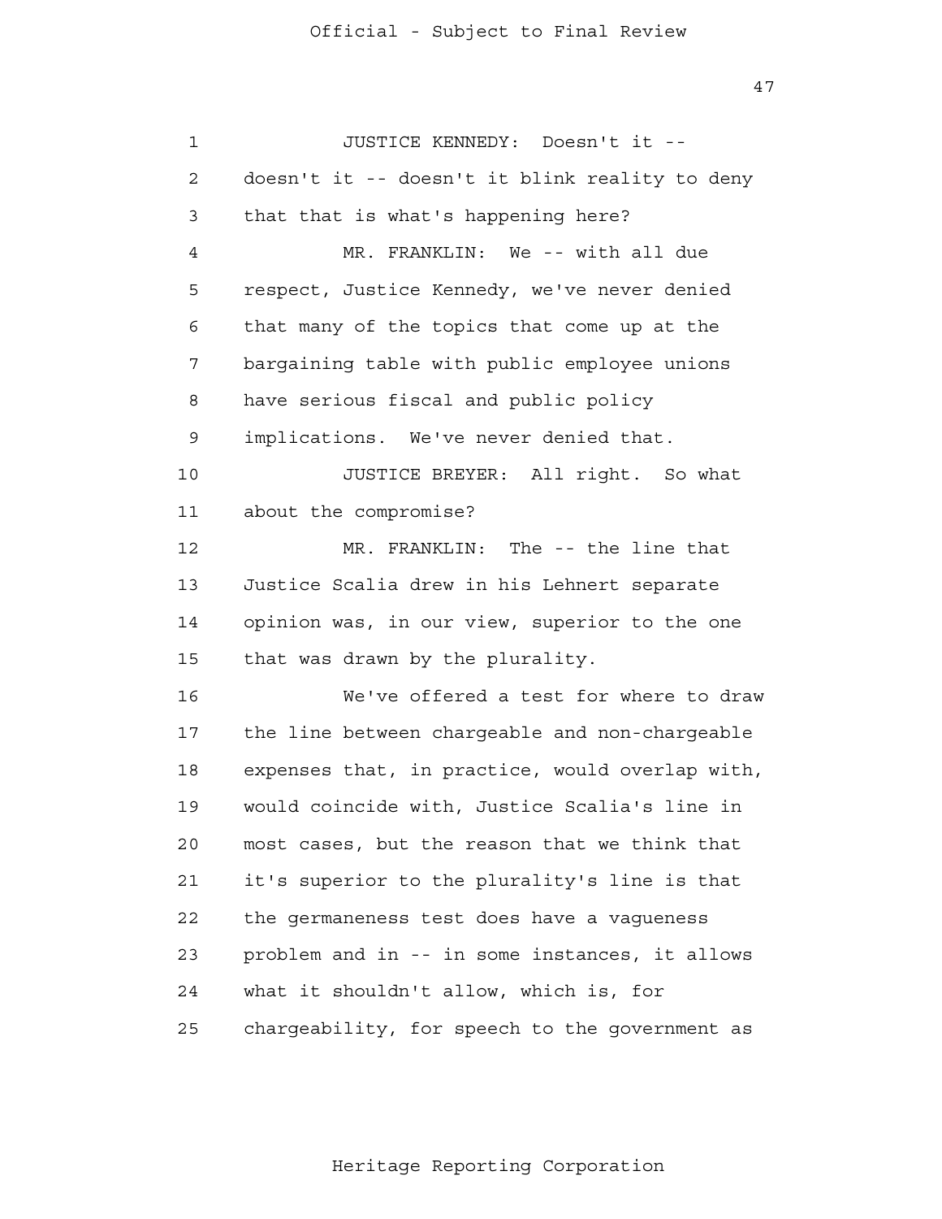JUSTICE KENNEDY: Doesn't it -- doesn't it -- doesn't it blink reality to deny that that is what's happening here?

MR. FRANKLIN: We -- with all due respect, Justice Kennedy, we've never denied that many of the topics that come up at the bargaining table with public employee unions have serious fiscal and public policy implications. We've never denied that.

JUSTICE BREYER: All right. So what about the compromise?

MR. FRANKLIN: The -- the line that Justice Scalia drew in his Lehnert separate opinion was, in our view, superior to the one that was drawn by the plurality.

We've offered a test for where to draw the line between chargeable and non-chargeable expenses that, in practice, would overlap with, would coincide with, Justice Scalia's line in most cases, but the reason that we think that it's superior to the plurality's line is that the germaneness test does have a vagueness problem and in -- in some instances, it allows what it shouldn't allow, which is, for chargeability, for speech to the government as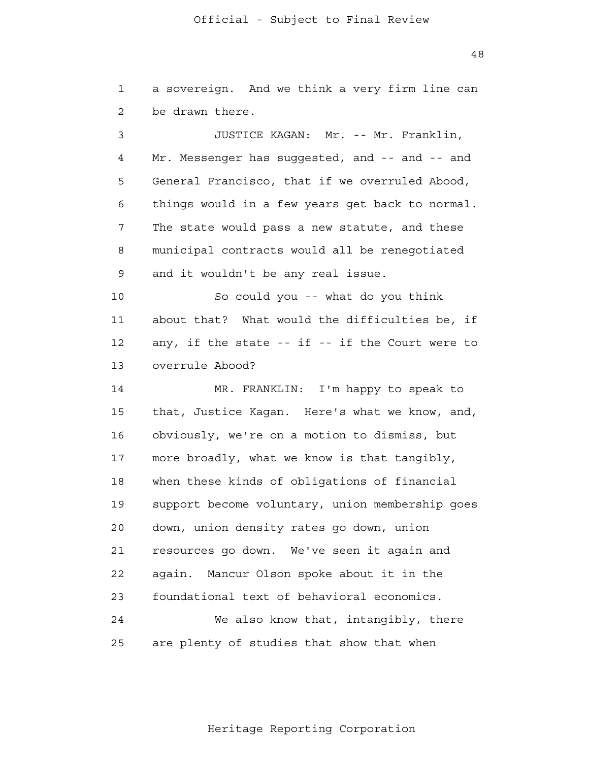a sovereign. And we think a very firm line can be drawn there.

JUSTICE KAGAN: Mr. -- Mr. Franklin, Mr. Messenger has suggested, and -- and -- and General Francisco, that if we overruled Abood, things would in a few years get back to normal. The state would pass a new statute, and these municipal contracts would all be renegotiated and it wouldn't be any real issue.

So could you -- what do you think about that? What would the difficulties be, if any, if the state -- if -- if the Court were to overrule Abood?

MR. FRANKLIN: I'm happy to speak to that, Justice Kagan. Here's what we know, and, obviously, we're on a motion to dismiss, but more broadly, what we know is that tangibly, when these kinds of obligations of financial support become voluntary, union membership goes down, union density rates go down, union resources go down. We've seen it again and again. Mancur Olson spoke about it in the foundational text of behavioral economics.

We also know that, intangibly, there are plenty of studies that show that when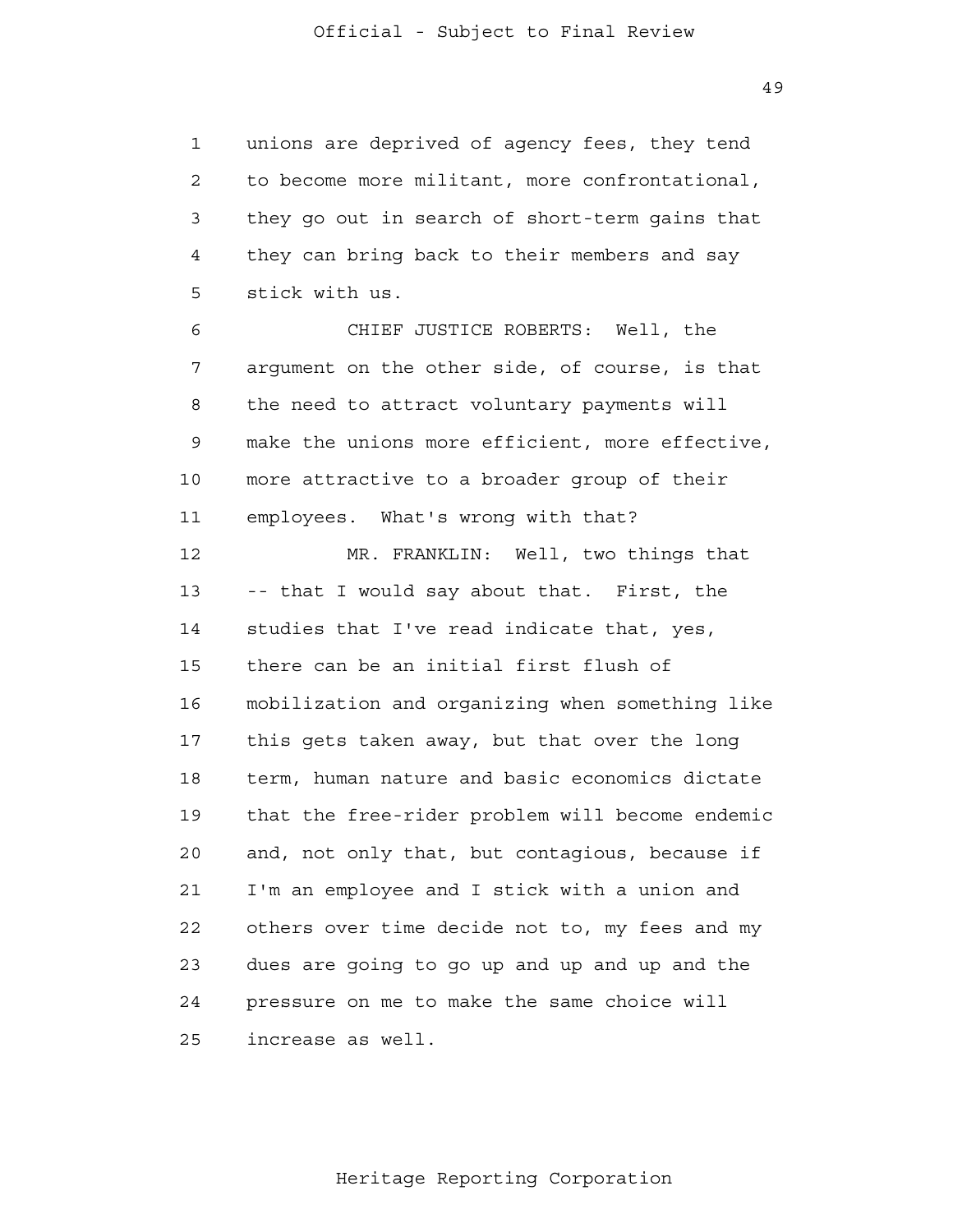unions are deprived of agency fees, they tend to become more militant, more confrontational, they go out in search of short-term gains that they can bring back to their members and say stick with us.

CHIEF JUSTICE ROBERTS: Well, the argument on the other side, of course, is that the need to attract voluntary payments will make the unions more efficient, more effective, more attractive to a broader group of their employees. What's wrong with that?

MR. FRANKLIN: Well, two things that -- that I would say about that. First, the studies that I've read indicate that, yes, there can be an initial first flush of mobilization and organizing when something like this gets taken away, but that over the long term, human nature and basic economics dictate that the free-rider problem will become endemic and, not only that, but contagious, because if I'm an employee and I stick with a union and others over time decide not to, my fees and my dues are going to go up and up and up and the pressure on me to make the same choice will increase as well.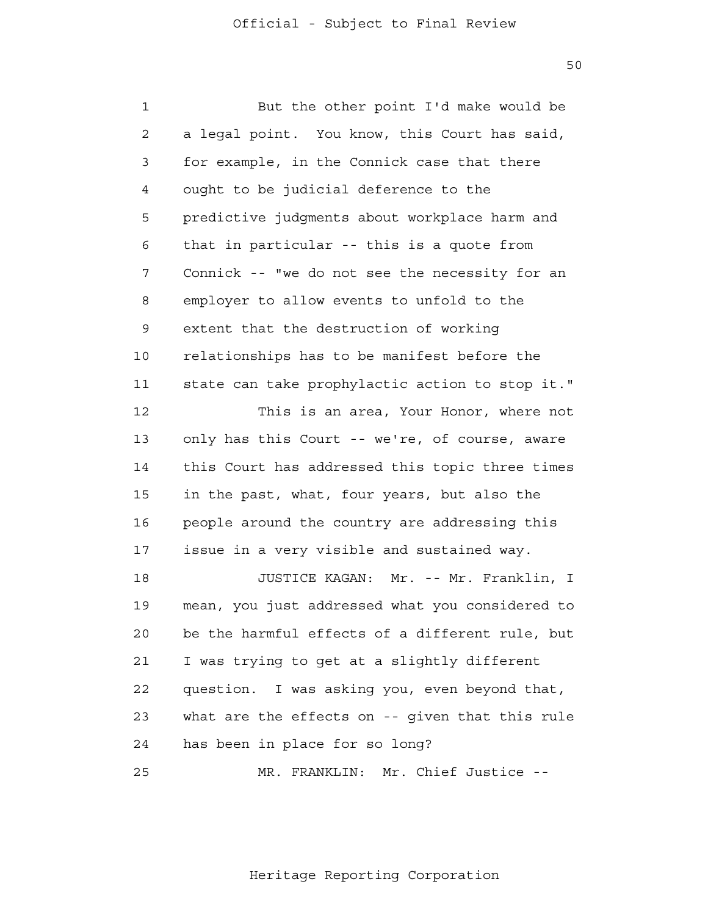But the other point I'd make would be a legal point. You know, this Court has said, for example, in the Connick case that there ought to be judicial deference to the predictive judgments about workplace harm and that in particular -- this is a quote from Connick -- "we do not see the necessity for an employer to allow events to unfold to the extent that the destruction of working relationships has to be manifest before the state can take prophylactic action to stop it."

This is an area, Your Honor, where not only has this Court -- we're, of course, aware this Court has addressed this topic three times in the past, what, four years, but also the people around the country are addressing this issue in a very visible and sustained way.

JUSTICE KAGAN: Mr. -- Mr. Franklin, I mean, you just addressed what you considered to be the harmful effects of a different rule, but I was trying to get at a slightly different question. I was asking you, even beyond that, what are the effects on -- given that this rule has been in place for so long?

MR. FRANKLIN: Mr. Chief Justice --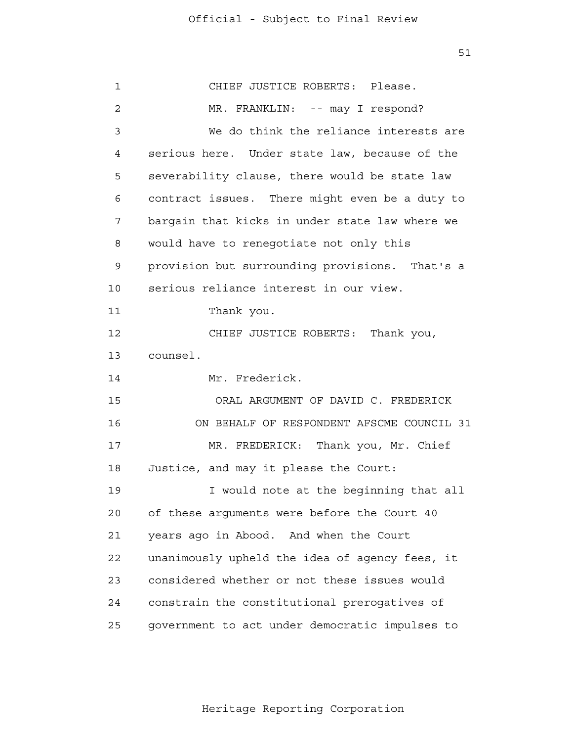CHIEF JUSTICE ROBERTS: Please.

MR. FRANKLIN: -- may I respond?

We do think the reliance interests are serious here. Under state law, because of the severability clause, there would be state law contract issues. There might even be a duty to bargain that kicks in under state law where we would have to renegotiate not only this provision but surrounding provisions. That's a serious reliance interest in our view.

Thank you.

CHIEF JUSTICE ROBERTS: Thank you, counsel.

Mr. Frederick.

ORAL ARGUMENT OF DAVID C. FREDERICK
ON BEHALF OF RESPONDENT AFSCME COUNCIL 31

MR. FREDERICK: Thank you, Mr. Chief Justice, and may it please the Court:

I would note at the beginning that all of these arguments were before the Court 40 years ago in Abood. And when the Court unanimously upheld the idea of agency fees, it considered whether or not these issues would constrain the constitutional prerogatives of government to act under democratic impulses to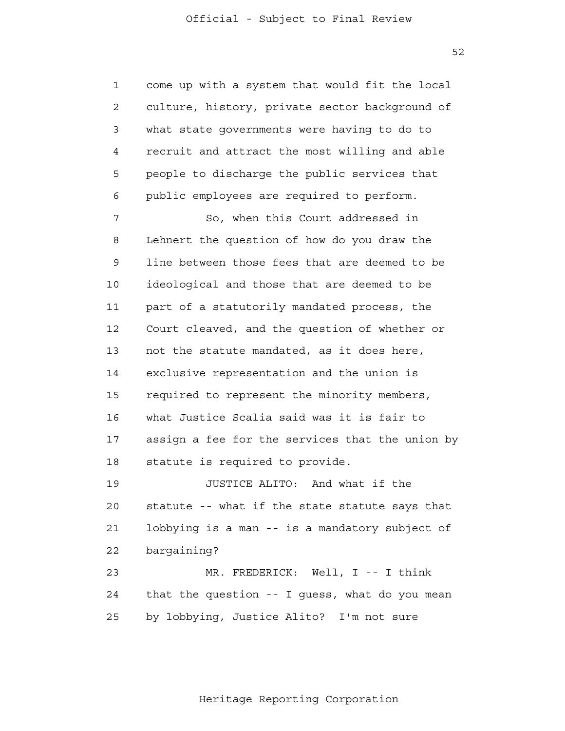come up with a system that would fit the local culture, history, private sector background of what state governments were having to do to recruit and attract the most willing and able people to discharge the public services that public employees are required to perform.

So, when this Court addressed in Lehnert the question of how do you draw the line between those fees that are deemed to be ideological and those that are deemed to be part of a statutorily mandated process, the Court cleaved, and the question of whether or not the statute mandated, as it does here, exclusive representation and the union is required to represent the minority members, what Justice Scalia said was it is fair to assign a fee for the services that the union by statute is required to provide.

JUSTICE ALITO: And what if the statute -- what if the state statute says that lobbying is a man -- is a mandatory subject of bargaining?

MR. FREDERICK: Well, I -- I think that the question -- I guess, what do you mean by lobbying, Justice Alito? I'm not sure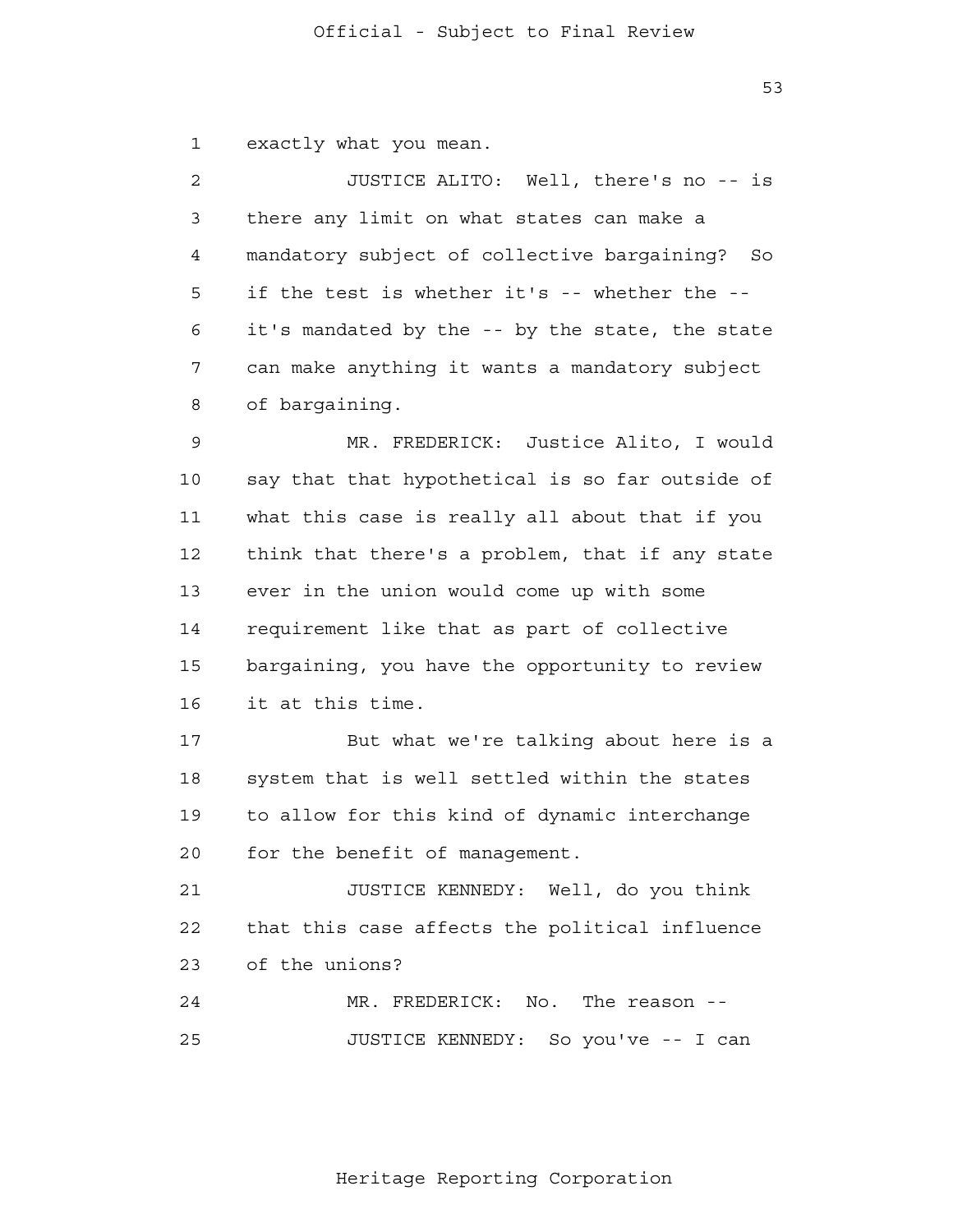exactly what you mean.

JUSTICE ALITO: Well, there's no -- is there any limit on what states can make a mandatory subject of collective bargaining? So if the test is whether it's -- whether the -- it's mandated by the -- by the state, the state can make anything it wants a mandatory subject of bargaining.

MR. FREDERICK: Justice Alito, I would say that that hypothetical is so far outside of what this case is really all about that if you think that there's a problem, that if any state ever in the union would come up with some requirement like that as part of collective bargaining, you have the opportunity to review it at this time.

But what we're talking about here is a system that is well settled within the states to allow for this kind of dynamic interchange for the benefit of management.

JUSTICE KENNEDY: Well, do you think that this case affects the political influence of the unions?

MR. FREDERICK: No. The reason --

JUSTICE KENNEDY: So you've -- I can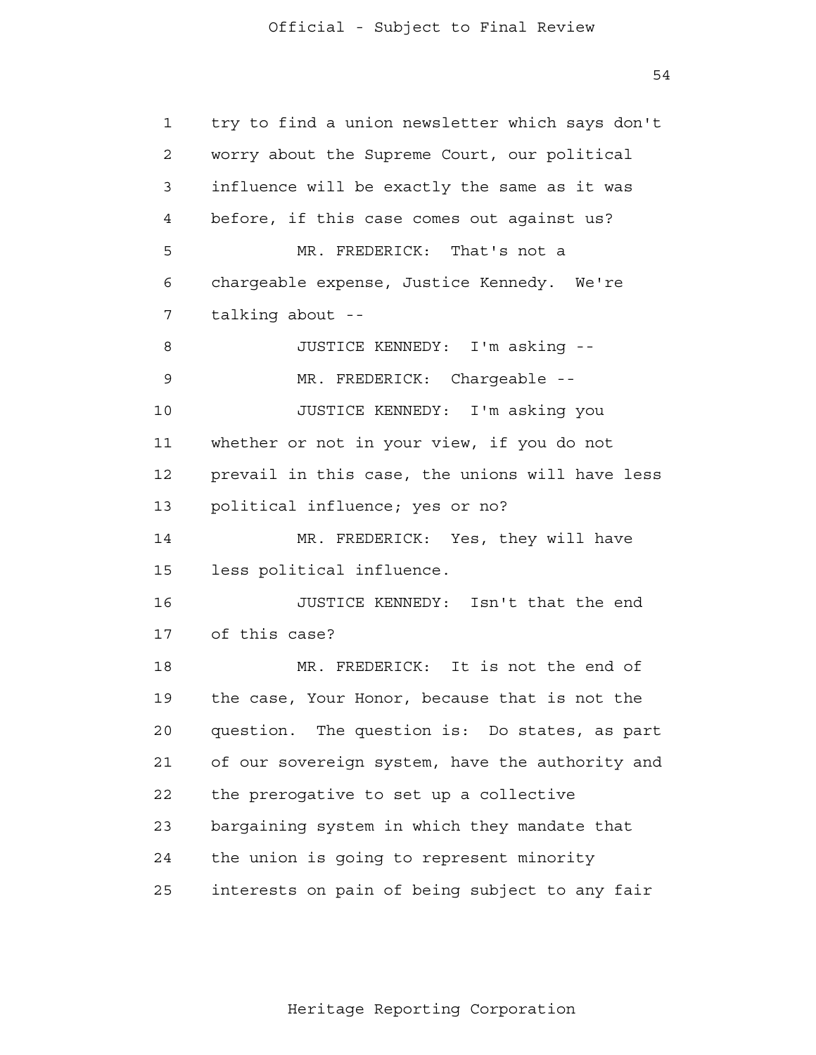try to find a union newsletter which says don't worry about the Supreme Court, our political influence will be exactly the same as it was before, if this case comes out against us?

MR. FREDERICK: That's not a chargeable expense, Justice Kennedy. We're talking about --

JUSTICE KENNEDY: I'm asking --

MR. FREDERICK: Chargeable --

JUSTICE KENNEDY: I'm asking you whether or not in your view, if you do not prevail in this case, the unions will have less political influence; yes or no?

MR. FREDERICK: Yes, they will have less political influence.

JUSTICE KENNEDY: Isn't that the end of this case?

MR. FREDERICK: It is not the end of the case, Your Honor, because that is not the question. The question is: Do states, as part of our sovereign system, have the authority and the prerogative to set up a collective bargaining system in which they mandate that the union is going to represent minority interests on pain of being subject to any fair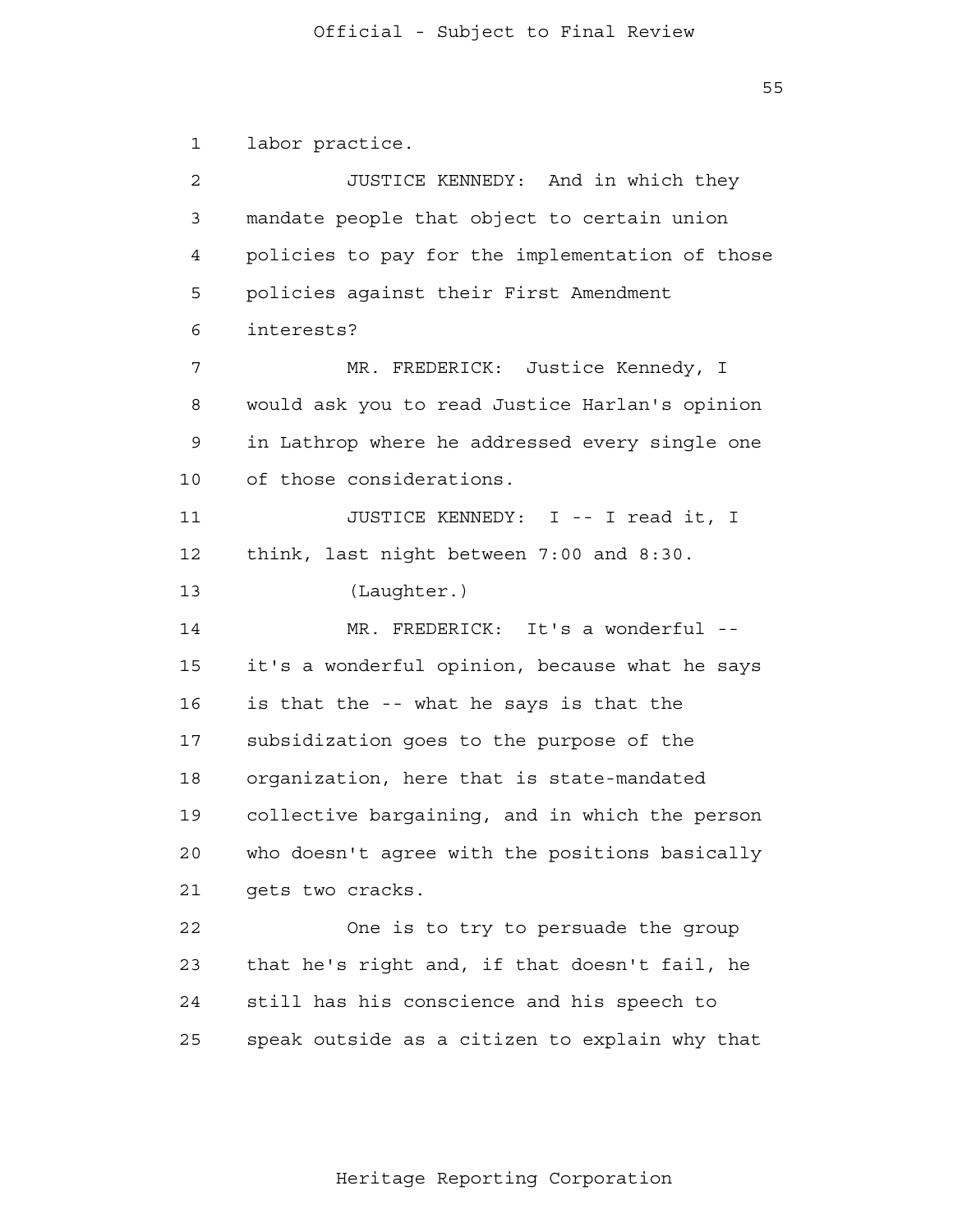1 labor practice.

2 JUSTICE KENNEDY: And in which they
3 mandate people that object to certain union
4 policies to pay for the implementation of those
5 policies against their First Amendment
6 interests?

7 MR. FREDERICK: Justice Kennedy, I
8 would ask you to read Justice Harlan's opinion
9 in Lathrop where he addressed every single one
10 of those considerations.

11 JUSTICE KENNEDY: I -- I read it, I
12 think, last night between 7:00 and 8:30.

13 (Laughter.)

14 MR. FREDERICK: It's a wonderful --
15 it's a wonderful opinion, because what he says
16 is that the -- what he says is that the
17 subsidization goes to the purpose of the
18 organization, here that is state-mandated
19 collective bargaining, and in which the person
20 who doesn't agree with the positions basically
21 gets two cracks.

22 One is to try to persuade the group
23 that he's right and, if that doesn't fail, he
24 still has his conscience and his speech to
25 speak outside as a citizen to explain why that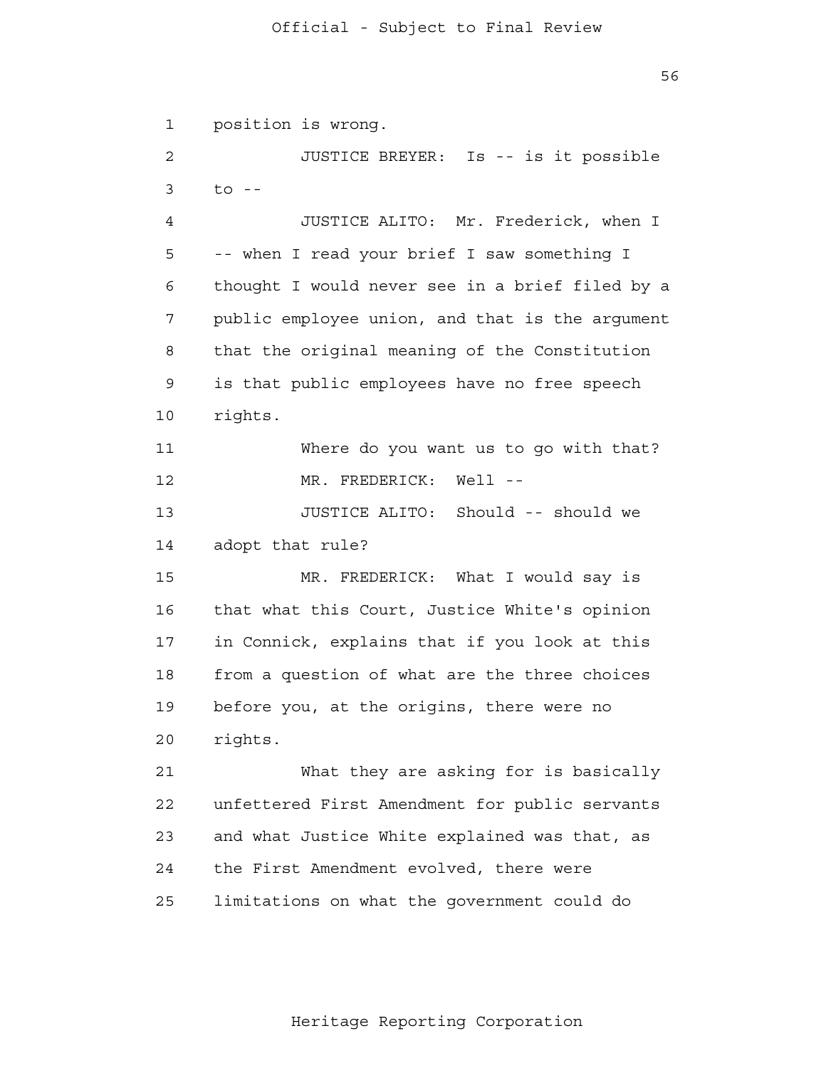position is wrong.

JUSTICE BREYER: Is -- is it possible to --

JUSTICE ALITO: Mr. Frederick, when I -- when I read your brief I saw something I thought I would never see in a brief filed by a public employee union, and that is the argument that the original meaning of the Constitution is that public employees have no free speech rights.

Where do you want us to go with that?

MR. FREDERICK: Well --

JUSTICE ALITO: Should -- should we adopt that rule?

MR. FREDERICK: What I would say is that what this Court, Justice White's opinion in Connick, explains that if you look at this from a question of what are the three choices before you, at the origins, there were no rights.

What they are asking for is basically unfettered First Amendment for public servants and what Justice White explained was that, as the First Amendment evolved, there were limitations on what the government could do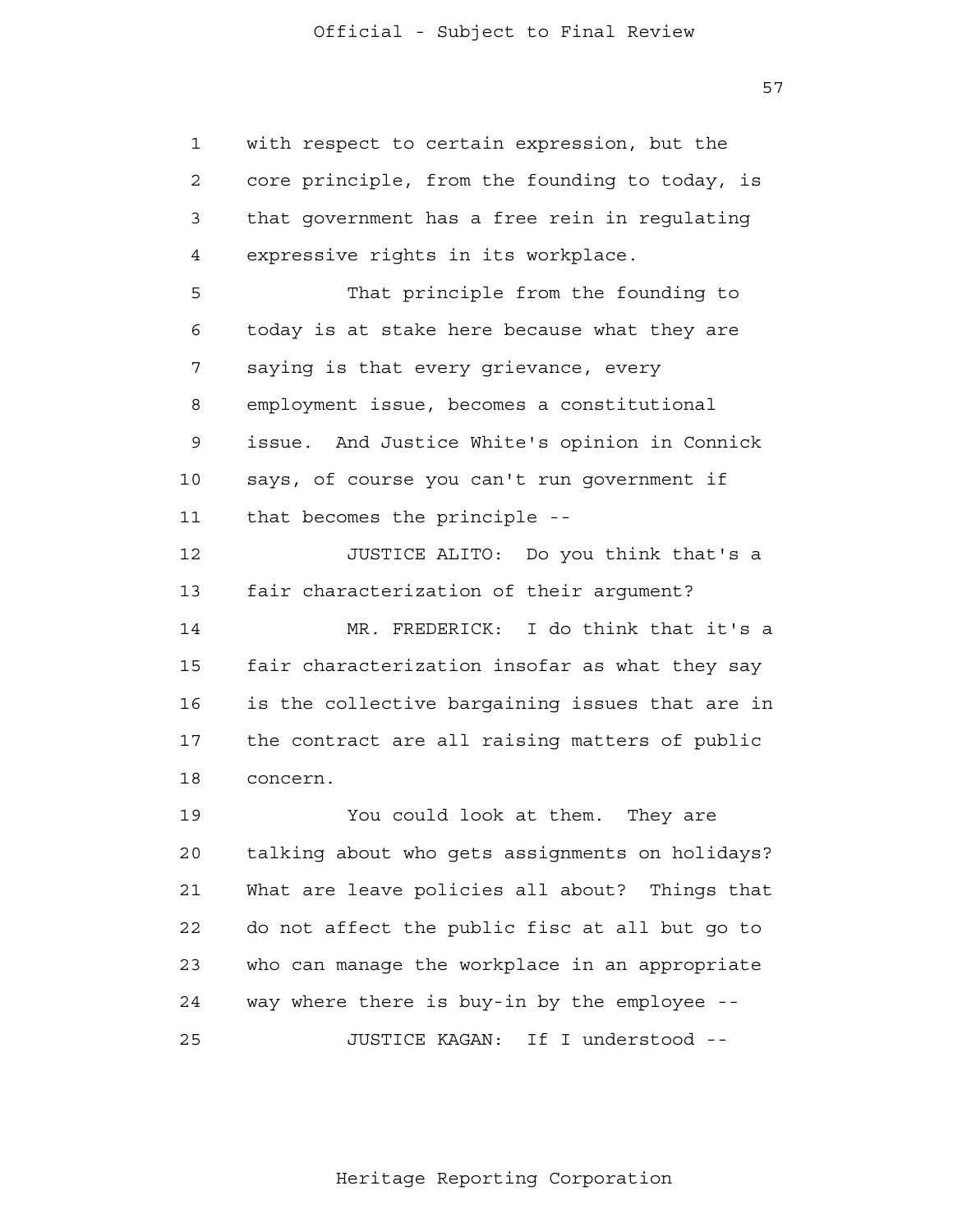with respect to certain expression, but the core principle, from the founding to today, is that government has a free rein in regulating expressive rights in its workplace.

That principle from the founding to today is at stake here because what they are saying is that every grievance, every employment issue, becomes a constitutional issue. And Justice White's opinion in Connick says, of course you can't run government if that becomes the principle --

JUSTICE ALITO: Do you think that's a fair characterization of their argument?

MR. FREDERICK: I do think that it's a fair characterization insofar as what they say is the collective bargaining issues that are in the contract are all raising matters of public concern.

You could look at them. They are talking about who gets assignments on holidays? What are leave policies all about? Things that do not affect the public fisc at all but go to who can manage the workplace in an appropriate way where there is buy-in by the employee --

JUSTICE KAGAN: If I understood --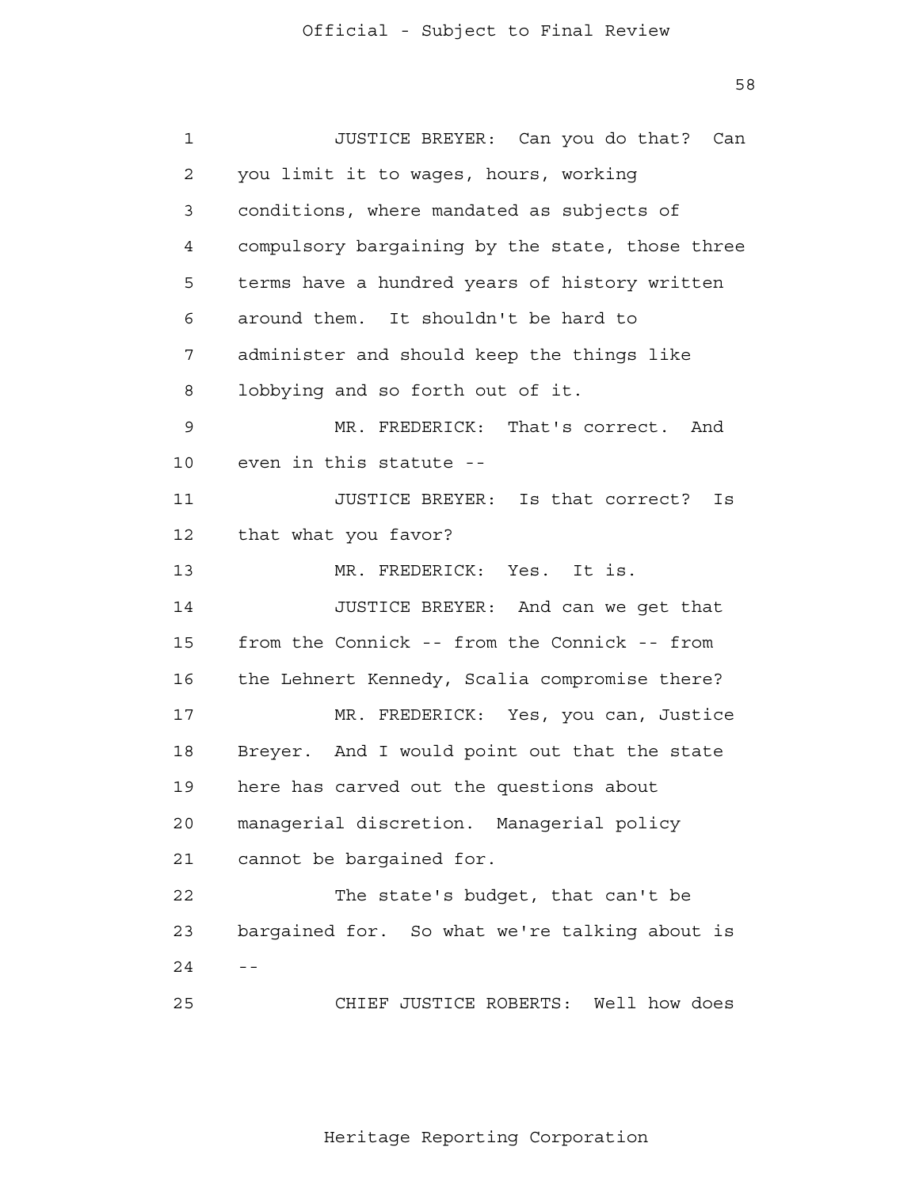JUSTICE BREYER: Can you do that? Can you limit it to wages, hours, working conditions, where mandated as subjects of compulsory bargaining by the state, those three terms have a hundred years of history written around them. It shouldn't be hard to administer and should keep the things like lobbying and so forth out of it.

MR. FREDERICK: That's correct. And even in this statute --

JUSTICE BREYER: Is that correct? Is that what you favor?

MR. FREDERICK: Yes. It is.

JUSTICE BREYER: And can we get that from the Connick -- from the Connick -- from the Lehnert Kennedy, Scalia compromise there?

MR. FREDERICK: Yes, you can, Justice Breyer. And I would point out that the state here has carved out the questions about managerial discretion. Managerial policy cannot be bargained for.

The state's budget, that can't be bargained for. So what we're talking about is --

CHIEF JUSTICE ROBERTS: Well how does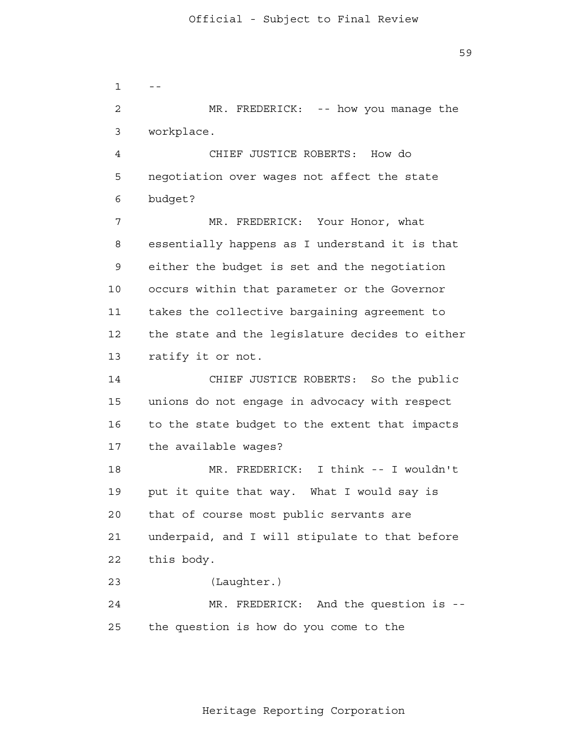--

MR. FREDERICK: -- how you manage the workplace.

CHIEF JUSTICE ROBERTS: How do negotiation over wages not affect the state budget?

MR. FREDERICK: Your Honor, what essentially happens as I understand it is that either the budget is set and the negotiation occurs within that parameter or the Governor takes the collective bargaining agreement to the state and the legislature decides to either ratify it or not.

CHIEF JUSTICE ROBERTS: So the public unions do not engage in advocacy with respect to the state budget to the extent that impacts the available wages?

MR. FREDERICK: I think -- I wouldn't put it quite that way. What I would say is that of course most public servants are underpaid, and I will stipulate to that before this body.

(Laughter.)

MR. FREDERICK: And the question is -- the question is how do you come to the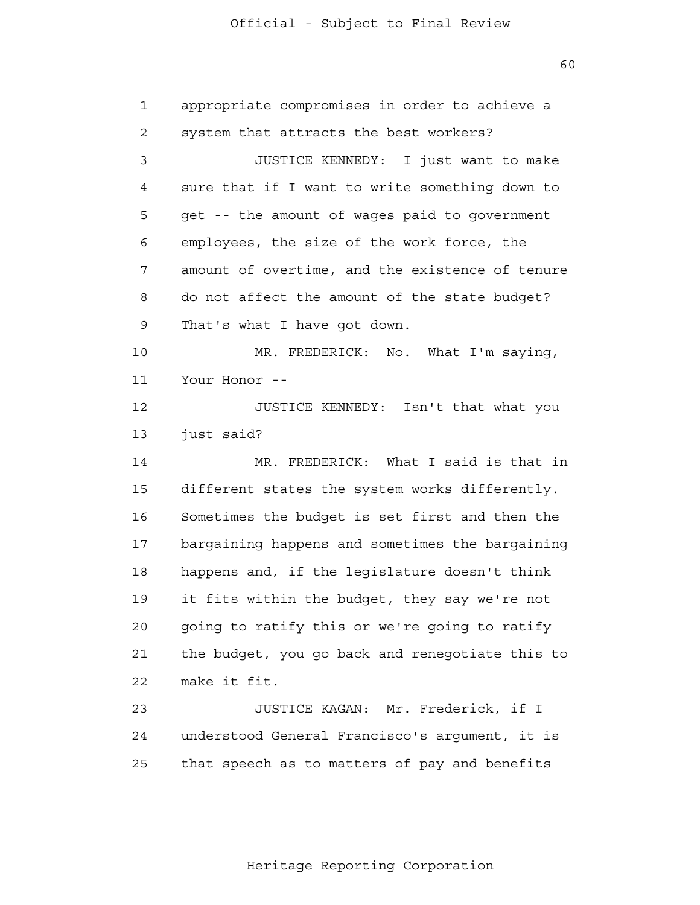appropriate compromises in order to achieve a system that attracts the best workers?

JUSTICE KENNEDY: I just want to make sure that if I want to write something down to get -- the amount of wages paid to government employees, the size of the work force, the amount of overtime, and the existence of tenure do not affect the amount of the state budget? That's what I have got down.

MR. FREDERICK: No. What I'm saying, Your Honor --

JUSTICE KENNEDY: Isn't that what you just said?

MR. FREDERICK: What I said is that in different states the system works differently. Sometimes the budget is set first and then the bargaining happens and sometimes the bargaining happens and, if the legislature doesn't think it fits within the budget, they say we're not going to ratify this or we're going to ratify the budget, you go back and renegotiate this to make it fit.

JUSTICE KAGAN: Mr. Frederick, if I understood General Francisco's argument, it is that speech as to matters of pay and benefits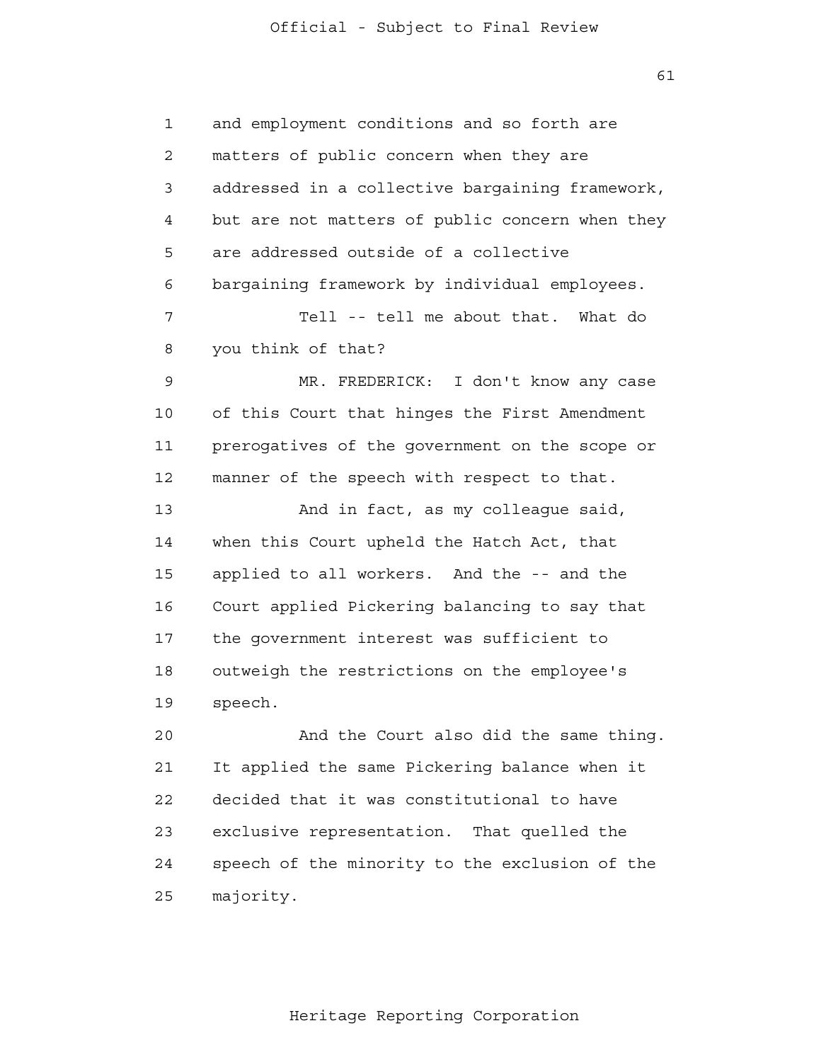and employment conditions and so forth are matters of public concern when they are addressed in a collective bargaining framework, but are not matters of public concern when they are addressed outside of a collective bargaining framework by individual employees.

Tell -- tell me about that. What do you think of that?

MR. FREDERICK: I don't know any case of this Court that hinges the First Amendment prerogatives of the government on the scope or manner of the speech with respect to that.

And in fact, as my colleague said, when this Court upheld the Hatch Act, that applied to all workers. And the -- and the Court applied Pickering balancing to say that the government interest was sufficient to outweigh the restrictions on the employee's speech.

And the Court also did the same thing. It applied the same Pickering balance when it decided that it was constitutional to have exclusive representation. That quelled the speech of the minority to the exclusion of the majority.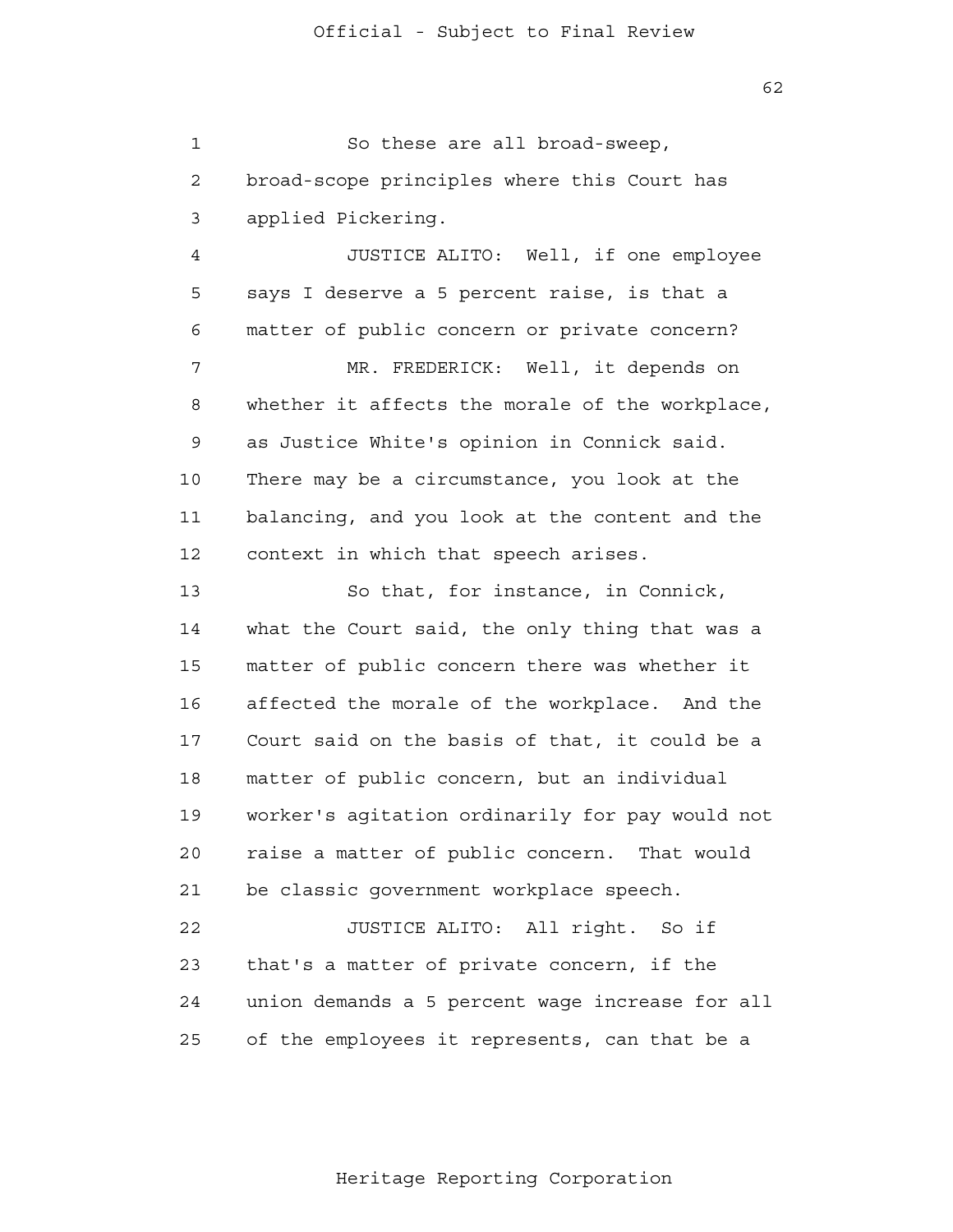So these are all broad-sweep, broad-scope principles where this Court has applied Pickering.

JUSTICE ALITO: Well, if one employee says I deserve a 5 percent raise, is that a matter of public concern or private concern?

MR. FREDERICK: Well, it depends on whether it affects the morale of the workplace, as Justice White's opinion in Connick said. There may be a circumstance, you look at the balancing, and you look at the content and the context in which that speech arises.

So that, for instance, in Connick, what the Court said, the only thing that was a matter of public concern there was whether it affected the morale of the workplace. And the Court said on the basis of that, it could be a matter of public concern, but an individual worker's agitation ordinarily for pay would not raise a matter of public concern. That would be classic government workplace speech.

JUSTICE ALITO: All right. So if that's a matter of private concern, if the union demands a 5 percent wage increase for all of the employees it represents, can that be a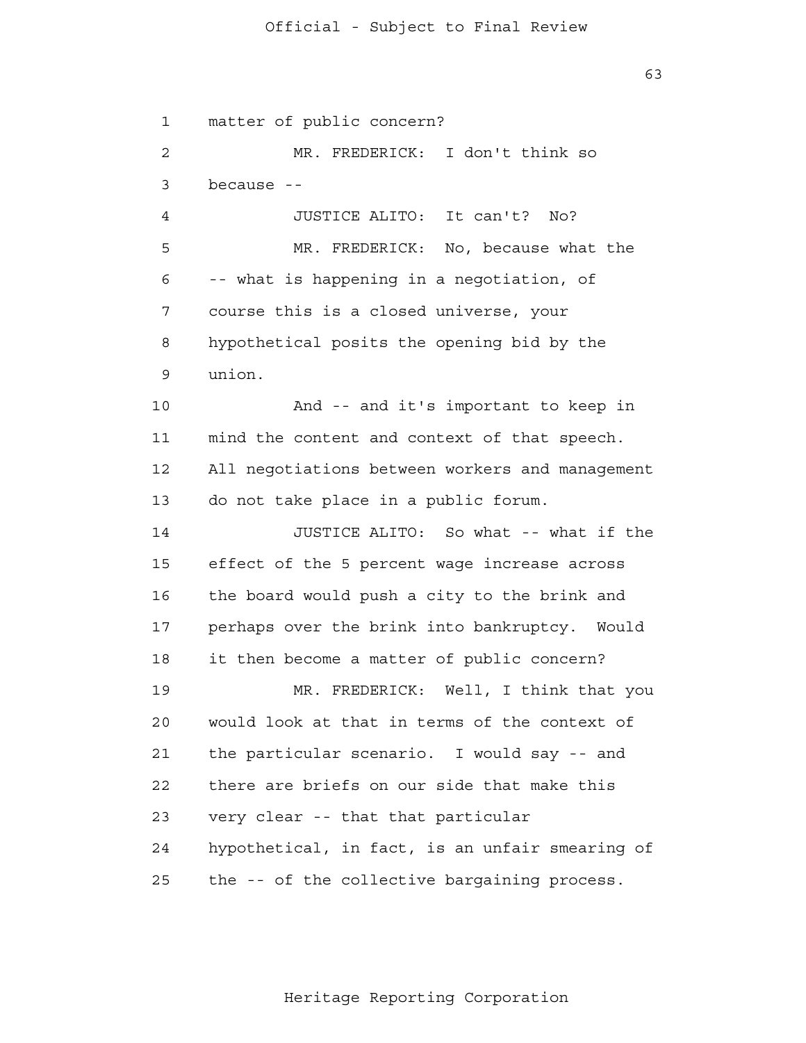matter of public concern?

MR. FREDERICK: I don't think so because --

JUSTICE ALITO: It can't? No?

MR. FREDERICK: No, because what the -- what is happening in a negotiation, of course this is a closed universe, your hypothetical posits the opening bid by the union.

And -- and it's important to keep in mind the content and context of that speech. All negotiations between workers and management do not take place in a public forum.

JUSTICE ALITO: So what -- what if the effect of the 5 percent wage increase across the board would push a city to the brink and perhaps over the brink into bankruptcy. Would it then become a matter of public concern?

MR. FREDERICK: Well, I think that you would look at that in terms of the context of the particular scenario. I would say -- and there are briefs on our side that make this very clear -- that that particular hypothetical, in fact, is an unfair smearing of the -- of the collective bargaining process.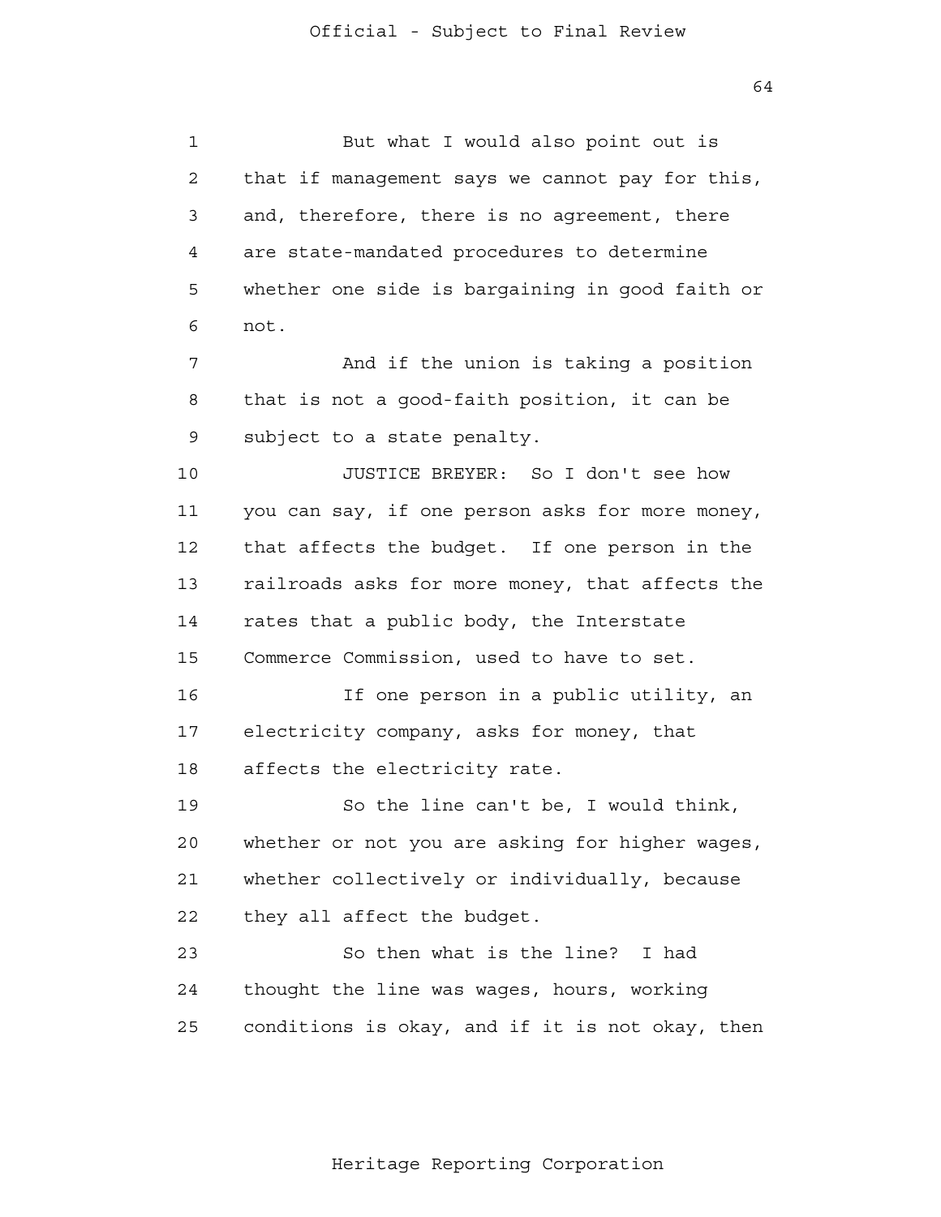But what I would also point out is that if management says we cannot pay for this, and, therefore, there is no agreement, there are state-mandated procedures to determine whether one side is bargaining in good faith or not.

And if the union is taking a position that is not a good-faith position, it can be subject to a state penalty.

JUSTICE BREYER: So I don't see how you can say, if one person asks for more money, that affects the budget. If one person in the railroads asks for more money, that affects the rates that a public body, the Interstate Commerce Commission, used to have to set.

If one person in a public utility, an electricity company, asks for money, that affects the electricity rate.

So the line can't be, I would think, whether or not you are asking for higher wages, whether collectively or individually, because they all affect the budget.

So then what is the line? I had thought the line was wages, hours, working conditions is okay, and if it is not okay, then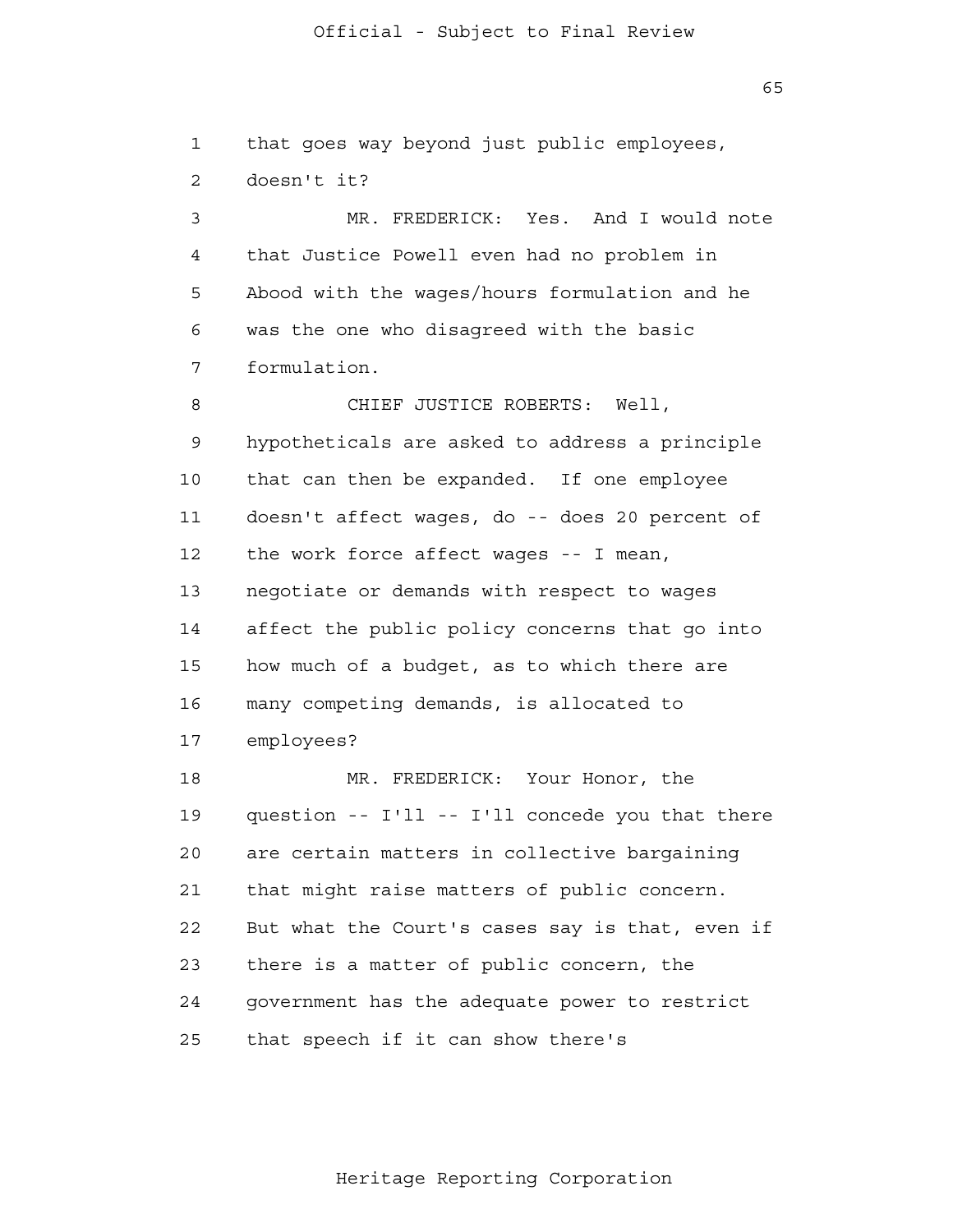that goes way beyond just public employees, doesn't it?

MR. FREDERICK: Yes. And I would note that Justice Powell even had no problem in Abood with the wages/hours formulation and he was the one who disagreed with the basic formulation.

CHIEF JUSTICE ROBERTS: Well, hypotheticals are asked to address a principle that can then be expanded. If one employee doesn't affect wages, do -- does 20 percent of the work force affect wages -- I mean, negotiate or demands with respect to wages affect the public policy concerns that go into how much of a budget, as to which there are many competing demands, is allocated to employees?

MR. FREDERICK: Your Honor, the question -- I'll -- I'll concede you that there are certain matters in collective bargaining that might raise matters of public concern. But what the Court's cases say is that, even if there is a matter of public concern, the government has the adequate power to restrict that speech if it can show there's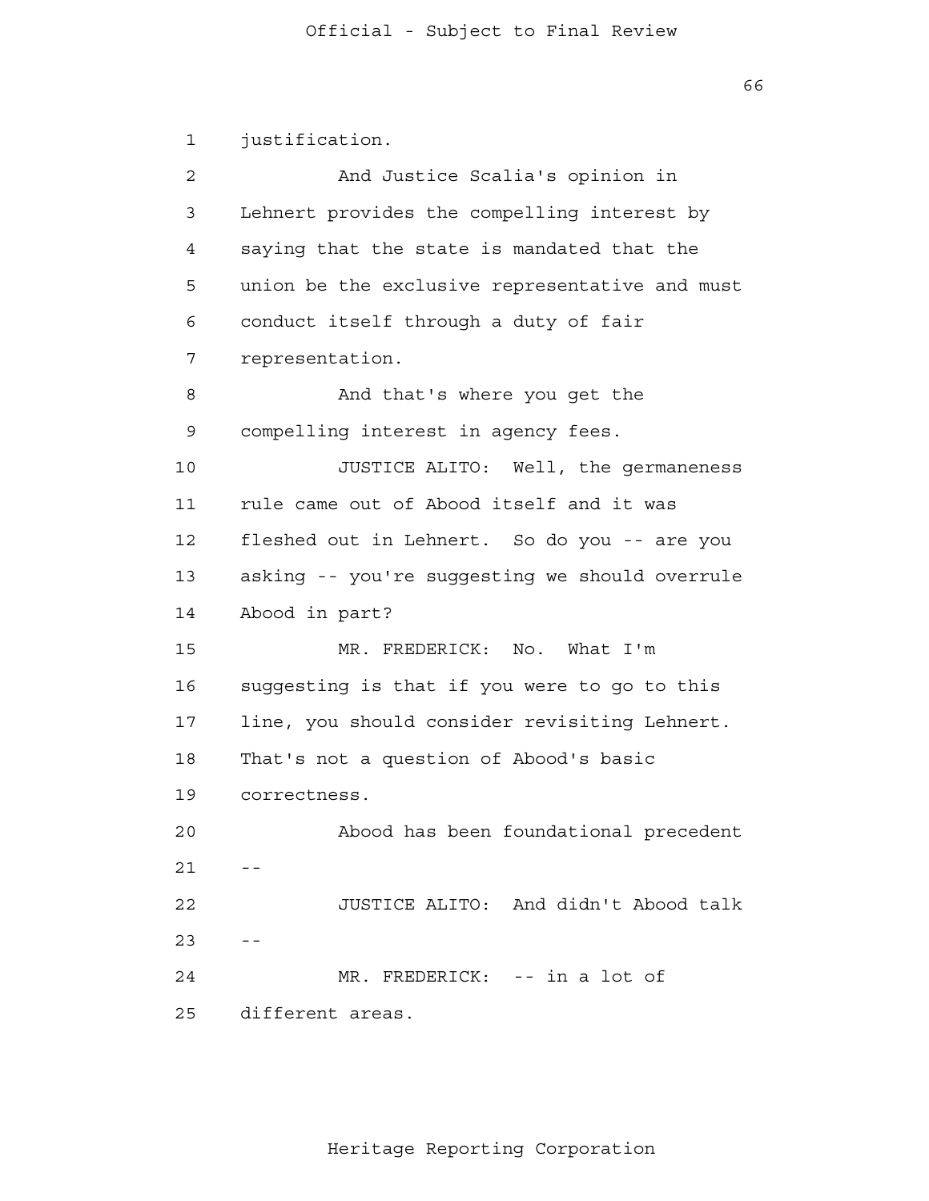justification.

And Justice Scalia's opinion in Lehnert provides the compelling interest by saying that the state is mandated that the union be the exclusive representative and must conduct itself through a duty of fair representation.

And that's where you get the compelling interest in agency fees.

JUSTICE ALITO: Well, the germaneness rule came out of Abood itself and it was fleshed out in Lehnert. So do you -- are you asking -- you're suggesting we should overrule Abood in part?

MR. FREDERICK: No. What I'm suggesting is that if you were to go to this line, you should consider revisiting Lehnert. That's not a question of Abood's basic correctness.

Abood has been foundational precedent --

JUSTICE ALITO: And didn't Abood talk --

MR. FREDERICK: -- in a lot of different areas.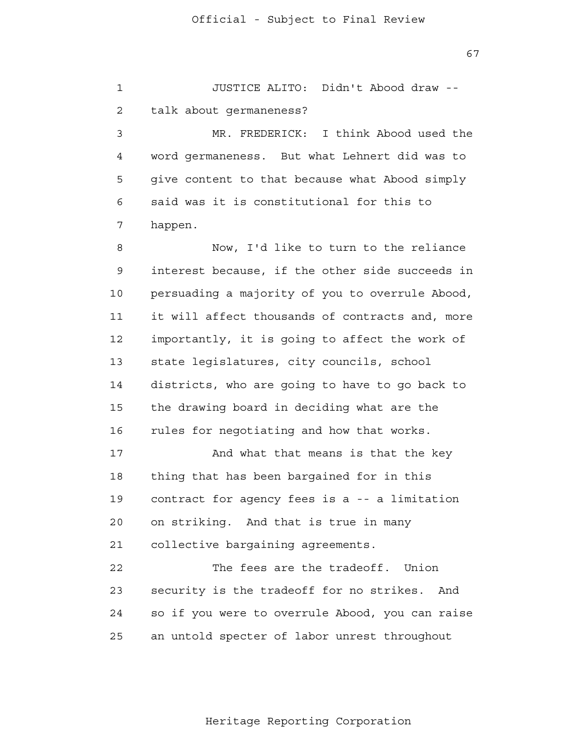JUSTICE ALITO: Didn't Abood draw -- talk about germaneness?

MR. FREDERICK: I think Abood used the word germaneness. But what Lehnert did was to give content to that because what Abood simply said was it is constitutional for this to happen.

Now, I'd like to turn to the reliance interest because, if the other side succeeds in persuading a majority of you to overrule Abood, it will affect thousands of contracts and, more importantly, it is going to affect the work of state legislatures, city councils, school districts, who are going to have to go back to the drawing board in deciding what are the rules for negotiating and how that works.

And what that means is that the key thing that has been bargained for in this contract for agency fees is a -- a limitation on striking. And that is true in many collective bargaining agreements.

The fees are the tradeoff. Union security is the tradeoff for no strikes. And so if you were to overrule Abood, you can raise an untold specter of labor unrest throughout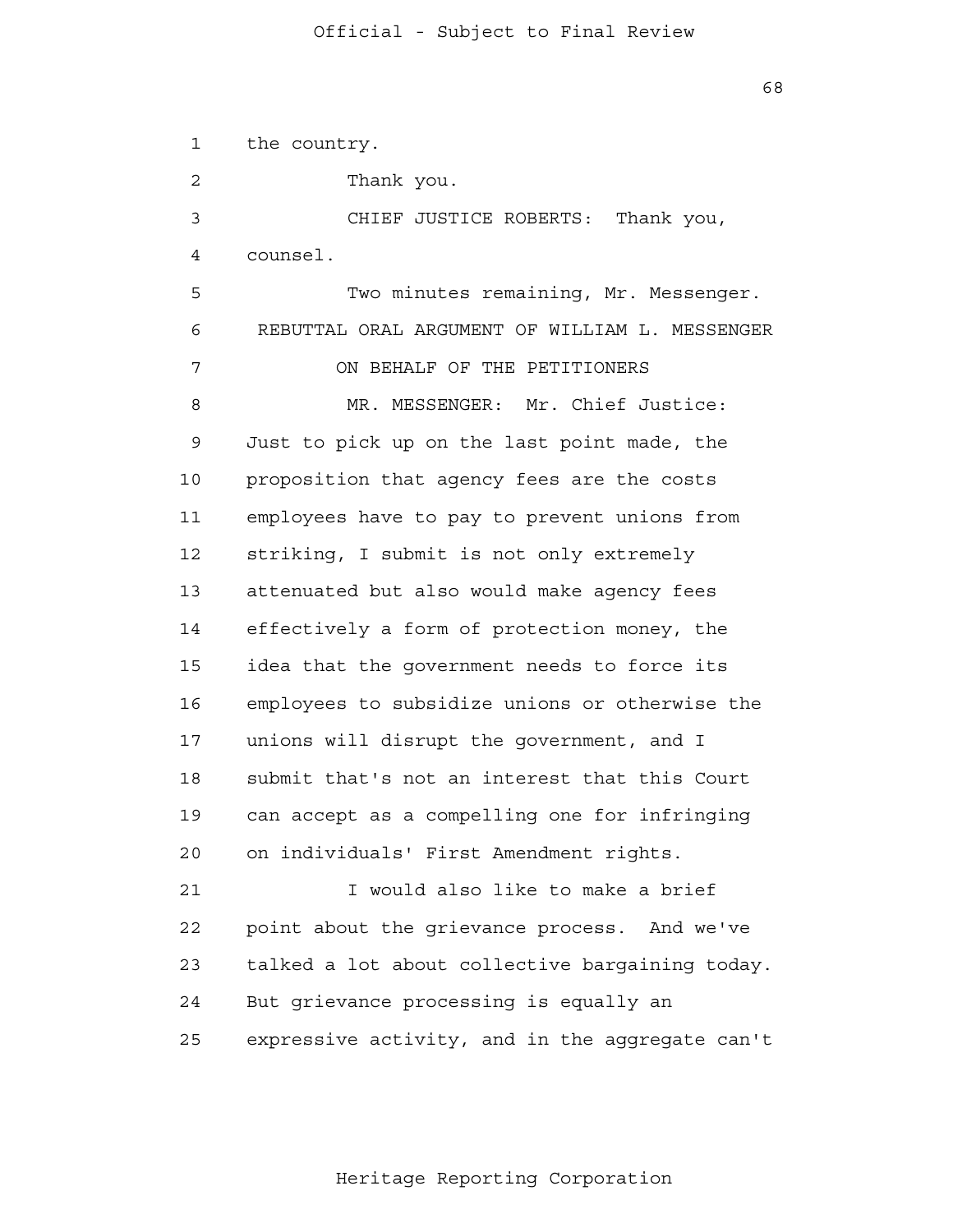the country.

Thank you.

CHIEF JUSTICE ROBERTS: Thank you, counsel.

Two minutes remaining, Mr. Messenger.

REBUTTAL ORAL ARGUMENT OF WILLIAM L. MESSENGER
ON BEHALF OF THE PETITIONERS

MR. MESSENGER: Mr. Chief Justice: Just to pick up on the last point made, the proposition that agency fees are the costs employees have to pay to prevent unions from striking, I submit is not only extremely attenuated but also would make agency fees effectively a form of protection money, the idea that the government needs to force its employees to subsidize unions or otherwise the unions will disrupt the government, and I submit that's not an interest that this Court can accept as a compelling one for infringing on individuals' First Amendment rights.

I would also like to make a brief point about the grievance process. And we've talked a lot about collective bargaining today. But grievance processing is equally an expressive activity, and in the aggregate can't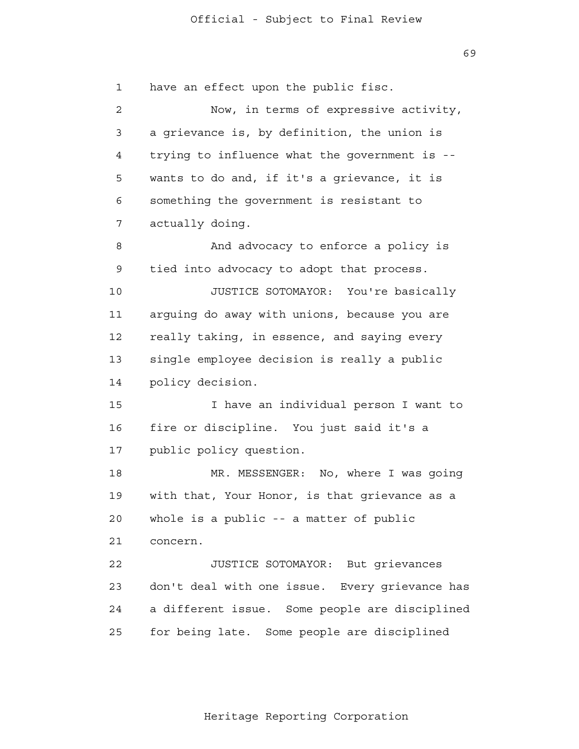have an effect upon the public fisc.

Now, in terms of expressive activity, a grievance is, by definition, the union is trying to influence what the government is -- wants to do and, if it's a grievance, it is something the government is resistant to actually doing.

And advocacy to enforce a policy is tied into advocacy to adopt that process.

JUSTICE SOTOMAYOR: You're basically arguing do away with unions, because you are really taking, in essence, and saying every single employee decision is really a public policy decision.

I have an individual person I want to fire or discipline. You just said it's a public policy question.

MR. MESSENGER: No, where I was going with that, Your Honor, is that grievance as a whole is a public -- a matter of public concern.

JUSTICE SOTOMAYOR: But grievances don't deal with one issue. Every grievance has a different issue. Some people are disciplined for being late. Some people are disciplined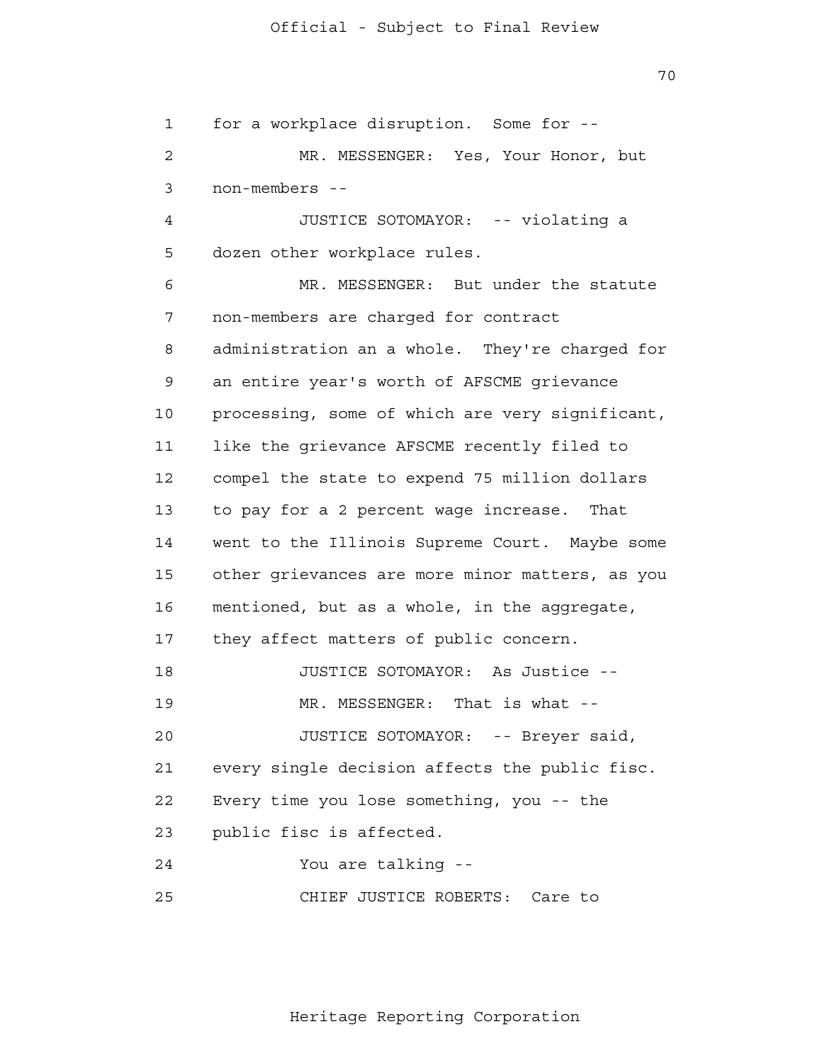for a workplace disruption. Some for --

MR. MESSENGER: Yes, Your Honor, but non-members --

JUSTICE SOTOMAYOR: -- violating a dozen other workplace rules.

MR. MESSENGER: But under the statute non-members are charged for contract administration an a whole. They're charged for an entire year's worth of AFSCME grievance processing, some of which are very significant, like the grievance AFSCME recently filed to compel the state to expend 75 million dollars to pay for a 2 percent wage increase. That went to the Illinois Supreme Court. Maybe some other grievances are more minor matters, as you mentioned, but as a whole, in the aggregate, they affect matters of public concern.

JUSTICE SOTOMAYOR: As Justice --

MR. MESSENGER: That is what --

JUSTICE SOTOMAYOR: -- Breyer said, every single decision affects the public fisc. Every time you lose something, you -- the public fisc is affected.

You are talking --

CHIEF JUSTICE ROBERTS: Care to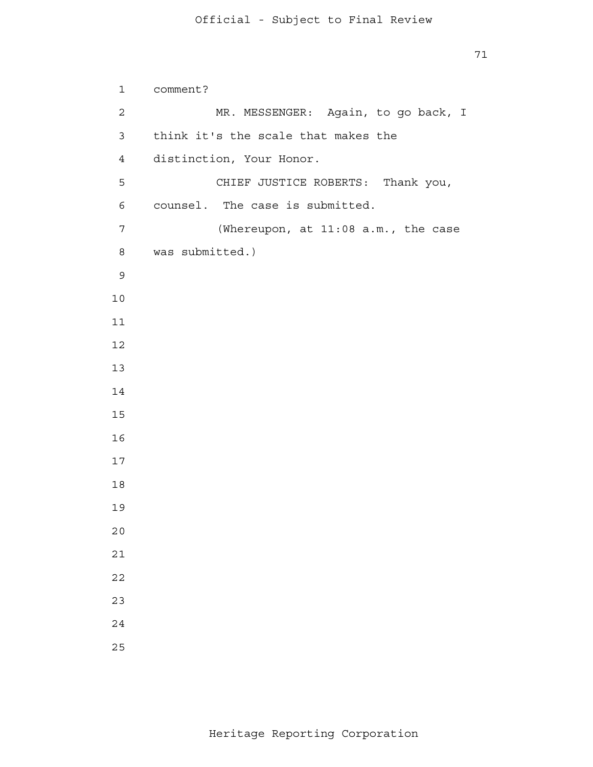comment?

MR. MESSENGER: Again, to go back, I think it's the scale that makes the distinction, Your Honor.

CHIEF JUSTICE ROBERTS: Thank you, counsel. The case is submitted.

(Whereupon, at 11:08 a.m., the case was submitted.)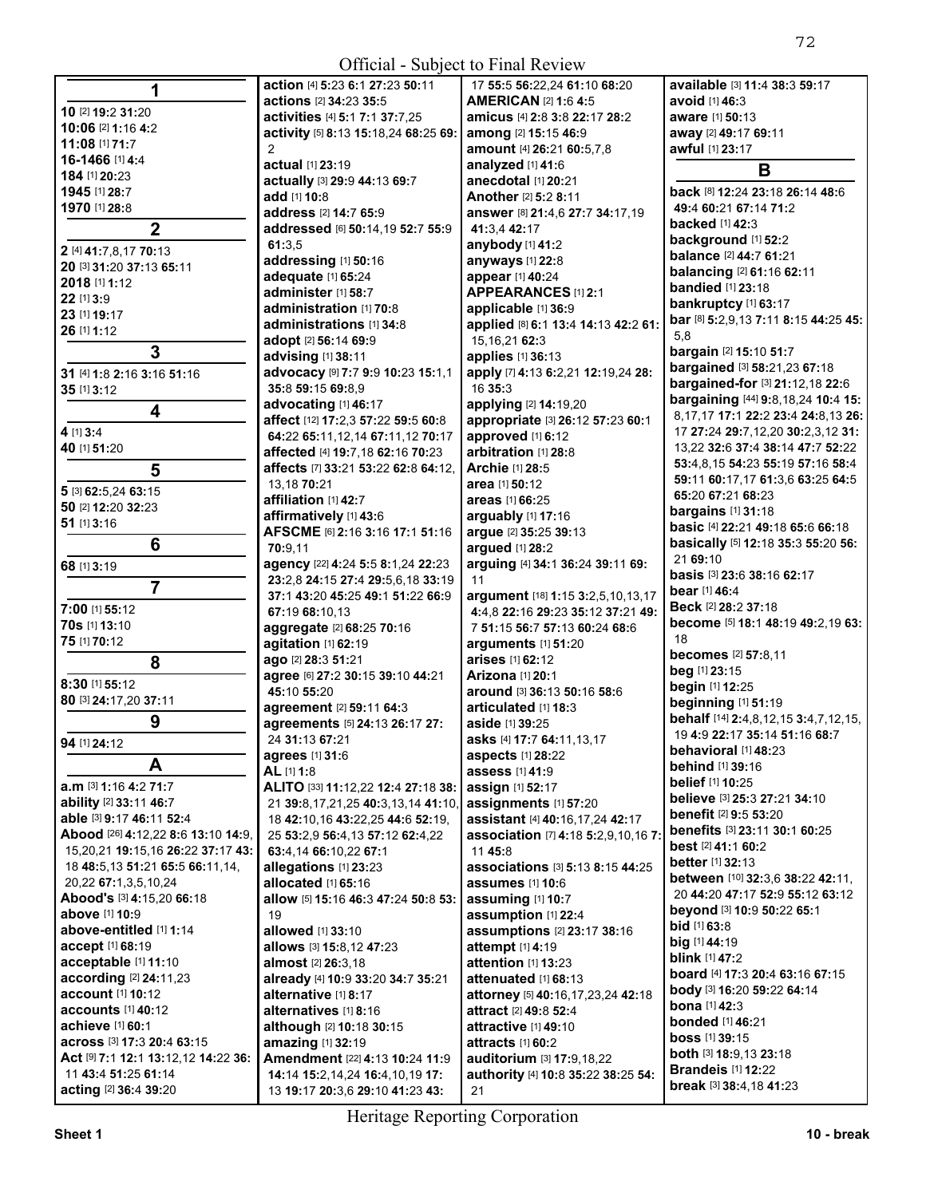**1**

**10** [2] **19:**2 **31:**20
**10:06** [2] **1:**16 **4:**2
**11:08** [1] **71:**7
**16-1466** [1] **4:**4
**184** [1] **20:**23
**1945** [1] **28:**7
**1970** [1] **28:**8

**2**

**2** [4] **41:**7,8,17 **70:**13
**20** [3] **31:**20 **37:**13 **65:**11
**2018** [1] **1:**12
**22** [1] **3:**9
**23** [1] **19:**17
**26** [1] **1:**12

**3**

**31** [4] **1:**8 **2:**16 **3:**16 **51:**16
**35** [1] **3:**12

**4**

**4** [1] **3:**4
**40** [1] **51:**20

**5**

**5** [3] **62:**5,24 **63:**15
**50** [2] **12:**20 **32:**23
**51** [1] **3:**16

**6**

**68** [1] **3:**19

**7**

**7:00** [1] **55:**12
**70s** [1] **13:**10
**75** [1] **70:**12

**8**

**8:30** [1] **55:**12
**80** [3] **24:**17,20 **37:**11

**9**

**94** [1] **24:**12

**A**

**a.m** [3] **1:**16 **4:**2 **71:**7
**ability** [2] **33:**11 **46:**7
**able** [3] **9:**17 **46:**11 **52:**4
**Abood** [26] **4:**12,22 **8:**6 **13:**10 **14:**9,15,20,21 **19:**15,16 **26:**22 **37:**17 **43:**18 **48:**5,13 **51:**21 **65:**5 **66:**11,14,20,22 **67:**1,3,5,10,24
**Abood's** [3] **4:**15,20 **66:**18
**above** [1] **10:**9
**above-entitled** [1] **1:**14
**accept** [1] **68:**19
**acceptable** [1] **11:**10
**according** [2] **24:**11,23
**account** [1] **10:**12
**accounts** [1] **40:**12
**achieve** [1] **60:**1
**across** [3] **17:**3 **20:**4 **63:**15
**Act** [9] **7:**1 **12:**1 **13:**12,12 **14:**22 **36:**11 **43:**4 **51:**25 **61:**14
**acting** [2] **36:**4 **39:**20
**action** [4] **5:**23 **6:**1 **27:**23 **50:**11
**actions** [2] **34:**23 **35:**5
**activities** [4] **5:**1 **7:**1 **37:**7,25
**activity** [5] **8:**13 **15:**18,24 **68:**25 **69:**2
**actual** [1] **23:**19
**actually** [3] **29:**9 **44:**13 **69:**7
**add** [1] **10:**8
**address** [2] **14:**7 **65:**9
**addressed** [6] **50:**14,19 **52:**7 **55:**9 **61:**3,5
**addressing** [1] **50:**16
**adequate** [1] **65:**24
**administer** [1] **58:**7
**administration** [1] **70:**8
**administrations** [1] **34:**8
**adopt** [2] **56:**14 **69:**9
**advising** [1] **38:**11
**advocacy** [9] **7:**7 **9:**9 **10:**23 **15:**1,1 **35:**8 **59:**15 **69:**8,9
**advocating** [1] **46:**17
**affect** [12] **17:**2,3 **57:**22 **59:**5 **60:**8 **64:**22 **65:**11,12,14 **67:**11,12 **70:**17
**affected** [4] **19:**7,18 **62:**16 **70:**23
**affects** [7] **33:**21 **53:**22 **62:**8 **64:**12,13,18 **70:**21
**affiliation** [1] **42:**7
**affirmatively** [1] **43:**6
**AFSCME** [6] **2:**16 **3:**16 **17:**1 **51:**16 **70:**9,11
**agency** [22] **4:**24 **5:**5 **8:**1,24 **22:**23 **23:**2,8 **24:**15 **27:**4 **29:**5,6,18 **33:**19 **37:**1 **43:**20 **45:**25 **49:**1 **51:**22 **66:**9 **67:**19 **68:**10,13
**aggregate** [2] **68:**25 **70:**16
**agitation** [1] **62:**19
**ago** [2] **28:**3 **51:**21
**agree** [6] **27:**2 **30:**15 **39:**10 **44:**21 **45:**10 **55:**20
**agreement** [2] **59:**11 **64:**3
**agreements** [5] **24:**13 **26:**17 **27:**24 **31:**13 **67:**21
**agrees** [1] **31:**6
**AL** [1] **1:**8
**ALITO** [33] **11:**12,22 **12:**4 **27:**18 **38:**21 **39:**8,17,21,25 **40:**3,13,14 **41:**10,18 **42:**10,16 **43:**22,25 **44:**6 **52:**19,25 **53:**2,9 **56:**4,13 **57:**12 **62:**4,22 **63:**4,14 **66:**10,22 **67:**1
**allegations** [1] **23:**23
**allocated** [1] **65:**16
**allow** [5] **15:**16 **46:**3 **47:**24 **50:**8 **53:**19
**allowed** [1] **33:**10
**allows** [3] **15:**8,12 **47:**23
**almost** [2] **26:**3,18
**already** [4] **10:**9 **33:**20 **34:**7 **35:**21
**alternative** [1] **8:**17
**alternatives** [1] **8:**16
**although** [2] **10:**18 **30:**15
**amazing** [1] **32:**19
**Amendment** [22] **4:**13 **10:**24 **11:**9 **14:**14 **15:**2,14,24 **16:**4,10,19 **17:**13 **19:**17 **20:**3,6 **29:**10 **41:**23 **43:**17 **55:**5 **56:**22,24 **61:**10 **68:**20
**AMERICAN** [2] **1:**6 **4:**5
**amicus** [4] **2:**8 **3:**8 **22:**17 **28:**2
**among** [2] **15:**15 **46:**9
**amount** [4] **26:**21 **60:**5,7,8
**analyzed** [1] **41:**6
**anecdotal** [1] **20:**21
**Another** [2] **5:**2 **8:**11
**answer** [8] **21:**4,6 **27:**7 **34:**17,19 **41:**3,4 **42:**17
**anybody** [1] **41:**2
**anyways** [1] **22:**8
**appear** [1] **40:**24
**APPEARANCES** [1] **2:**1
**applicable** [1] **36:**9
**applied** [8] **6:**1 **13:**4 **14:**13 **42:**2 **61:**15,16,21 **62:**3
**applies** [1] **36:**13
**apply** [7] **4:**13 **6:**2,21 **12:**19,24 **28:**16 **35:**3
**applying** [2] **14:**19,20
**appropriate** [3] **26:**12 **57:**23 **60:**1
**approved** [1] **6:**12
**arbitration** [1] **28:**8
**Archie** [1] **28:**5
**area** [1] **50:**12
**areas** [1] **66:**25
**arguably** [1] **17:**16
**argue** [2] **35:**25 **39:**13
**argued** [1] **28:**2
**arguing** [4] **34:**1 **36:**24 **39:**11 **69:**11
**argument** [18] **1:**15 **3:**2,5,10,13,17 **4:**4,8 **22:**16 **29:**23 **35:**12 **37:**21 **49:**7 **51:**15 **56:**7 **57:**13 **60:**24 **68:**6
**arguments** [1] **51:**20
**arises** [1] **62:**12
**Arizona** [1] **20:**1
**around** [3] **36:**13 **50:**16 **58:**6
**articulated** [1] **18:**3
**aside** [1] **39:**25
**asks** [4] **17:**7 **64:**11,13,17
**aspects** [1] **28:**22
**assess** [1] **41:**9
**assign** [1] **52:**17
**assignments** [1] **57:**20
**assistant** [4] **40:**16,17,24 **42:**17
**association** [7] **4:**18 **5:**2,9,10,16 **7:**11 **45:**8
**associations** [3] **5:**13 **8:**15 **44:**25
**assumes** [1] **10:**6
**assuming** [1] **10:**7
**assumption** [1] **22:**4
**assumptions** [2] **23:**17 **38:**16
**attempt** [1] **4:**19
**attention** [1] **13:**23
**attenuated** [1] **68:**13
**attorney** [5] **40:**16,17,23,24 **42:**18
**attract** [2] **49:**8 **52:**4
**attractive** [1] **49:**10
**attracts** [1] **60:**2
**auditorium** [3] **17:**9,18,22
**authority** [4] **10:**8 **35:**22 **38:**25 **54:**21
**available** [3] **11:**4 **38:**3 **59:**17
**avoid** [1] **46:**3
**aware** [1] **50:**13
**away** [2] **49:**17 **69:**11
**awful** [1] **23:**17

**B**

**back** [8] **12:**24 **23:**18 **26:**14 **48:**6 **49:**4 **60:**21 **67:**14 **71:**2
**backed** [1] **42:**3
**background** [1] **52:**2
**balance** [2] **44:**7 **61:**21
**balancing** [2] **61:**16 **62:**11
**bandied** [1] **23:**18
**bankruptcy** [1] **63:**17
**bar** [8] **5:**2,9,13 **7:**11 **8:**15 **44:**25 **45:**5,8
**bargain** [2] **15:**10 **51:**7
**bargained** [3] **58:**21,23 **67:**18
**bargained-for** [3] **21:**12,18 **22:**6
**bargaining** [44] **9:**8,18,24 **10:**4 **15:**8,17,17 **17:**1 **22:**2 **23:**4 **24:**8,13 **26:**17 **27:**24 **29:**7,12,20 **30:**2,3,12 **31:**13,22 **32:**6 **37:**4 **38:**14 **47:**7 **52:**22 **53:**4,8,15 **54:**23 **55:**19 **57:**16 **58:**4 **59:**11 **60:**17,17 **61:**3,6 **63:**25 **64:**5 **65:**20 **67:**21 **68:**23
**bargains** [1] **31:**18
**basic** [4] **22:**21 **49:**18 **65:**6 **66:**18
**basically** [5] **12:**18 **35:**3 **55:**20 **56:**21 **69:**10
**basis** [3] **23:**6 **38:**16 **62:**17
**bear** [1] **46:**4
**Beck** [2] **28:**2 **37:**18
**become** [5] **18:**1 **48:**19 **49:**2,19 **63:**18
**becomes** [2] **57:**8,11
**beg** [1] **23:**15
**begin** [1] **12:**25
**beginning** [1] **51:**19
**behalf** [14] **2:**4,8,12,15 **3:**4,7,12,15,19 **4:**9 **22:**17 **35:**14 **51:**16 **68:**7
**behavioral** [1] **48:**23
**behind** [1] **39:**16
**belief** [1] **10:**25
**believe** [3] **25:**3 **27:**21 **34:**10
**benefit** [2] **9:**5 **53:**20
**benefits** [3] **23:**11 **30:**1 **60:**25
**best** [2] **41:**1 **60:**2
**better** [1] **32:**13
**between** [10] **32:**3,6 **38:**22 **42:**11,20 **44:**20 **47:**17 **52:**9 **55:**12 **63:**12
**beyond** [3] **10:**9 **50:**22 **65:**1
**bid** [1] **63:**8
**big** [1] **44:**19
**blink** [1] **47:**2
**board** [4] **17:**3 **20:**4 **63:**16 **67:**15
**body** [3] **16:**20 **59:**22 **64:**14
**bona** [1] **42:**3
**bonded** [1] **46:**21
**boss** [1] **39:**15
**both** [3] **18:**9,13 **23:**18
**Brandeis** [1] **12:**22
**break** [3] **38:**4,18 **41:**23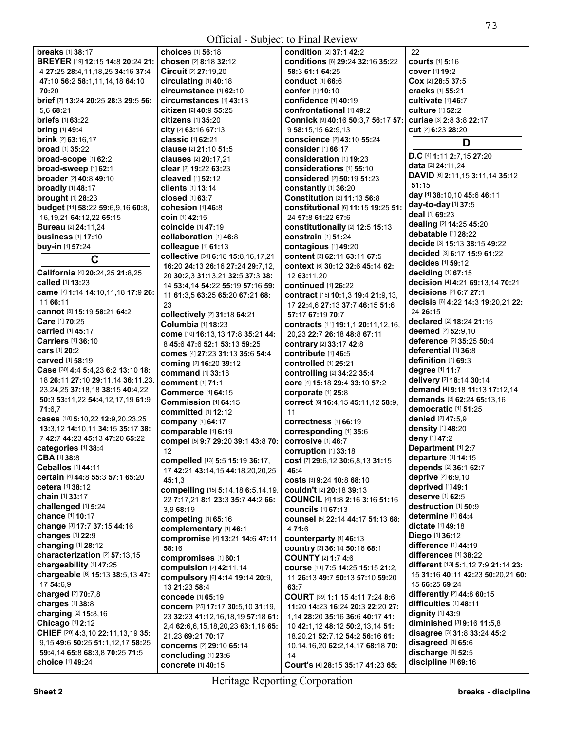**breaks** [1] **38:**17
**BREYER** [19] **12:**15 **14:**8 **20:**24 **21:**4 **27:**25 **28:**4,11,18,25 **34:**16 **37:**4 **47:**10 **56:**2 **58:**1,11,14,18 **64:**10 **70:**20
**brief** [7] **13:**24 **20:**25 **28:**3 **29:**5 **56:**5,6 **68:**21
**briefs** [1] **63:**22
**bring** [1] **49:**4
**brink** [2] **63:**16,17
**broad** [1] **35:**22
**broad-scope** [1] **62:**2
**broad-sweep** [1] **62:**1
**broader** [2] **40:**8 **49:**10
**broadly** [1] **48:**17
**brought** [1] **28:**23
**budget** [11] **58:**22 **59:**6,9,16 **60:**8,16,19,21 **64:**12,22 **65:**15
**Bureau** [2] **24:**11,24
**business** [1] **17:**10
**buy-in** [1] **57:**24

## C

**California** [4] **20:**24,25 **21:**8,25
**called** [1] **13:**23
**came** [7] **1:**14 **14:**10,11,18 **17:**9 **26:**11 **66:**11
**cannot** [3] **15:**19 **58:**21 **64:**2
**Care** [1] **70:**25
**carried** [1] **45:**17
**Carriers** [1] **36:**10
**cars** [1] **20:**2
**carved** [1] **58:**19
**Case** [30] **4:**4 **5:**4,23 **6:**2 **13:**10 **18:**18 **26:**11 **27:**10 **29:**11,14 **36:**11,23,23,24,25 **37:**18,18 **38:**15 **40:**4,22 **50:**3 **53:**11,22 **54:**4,12,17,19 **61:**9 **71:**6,7
**cases** [18] **5:**10,22 **12:**9,20,23,25 **13:**3,12 **14:**10,11 **34:**15 **35:**17 **38:**7 **42:**7 **44:**23 **45:**13 **47:**20 **65:**22
**categories** [1] **38:**4
**CBA** [1] **38:**8
**Ceballos** [1] **44:**11
**certain** [4] **44:**8 **55:**3 **57:**1 **65:**20
**cetera** [1] **38:**12
**chain** [1] **33:**17
**challenged** [1] **5:**24
**chance** [1] **10:**17
**change** [3] **17:**7 **37:**15 **44:**16
**changes** [1] **22:**9
**changing** [1] **28:**12
**characterization** [2] **57:**13,15
**chargeability** [1] **47:**25
**chargeable** [6] **15:**13 **38:**5,13 **47:**17 **54:**6,9
**charged** [2] **70:**7,8
**charges** [1] **38:**8
**charging** [2] **15:**8,16
**Chicago** [1] **2:**12
**CHIEF** [20] **4:**3,10 **22:**11,13,19 **35:**9,15 **49:**6 **50:**25 **51:**1,12,17 **58:**25 **59:**4,14 **65:**8 **68:**3,8 **70:**25 **71:**5
**choice** [1] **49:**24
**choices** [1] **56:**18
**chosen** [2] **8:**18 **32:**12
**Circuit** [2] **27:**19,20
**circulating** [1] **40:**18
**circumstance** [1] **62:**10
**circumstances** [1] **43:**13
**citizen** [2] **40:**9 **55:**25
**citizens** [1] **35:**20
**city** [2] **63:**16 **67:**13
**classic** [1] **62:**21
**clause** [2] **21:**10 **51:**5
**clauses** [2] **20:**17,21
**clear** [2] **19:**22 **63:**23
**cleaved** [1] **52:**12
**clients** [1] **13:**14
**closed** [1] **63:**7
**cohesion** [1] **46:**8
**coin** [1] **42:**15
**coincide** [1] **47:**19
**collaboration** [1] **46:**8
**colleague** [1] **61:**13
**collective** [31] **6:**18 **15:**8,16,17,21 **16:**20 **24:**13 **26:**16 **27:**24 **29:**7,12,20 **30:**2,3 **31:**13,21 **32:**5 **37:**3 **38:**14 **53:**4,14 **54:**22 **55:**19 **57:**16 **59:**11 **61:**3,5 **63:**25 **65:**20 **67:**21 **68:**23
**collectively** [2] **31:**18 **64:**21
**Columbia** [1] **18:**23
**come** [10] **16:**13,13 **17:**8 **35:**21 **44:**8 **45:**6 **47:**6 **52:**1 **53:**13 **59:**25
**comes** [4] **27:**23 **31:**13 **35:**6 **54:**4
**coming** [2] **16:**20 **39:**12
**command** [1] **33:**18
**comment** [1] **71:**1
**Commerce** [1] **64:**15
**Commission** [1] **64:**15
**committed** [1] **12:**12
**company** [1] **64:**17
**comparable** [1] **6:**19
**compel** [5] **9:**7 **29:**20 **39:**1 **43:**8 **70:**12
**compelled** [13] **5:**5 **15:**19 **36:**17,17 **42:**21 **43:**14,15 **44:**18,20,20,25 **45:**1,3
**compelling** [15] **5:**14,18 **6:**5,14,19,22 **7:**17,21 **8:**1 **23:**3 **35:**7 **44:**2 **66:**3,9 **68:**19
**competing** [1] **65:**16
**complementary** [1] **46:**1
**compromise** [4] **13:**21 **14:**6 **47:**11 **58:**16
**compromises** [1] **60:**1
**compulsion** [2] **42:**11,14
**compulsory** [6] **4:**14 **19:**14 **20:**9,13 **21:**23 **58:**4
**concede** [1] **65:**19
**concern** [25] **17:**17 **30:**5,10 **31:**19,23 **32:**23 **41:**12,16,18,19 **57:**18 **61:**2,4 **62:**6,6,15,18,20,23 **63:**1,18 **65:**21,23 **69:**21 **70:**17
**concerns** [2] **29:**10 **65:**14
**concluding** [1] **23:**6
**concrete** [1] **40:**15
**condition** [2] **37:**1 **42:**2
**conditions** [6] **29:**24 **32:**16 **35:**22 **58:**3 **61:**1 **64:**25
**conduct** [1] **66:**6
**confer** [1] **10:**10
**confidence** [1] **40:**19
**confrontational** [1] **49:**2
**Connick** [9] **40:**16 **50:**3,7 **56:**17 **57:**9 **58:**15,15 **62:**9,13
**conscience** [2] **43:**10 **55:**24
**consider** [1] **66:**17
**consideration** [1] **19:**23
**considerations** [1] **55:**10
**considered** [2] **50:**19 **51:**23
**constantly** [1] **36:**20
**Constitution** [2] **11:**13 **56:**8
**constitutional** [6] **11:**15 **19:**25 **51:**24 **57:**8 **61:**22 **67:**6
**constitutionally** [2] **12:**5 **15:**13
**constrain** [1] **51:**24
**contagious** [1] **49:**20
**content** [3] **62:**11 **63:**11 **67:**5
**context** [6] **30:**12 **32:**6 **45:**14 **62:**12 **63:**11,20
**continued** [1] **26:**22
**contract** [15] **10:**1,3 **19:**4 **21:**9,13,17 **22:**4,6 **27:**13 **37:**7 **46:**15 **51:**6 **57:**17 **67:**19 **70:**7
**contracts** [11] **19:**1,1 **20:**11,12,16,20,23 **22:**7 **26:**18 **48:**8 **67:**11
**contrary** [2] **33:**17 **42:**8
**contribute** [1] **46:**5
**controlled** [1] **25:**21
**controlling** [2] **34:**22 **35:**4
**core** [4] **15:**18 **29:**4 **33:**10 **57:**2
**corporate** [1] **25:**8
**correct** [6] **16:**4,15 **45:**11,12 **58:**9,11
**correctness** [1] **66:**19
**corresponding** [1] **35:**6
**corrosive** [1] **46:**7
**corruption** [1] **33:**18
**cost** [7] **29:**6,12 **30:**6,8,13 **31:**15 **46:**4
**costs** [3] **9:**24 **10:**8 **68:**10
**couldn't** [2] **20:**18 **39:**13
**COUNCIL** [4] **1:**8 **2:**16 **3:**16 **51:**16
**councils** [1] **67:**13
**counsel** [5] **22:**14 **44:**17 **51:**13 **68:**4 **71:**6
**counterparty** [1] **46:**13
**country** [3] **36:**14 **50:**16 **68:**1
**COUNTY** [2] **1:**7 **4:**6
**course** [11] **7:**5 **14:**25 **15:**15 **21:**2,11 **26:**13 **49:**7 **50:**13 **57:**10 **59:**20 **63:**7
**COURT** [39] **1:**1,15 **4:**11 **7:**24 **8:**6 **11:**20 **14:**23 **16:**24 **20:**3 **22:**20 **27:**10 **42:**1,12 **48:**12 **50:**2,13,14 **51:**18,20,21 **52:**7,12 **54:**2 **56:**16 **61:**10,14,16,20 **62:**2,14,17 **68:**18 **70:**14
**Court's** [4] **28:**15 **35:**17 **41:**23 **65:**22
**courts** [1] **5:**16
**cover** [1] **19:**2
**Cox** [2] **28:**5 **37:**5
**cracks** [1] **55:**21
**cultivate** [1] **46:**7
**culture** [1] **52:**2
**curiae** [3] **2:**8 **3:**8 **22:**17
**cut** [2] **6:**23 **28:**20

## D

**D.C** [4] **1:**11 **2:**7,15 **27:**20
**data** [2] **24:**11,24
**DAVID** [6] **2:**11,15 **3:**11,14 **35:**12 **51:**15
**day** [4] **38:**10,10 **45:**6 **46:**11
**day-to-day** [1] **37:**5
**deal** [1] **69:**23
**dealing** [2] **14:**25 **45:**20
**debatable** [1] **28:**22
**decide** [3] **15:**13 **38:**15 **49:**22
**decided** [3] **6:**17 **15:**9 **61:**22
**decides** [1] **59:**12
**deciding** [1] **67:**15
**decision** [4] **4:**21 **69:**13,14 **70:**21
**decisions** [2] **6:**7 **27:**1
**decisis** [6] **4:**22 **14:**3 **19:**20,21 **22:**24 **26:**15
**declared** [2] **18:**24 **21:**15
**deemed** [2] **52:**9,10
**deference** [2] **35:**25 **50:**4
**deferential** [1] **36:**8
**definition** [1] **69:**3
**degree** [1] **11:**7
**delivery** [2] **18:**14 **30:**14
**demand** [4] **9:**18 **11:**13 **17:**12,14
**demands** [3] **62:**24 **65:**13,16
**democratic** [1] **51:**25
**denied** [2] **47:**5,9
**density** [1] **48:**20
**deny** [1] **47:**2
**Department** [1] **2:**7
**departure** [1] **14:**15
**depends** [2] **36:**1 **62:**7
**deprive** [2] **6:**9,10
**deprived** [1] **49:**1
**deserve** [1] **62:**5
**destruction** [1] **50:**9
**determine** [1] **64:**4
**dictate** [1] **49:**18
**Diego** [1] **36:**12
**difference** [1] **44:**19
**differences** [1] **38:**22
**different** [13] **5:**1,12 **7:**9 **21:**14 **23:**15 **31:**16 **40:**11 **42:**23 **50:**20,21 **60:**15 **66:**25 **69:**24
**differently** [2] **44:**8 **60:**15
**difficulties** [1] **48:**11
**dignity** [1] **43:**9
**diminished** [3] **9:**16 **11:**5,8
**disagree** [3] **31:**8 **33:**24 **45:**2
**disagreed** [1] **65:**6
**discharge** [1] **52:**5
**discipline** [1] **69:**16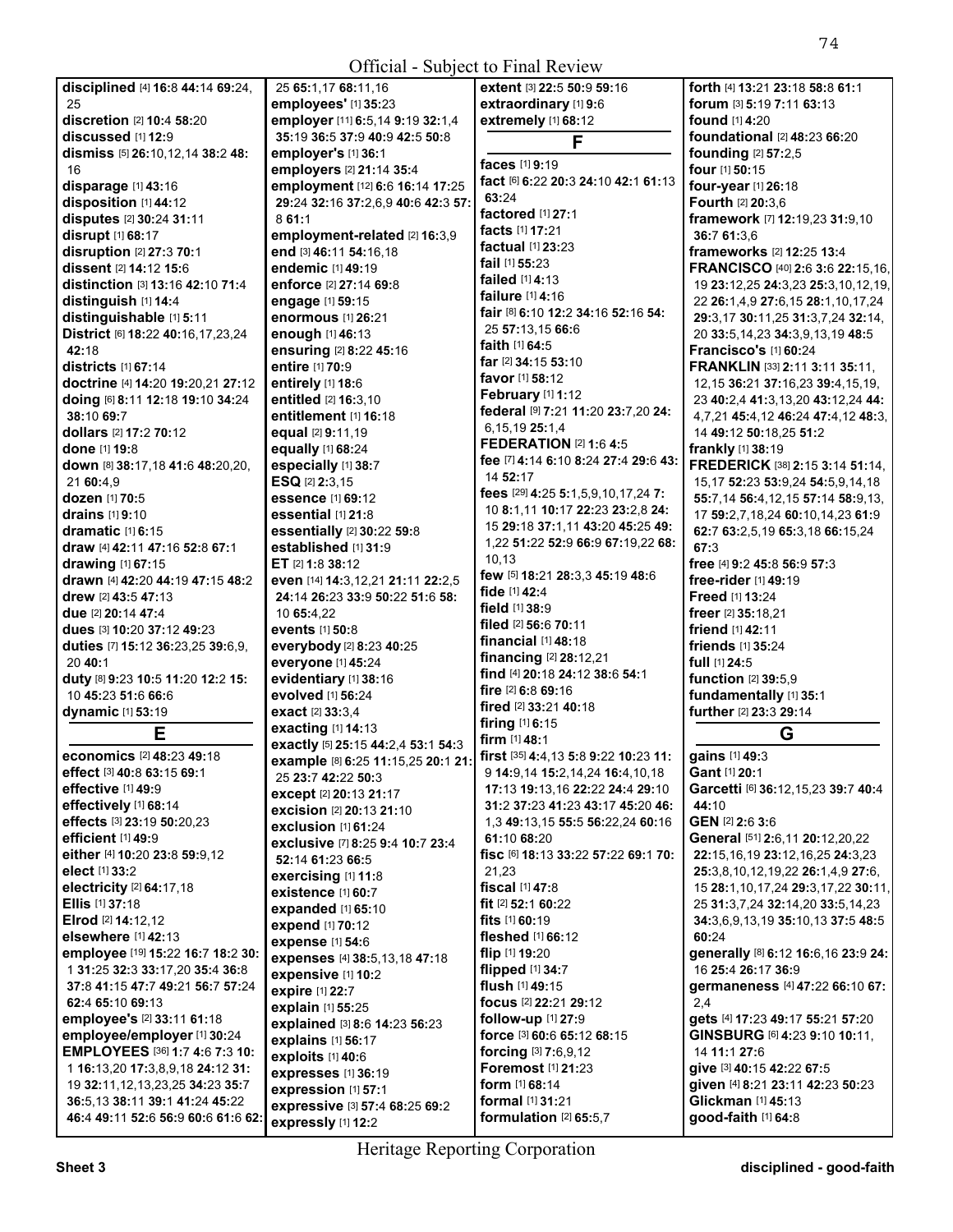Official - Subject to Final Review

**disciplined** [4] **16:**8 **44:**14 **69:**24, 25
**discretion** [2] **10:**4 **58:**20
**discussed** [1] **12:**9
**dismiss** [5] **26:**10,12,14 **38:**2 **48:**16
**disparage** [1] **43:**16
**disposition** [1] **44:**12
**disputes** [2] **30:**24 **31:**11
**disrupt** [1] **68:**17
**disruption** [2] **27:**3 **70:**1
**dissent** [2] **14:**12 **15:**6
**distinction** [3] **13:**16 **42:**10 **71:**4
**distinguish** [1] **14:**4
**distinguishable** [1] **5:**11
**District** [6] **18:**22 **40:**16,17,23,24 **42:**18
**districts** [1] **67:**14
**doctrine** [4] **14:**20 **19:**20,21 **27:**12
**doing** [6] **8:**11 **12:**18 **19:**10 **34:**24 **38:**10 **69:**7
**dollars** [2] **17:**2 **70:**12
**done** [1] **19:**8
**down** [8] **38:**17,18 **41:**6 **48:**20,20, 21 **60:**4,9
**dozen** [1] **70:**5
**drains** [1] **9:**10
**dramatic** [1] **6:**15
**draw** [4] **42:**11 **47:**16 **52:**8 **67:**1
**drawing** [1] **67:**15
**drawn** [4] **42:**20 **44:**19 **47:**15 **48:**2
**drew** [2] **43:**5 **47:**13
**due** [2] **20:**14 **47:**4
**dues** [3] **10:**20 **37:**12 **49:**23
**duties** [7] **15:**12 **36:**23,25 **39:**6,9, 20 **40:**1
**duty** [8] **9:**23 **10:**5 **11:**20 **12:**2 **15:**10 **45:**23 **51:**6 **66:**6
**dynamic** [1] **53:**19

## E

**economics** [2] **48:**23 **49:**18
**effect** [3] **40:**8 **63:**15 **69:**1
**effective** [1] **49:**9
**effectively** [1] **68:**14
**effects** [3] **23:**19 **50:**20,23
**efficient** [1] **49:**9
**either** [4] **10:**20 **23:**8 **59:**9,12
**elect** [1] **33:**2
**electricity** [2] **64:**17,18
**Ellis** [1] **37:**18
**Elrod** [2] **14:**12,12
**elsewhere** [1] **42:**13
**employee** [19] **15:**22 **16:**7 **18:**2 **30:**1 **31:**25 **32:**3 **33:**17,20 **35:**4 **36:**8 **37:**8 **41:**15 **47:**7 **49:**21 **56:**7 **57:**24 **62:**4 **65:**10 **69:**13
**employee's** [2] **33:**11 **61:**18
**employee/employer** [1] **30:**24
**EMPLOYEES** [36] **1:**7 **4:**6 **7:**3 **10:**1 **16:**13,20 **17:**3,8,9,18 **24:**12 **31:**19 **32:**11,12,13,23,25 **34:**23 **35:**7 **36:**5,13 **38:**11 **39:**1 **41:**24 **45:**22 **46:**4 **49:**11 **52:**6 **56:**9 **60:**6 **61:**6 **62:**25 **65:**1,17 **68:**11,16
**employees'** [1] **35:**23
**employer** [11] **6:**5,14 **9:**19 **32:**1,4 **35:**19 **36:**5 **37:**9 **40:**9 **42:**5 **50:**8
**employer's** [1] **36:**1
**employers** [2] **21:**14 **35:**4
**employment** [12] **6:**6 **16:**14 **17:**25 **29:**24 **32:**16 **37:**2,6,9 **40:**6 **42:**3 **57:**8 **61:**1
**employment-related** [2] **16:**3,9
**end** [3] **46:**11 **54:**16,18
**endemic** [1] **49:**19
**enforce** [2] **27:**14 **69:**8
**engage** [1] **59:**15
**enormous** [1] **26:**21
**enough** [1] **46:**13
**ensuring** [2] **8:**22 **45:**16
**entire** [1] **70:**9
**entirely** [1] **18:**6
**entitled** [2] **16:**3,10
**entitlement** [1] **16:**18
**equal** [2] **9:**11,19
**equally** [1] **68:**24
**especially** [1] **38:**7
**ESQ** [2] **2:**3,15
**essence** [1] **69:**12
**essential** [1] **21:**8
**essentially** [2] **30:**22 **59:**8
**established** [1] **31:**9
**ET** [2] **1:**8 **38:**12
**even** [14] **14:**3,12,21 **21:**11 **22:**2,5 **24:**14 **26:**23 **33:**9 **50:**22 **51:**6 **58:**10 **65:**4,22
**events** [1] **50:**8
**everybody** [2] **8:**23 **40:**25
**everyone** [1] **45:**24
**evidentiary** [1] **38:**16
**evolved** [1] **56:**24
**exact** [2] **33:**3,4
**exacting** [1] **14:**13
**exactly** [5] **25:**15 **44:**2,4 **53:**1 **54:**3
**example** [8] **6:**25 **11:**15,25 **20:**1 **21:**25 **23:**7 **42:**22 **50:**3
**except** [2] **20:**13 **21:**17
**excision** [2] **20:**13 **21:**10
**exclusion** [1] **61:**24
**exclusive** [7] **8:**25 **9:**4 **10:**7 **23:**4 **52:**14 **61:**23 **66:**5
**exercising** [1] **11:**8
**existence** [1] **60:**7
**expanded** [1] **65:**10
**expend** [1] **70:**12
**expense** [1] **54:**6
**expenses** [4] **38:**5,13,18 **47:**18
**expensive** [1] **10:**2
**expire** [1] **22:**7
**explain** [1] **55:**25
**explained** [3] **8:**6 **14:**23 **56:**23
**explains** [1] **56:**17
**exploits** [1] **40:**6
**expresses** [1] **36:**19
**expression** [1] **57:**1
**expressive** [3] **57:**4 **68:**25 **69:**2
**expressly** [1] **12:**2
**extent** [3] **22:**5 **50:**9 **59:**16
**extraordinary** [1] **9:**6
**extremely** [1] **68:**12

## F

**faces** [1] **9:**19
**fact** [6] **6:**22 **20:**3 **24:**10 **42:**1 **61:**13 **63:**24
**factored** [1] **27:**1
**facts** [1] **17:**21
**factual** [1] **23:**23
**fail** [1] **55:**23
**failed** [1] **4:**13
**failure** [1] **4:**16
**fair** [8] **6:**10 **12:**2 **34:**16 **52:**16 **54:**25 **57:**13,15 **66:**6
**faith** [1] **64:**5
**far** [2] **34:**15 **53:**10
**favor** [1] **58:**12
**February** [1] **1:**12
**federal** [9] **7:**21 **11:**20 **23:**7,20 **24:**6,15,19 **25:**1,4
**FEDERATION** [2] **1:**6 **4:**5
**fee** [7] **4:**14 **6:**10 **8:**24 **27:**4 **29:**6 **43:**14 **52:**17
**fees** [29] **4:**25 **5:**1,5,9,10,17,24 **7:**10 **8:**1,11 **10:**17 **22:**23 **23:**2,8 **24:**15 **29:**18 **37:**1,11 **43:**20 **45:**25 **49:**1,22 **51:**22 **52:**9 **66:**9 **67:**19,22 **68:**10,13
**few** [5] **18:**21 **28:**3,3 **45:**19 **48:**6
**fide** [1] **42:**4
**field** [1] **38:**9
**filed** [2] **56:**6 **70:**11
**financial** [1] **48:**18
**financing** [2] **28:**12,21
**find** [4] **20:**18 **24:**12 **38:**6 **54:**1
**fire** [2] **6:**8 **69:**16
**fired** [2] **33:**21 **40:**18
**firing** [1] **6:**15
**firm** [1] **48:**1
**first** [35] **4:**4,13 **5:**8 **9:**22 **10:**23 **11:**9 **14:**9,14 **15:**2,14,24 **16:**4,10,18 **17:**13 **19:**13,16 **22:**24 **24:**4 **29:**10 **31:**2 **37:**23 **41:**23 **43:**17 **45:**20 **46:**1,3 **49:**13,15 **55:**5 **56:**22,24 **60:**16 **61:**10 **68:**20
**fisc** [6] **18:**13 **33:**22 **57:**22 **69:**1 **70:**21,23
**fiscal** [1] **47:**8
**fit** [2] **52:**1 **60:**22
**fits** [1] **60:**19
**fleshed** [1] **66:**12
**flip** [1] **19:**20
**flipped** [1] **34:**7
**flush** [1] **49:**15
**focus** [2] **22:**21 **29:**12
**follow-up** [1] **27:**9
**force** [3] **60:**6 **65:**12 **68:**15
**forcing** [3] **7:**6,9,12
**Foremost** [1] **21:**23
**form** [1] **68:**14
**formal** [1] **31:**21
**formulation** [2] **65:**5,7
**forth** [4] **13:**21 **23:**18 **58:**8 **61:**1
**forum** [3] **5:**19 **7:**11 **63:**13
**found** [1] **4:**20
**foundational** [2] **48:**23 **66:**20
**founding** [2] **57:**2,5
**four** [1] **50:**15
**four-year** [1] **26:**18
**Fourth** [2] **20:**3,6
**framework** [7] **12:**19,23 **31:**9,10 **36:**7 **61:**3,6
**frameworks** [2] **12:**25 **13:**4
**FRANCISCO** [40] **2:**6 **3:**6 **22:**15,16, 19 **23:**12,25 **24:**3,23 **25:**3,10,12,19, 22 **26:**1,4,9 **27:**6,15 **28:**1,10,17,24 **29:**3,17 **30:**11,25 **31:**3,7,24 **32:**14, 20 **33:**5,14,23 **34:**3,9,13,19 **48:**5
**Francisco's** [1] **60:**24
**FRANKLIN** [33] **2:**11 **3:**11 **35:**11, 12,15 **36:**21 **37:**16,23 **39:**4,15,19, 23 **40:**2,4 **41:**3,13,20 **43:**12,24 **44:**4,7,21 **45:**4,12 **46:**24 **47:**4,12 **48:**3, 14 **49:**12 **50:**18,25 **51:**2
**frankly** [1] **38:**19
**FREDERICK** [38] **2:**15 **3:**14 **51:**14, 15,17 **52:**23 **53:**9,24 **54:**5,9,14,18 **55:**7,14 **56:**4,12,15 **57:**14 **58:**9,13, 17 **59:**2,7,18,24 **60:**10,14,23 **61:**9 **62:**7 **63:**2,5,19 **65:**3,18 **66:**15,24 **67:**3
**free** [4] **9:**2 **45:**8 **56:**9 **57:**3
**free-rider** [1] **49:**19
**Freed** [1] **13:**24
**freer** [2] **35:**18,21
**friend** [1] **42:**11
**friends** [1] **35:**24
**full** [1] **24:**5
**function** [2] **39:**5,9
**fundamentally** [1] **35:**1
**further** [2] **23:**3 **29:**14

## G

**gains** [1] **49:**3
**Gant** [1] **20:**1
**Garcetti** [6] **36:**12,15,23 **39:**7 **40:**4 **44:**10
**GEN** [2] **2:**6 **3:**6
**General** [51] **2:**6,11 **20:**12,20,22 **22:**15,16,19 **23:**12,25 **24:**3,23 **25:**3,8,10,12,19,22 **26:**1,4,9 **27:**6, 15 **28:**1,10,17,24 **29:**3,17,22 **30:**11, 25 **31:**3,7,24 **32:**14,20 **33:**5,14,23 **34:**3,6,9,13,19 **35:**10,13 **37:**5 **48:**5 **60:**24
**generally** [8] **6:**12 **16:**6,16 **23:**9 **24:**16 **25:**4 **26:**17 **36:**9
**germaneness** [4] **47:**22 **66:**10 **67:**2,4
**gets** [4] **17:**23 **49:**17 **55:**21 **57:**20
**GINSBURG** [6] **4:**23 **9:**10 **10:**11, 14 **11:**1 **27:**6
**give** [3] **40:**15 **42:**22 **67:**5
**given** [4] **8:**21 **23:**11 **42:**23 **50:**23
**Glickman** [1] **45:**13
**good-faith** [1] **64:**8

Heritage Reporting Corporation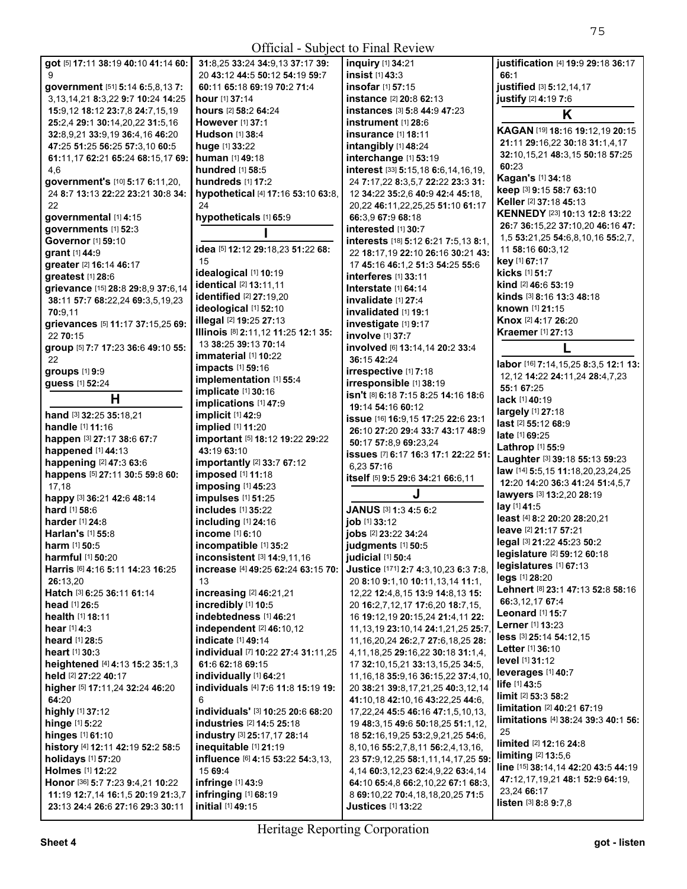Official - Subject to Final Review

**got** [5] **17:**11 **38:**19 **40:**10 **41:**14 **60:**9
**government** [51] **5:**14 **6:**5,8,13 **7:**3,13,14,21 **8:**3,22 **9:**7 **10:**24 **14:**25 **15:**9,12 **18:**12 **23:**7,8 **24:**7,15,19 **25:**2,4 **29:**1 **30:**14,20,22 **31:**5,16 **32:**8,9,21 **33:**9,19 **36:**4,16 **46:**20 **47:**25 **51:**25 **56:**25 **57:**3,10 **60:**5 **61:**11,17 **62:**21 **65:**24 **68:**15,17 **69:**4,6
**government's** [10] **5:**17 **6:**11,20, 24 **8:**7 **13:**13 **22:**22 **23:**21 **30:**8 **34:**22
**governmental** [1] **4:**15
**governments** [1] **52:**3
**Governor** [1] **59:**10
**grant** [1] **44:**9
**greater** [2] **16:**14 **46:**17
**greatest** [1] **28:**6
**grievance** [15] **28:**8 **29:**8,9 **37:**6,14 **38:**11 **57:**7 **68:**22,24 **69:**3,5,19,23 **70:**9,11
**grievances** [5] **11:**17 **37:**15,25 **69:**22 **70:**15
**group** [5] **7:**7 **17:**23 **36:**6 **49:**10 **55:**22
**groups** [1] **9:**9
**guess** [1] **52:**24

## H

**hand** [3] **32:**25 **35:**18,21
**handle** [1] **11:**16
**happen** [3] **27:**17 **38:**6 **67:**7
**happened** [1] **44:**13
**happening** [2] **47:**3 **63:**6
**happens** [5] **27:**11 **30:**5 **59:**8 **60:**17,18
**happy** [3] **36:**21 **42:**6 **48:**14
**hard** [1] **58:**6
**harder** [1] **24:**8
**Harlan's** [1] **55:**8
**harm** [1] **50:**5
**harmful** [1] **50:**20
**Harris** [6] **4:**16 **5:**11 **14:**23 **16:**25 **26:**13,20
**Hatch** [3] **6:**25 **36:**11 **61:**14
**head** [1] **26:**5
**health** [1] **18:**11
**hear** [1] **4:**3
**heard** [1] **28:**5
**heart** [1] **30:**3
**heightened** [4] **4:**13 **15:**2 **35:**1,3
**held** [2] **27:**22 **40:**17
**higher** [5] **17:**11,24 **32:**24 **46:**20 **64:**20
**highly** [1] **37:**12
**hinge** [1] **5:**22
**hinges** [1] **61:**10
**history** [4] **12:**11 **42:**19 **52:**2 **58:**5
**holidays** [1] **57:**20
**Holmes** [1] **12:**22
**Honor** [36] **5:**7 **7:**23 **9:**4,21 **10:**22 **11:**19 **12:**7,14 **16:**1,5 **20:**19 **21:**3,7 **23:**13 **24:**4 **26:**6 **27:**16 **29:**3 **30:**11 **31:**8,25 **33:**24 **34:**9,13 **37:**17 **39:**20 **43:**12 **44:**5 **50:**12 **54:**19 **59:**7 **60:**11 **65:**18 **69:**19 **70:**2 **71:**4
**hour** [1] **37:**14
**hours** [2] **58:**2 **64:**24
**However** [1] **37:**1
**Hudson** [1] **38:**4
**huge** [1] **33:**22
**human** [1] **49:**18
**hundred** [1] **58:**5
**hundreds** [1] **17:**2
**hypothetical** [4] **17:**16 **53:**10 **63:**8, 24
**hypotheticals** [1] **65:**9

## I

**idea** [5] **12:**12 **29:**18,23 **51:**22 **68:**15
**idealogical** [1] **10:**19
**identical** [2] **13:**11,11
**identified** [2] **27:**19,20
**ideological** [1] **52:**10
**illegal** [2] **19:**25 **27:**13
**Illinois** [8] **2:**11,12 **11:**25 **12:**1 **35:**13 **38:**25 **39:**13 **70:**14
**immaterial** [1] **10:**22
**impacts** [1] **59:**16
**implementation** [1] **55:**4
**implicate** [1] **30:**16
**implications** [1] **47:**9
**implicit** [1] **42:**9
**implied** [1] **11:**20
**important** [5] **18:**12 **19:**22 **29:**22 **43:**19 **63:**10
**importantly** [2] **33:**7 **67:**12
**imposed** [1] **11:**18
**imposing** [1] **45:**23
**impulses** [1] **51:**25
**includes** [1] **35:**22
**including** [1] **24:**16
**income** [1] **6:**10
**incompatible** [1] **35:**2
**inconsistent** [3] **14:**9,11,16
**increase** [4] **49:**25 **62:**24 **63:**15 **70:**13
**increasing** [2] **46:**21,21
**incredibly** [1] **10:**5
**indebtedness** [1] **46:**21
**independent** [2] **46:**10,12
**indicate** [1] **49:**14
**individual** [7] **10:**22 **27:**4 **31:**11,25 **61:**6 **62:**18 **69:**15
**individually** [1] **64:**21
**individuals** [4] **7:**6 **11:**8 **15:**19 **19:**6
**individuals'** [3] **10:**25 **20:**6 **68:**20
**industries** [2] **14:**5 **25:**18
**industry** [3] **25:**17,17 **28:**14
**inequitable** [1] **21:**19
**influence** [6] **4:**15 **53:**22 **54:**3,13, 15 **69:**4
**infringe** [1] **43:**9
**infringing** [1] **68:**19
**initial** [1] **49:**15
**inquiry** [1] **34:**21
**insist** [1] **43:**3
**insofar** [1] **57:**15
**instance** [2] **20:**8 **62:**13
**instances** [3] **5:**8 **44:**9 **47:**23
**instrument** [1] **28:**6
**insurance** [1] **18:**11
**intangibly** [1] **48:**24
**interchange** [1] **53:**19
**interest** [33] **5:**15,18 **6:**6,14,16,19, 24 **7:**17,22 **8:**3,5,7 **22:**22 **23:**3 **31:**12 **34:**22 **35:**2,6 **40:**9 **42:**4 **45:**18, 20,22 **46:**11,22,25,25 **51:**10 **61:**17 **66:**3,9 **67:**9 **68:**18
**interested** [1] **30:**7
**interests** [18] **5:**12 **6:**21 **7:**5,13 **8:**1, 22 **18:**17,19 **22:**10 **26:**16 **30:**21 **43:**17 **45:**16 **46:**1,2 **51:**3 **54:**25 **55:**6
**interferes** [1] **33:**11
**Interstate** [1] **64:**14
**invalidate** [1] **27:**4
**invalidated** [1] **19:**1
**investigate** [1] **9:**17
**involve** [1] **37:**7
**involved** [6] **13:**14,14 **20:**2 **33:**4 **36:**15 **42:**24
**irrespective** [1] **7:**18
**irresponsible** [1] **38:**19
**isn't** [8] **6:**18 **7:**15 **8:**25 **14:**16 **18:**6 **19:**14 **54:**16 **60:**12
**issue** [16] **16:**9,15 **17:**25 **22:**6 **23:**1 **26:**10 **27:**20 **29:**4 **33:**7 **43:**17 **48:**9 **50:**17 **57:**8,9 **69:**23,24
**issues** [7] **6:**17 **16:**3 **17:**1 **22:**22 **51:**6,23 **57:**16
**itself** [5] **9:**5 **29:**6 **34:**21 **66:**6,11

## J

**JANUS** [3] **1:**3 **4:**5 **6:**2
**job** [1] **33:**12
**jobs** [2] **23:**22 **34:**24
**judgments** [1] **50:**5
**judicial** [1] **50:**4
**Justice** [171] **2:**7 **4:**3,10,23 **6:**3 **7:**8, 20 **8:**10 **9:**1,10 **10:**11,13,14 **11:**1, 12,22 **12:**4,8,15 **13:**9 **14:**8,13 **15:**20 **16:**2,7,12,17 **17:**6,20 **18:**7,15, 16 **19:**12,19 **20:**15,24 **21:**4,11 **22:**11,13,19 **23:**10,14 **24:**1,21,25 **25:**7, 11,16,20,24 **26:**2,7 **27:**6,18,25 **28:**4,11,18,25 **29:**16,22 **30:**18 **31:**1,4, 17 **32:**10,15,21 **33:**13,15,25 **34:**5, 11,16,18 **35:**9,16 **36:**15,22 **37:**4,10, 20 **38:**21 **39:**8,17,21,25 **40:**3,12,14 **41:**10,18 **42:**10,16 **43:**22,25 **44:**6, 17,22,24 **45:**5 **46:**16 **47:**1,5,10,13, 19 **48:**3,15 **49:**6 **50:**18,25 **51:**1,12, 18 **52:**16,19,25 **53:**2,9,21,25 **54:**6, 8,10,16 **55:**2,7,8,11 **56:**2,4,13,16, 23 **57:**9,12,25 **58:**1,11,14,17,25 **59:**4,14 **60:**3,12,23 **62:**4,9,22 **63:**4,14 **64:**10 **65:**4,8 **66:**2,10,22 **67:**1 **68:**3, 8 **69:**10,22 **70:**4,18,18,20,25 **71:**5
**Justices** [1] **13:**22
**justification** [4] **19:**9 **29:**18 **36:**17 **66:**1
**justified** [3] **5:**12,14,17
**justify** [2] **4:**19 **7:**6

## K

**KAGAN** [19] **18:**16 **19:**12,19 **20:**15 **21:**11 **29:**16,22 **30:**18 **31:**1,4,17 **32:**10,15,21 **48:**3,15 **50:**18 **57:**25 **60:**23
**Kagan's** [1] **34:**18
**keep** [3] **9:**15 **58:**7 **63:**10
**Keller** [2] **37:**18 **45:**13
**KENNEDY** [23] **10:**13 **12:**8 **13:**22 **26:**7 **36:**15,22 **37:**10,20 **46:**16 **47:**1,5 **53:**21,25 **54:**6,8,10,16 **55:**2,7, 11 **58:**16 **60:**3,12
**key** [1] **67:**17
**kicks** [1] **51:**7
**kind** [2] **46:**6 **53:**19
**kinds** [3] **8:**16 **13:**3 **48:**18
**known** [1] **21:**15
**Knox** [2] **4:**17 **26:**20
**Kraemer** [1] **27:**13

## L

**labor** [16] **7:**14,15,25 **8:**3,5 **12:**1 **13:**12,12 **14:**22 **24:**11,24 **28:**4,7,23 **55:**1 **67:**25
**lack** [1] **40:**19
**largely** [1] **27:**18
**last** [2] **55:**12 **68:**9
**late** [1] **69:**25
**Lathrop** [1] **55:**9
**Laughter** [3] **39:**18 **55:**13 **59:**23
**law** [14] **5:**5,15 **11:**18,20,23,24,25 **12:**20 **14:**20 **36:**3 **41:**24 **51:**4,5,7
**lawyers** [3] **13:**2,20 **28:**19
**lay** [1] **41:**5
**least** [4] **8:**2 **20:**20 **28:**20,21
**leave** [2] **21:**17 **57:**21
**legal** [3] **21:**22 **45:**23 **50:**2
**legislature** [2] **59:**12 **60:**18
**legislatures** [1] **67:**13
**legs** [1] **28:**20
**Lehnert** [8] **23:**1 **47:**13 **52:**8 **58:**16 **66:**3,12,17 **67:**4
**Leonard** [1] **15:**7
**Lerner** [1] **13:**23
**less** [3] **25:**14 **54:**12,15
**Letter** [1] **36:**10
**level** [1] **31:**12
**leverages** [1] **40:**7
**life** [1] **43:**5
**limit** [2] **53:**3 **58:**2
**limitation** [2] **40:**21 **67:**19
**limitations** [4] **38:**24 **39:**3 **40:**1 **56:**25
**limited** [2] **12:**16 **24:**8
**limiting** [2] **13:**5,6
**line** [15] **38:**14,14 **42:**20 **43:**5 **44:**19 **47:**12,17,19,21 **48:**1 **52:**9 **64:**19, 23,24 **66:**17
**listen** [3] **8:**8 **9:**7,8

Heritage Reporting Corporation

Sheet 4 got - listen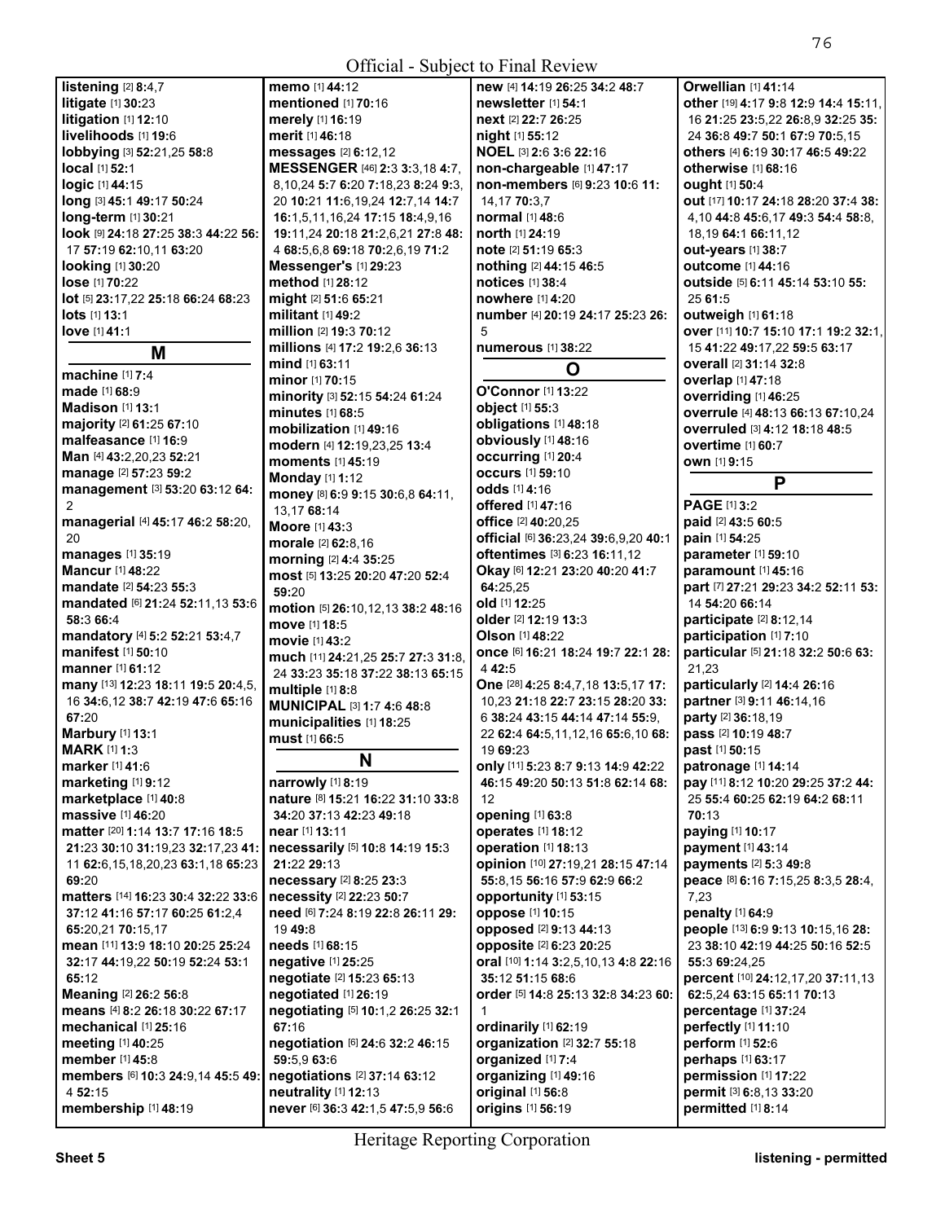Official - Subject to Final Review

**listening** [2] **8:**4,7
**litigate** [1] **30:**23
**litigation** [1] **12:**10
**livelihoods** [1] **19:**6
**lobbying** [3] **52:**21,25 **58:**8
**local** [1] **52:**1
**logic** [1] **44:**15
**long** [3] **45:**1 **49:**17 **50:**24
**long-term** [1] **30:**21
**look** [9] **24:**18 **27:**25 **38:**3 **44:**22 **56:**17 **57:**19 **62:**10,11 **63:**20
**looking** [1] **30:**20
**lose** [1] **70:**22
**lot** [5] **23:**17,22 **25:**18 **66:**24 **68:**23
**lots** [1] **13:**1
**love** [1] **41:**1

## M

**machine** [1] **7:**4
**made** [1] **68:**9
**Madison** [1] **13:**1
**majority** [2] **61:**25 **67:**10
**malfeasance** [1] **16:**9
**Man** [4] **43:**2,20,23 **52:**21
**manage** [2] **57:**23 **59:**2
**management** [3] **53:**20 **63:**12 **64:**2
**managerial** [4] **45:**17 **46:**2 **58:**20, 20
**manages** [1] **35:**19
**Mancur** [1] **48:**22
**mandate** [2] **54:**23 **55:**3
**mandated** [6] **21:**24 **52:**11,13 **53:**6 **58:**3 **66:**4
**mandatory** [4] **5:**2 **52:**21 **53:**4,7
**manifest** [1] **50:**10
**manner** [1] **61:**12
**many** [13] **12:**23 **18:**11 **19:**5 **20:**4,5, 16 **34:**6,12 **38:**7 **42:**19 **47:**6 **65:**16 **67:**20
**Marbury** [1] **13:**1
**MARK** [1] **1:**3
**marker** [1] **41:**6
**marketing** [1] **9:**12
**marketplace** [1] **40:**8
**massive** [1] **46:**20
**matter** [20] **1:**14 **13:**7 **17:**16 **18:**5 **21:**23 **30:**10 **31:**19,23 **32:**17,23 **41:**11 **62:**6,15,18,20,23 **63:**1,18 **65:**23 **69:**20
**matters** [14] **16:**23 **30:**4 **32:**22 **33:**6 **37:**12 **41:**16 **57:**17 **60:**25 **61:**2,4 **65:**20,21 **70:**15,17
**mean** [11] **13:**9 **18:**10 **20:**25 **25:**24 **32:**17 **44:**19,22 **50:**19 **52:**24 **53:**1 **65:**12
**Meaning** [2] **26:**2 **56:**8
**means** [4] **8:**2 **26:**18 **30:**22 **67:**17
**mechanical** [1] **25:**16
**meeting** [1] **40:**25
**member** [1] **45:**8
**members** [6] **10:**3 **24:**9,14 **45:**5 **49:**4 **52:**15
**membership** [1] **48:**19
**memo** [1] **44:**12
**mentioned** [1] **70:**16
**merely** [1] **16:**19
**merit** [1] **46:**18
**messages** [2] **6:**12,12
**MESSENGER** [46] **2:**3 **3:**3,18 **4:**7, 8,10,24 **5:**7 **6:**20 **7:**18,23 **8:**24 **9:**3, 20 **10:**21 **11:**6,19,24 **12:**7,14 **14:**7 **16:**1,5,11,16,24 **17:**15 **18:**4,9,16 **19:**11,24 **20:**18 **21:**2,6,21 **27:**8 **48:**4 **68:**5,6,8 **69:**18 **70:**2,6,19 **71:**2
**Messenger's** [1] **29:**23
**method** [1] **28:**12
**might** [2] **51:**6 **65:**21
**militant** [1] **49:**2
**million** [2] **19:**3 **70:**12
**millions** [4] **17:**2 **19:**2,6 **36:**13
**mind** [1] **63:**11
**minor** [1] **70:**15
**minority** [3] **52:**15 **54:**24 **61:**24
**minutes** [1] **68:**5
**mobilization** [1] **49:**16
**modern** [4] **12:**19,23,25 **13:**4
**moments** [1] **45:**19
**Monday** [1] **1:**12
**money** [8] **6:**9 **9:**15 **30:**6,8 **64:**11, 13,17 **68:**14
**Moore** [1] **43:**3
**morale** [2] **62:**8,16
**morning** [2] **4:**4 **35:**25
**most** [5] **13:**25 **20:**20 **47:**20 **52:**4 **59:**20
**motion** [5] **26:**10,12,13 **38:**2 **48:**16
**move** [1] **18:**5
**movie** [1] **43:**2
**much** [11] **24:**21,25 **25:**7 **27:**3 **31:**8, 24 **33:**23 **35:**18 **37:**22 **38:**13 **65:**15
**multiple** [1] **8:**8
**MUNICIPAL** [3] **1:**7 **4:**6 **48:**8
**municipalities** [1] **18:**25
**must** [1] **66:**5

## N

**narrowly** [1] **8:**19
**nature** [8] **15:**21 **16:**22 **31:**10 **33:**8 **34:**20 **37:**13 **42:**23 **49:**18
**near** [1] **13:**11
**necessarily** [5] **10:**8 **14:**19 **15:**3 **21:**22 **29:**13
**necessary** [2] **8:**25 **23:**3
**necessity** [2] **22:**23 **50:**7
**need** [6] **7:**24 **8:**19 **22:**8 **26:**11 **29:**19 **49:**8
**needs** [1] **68:**15
**negative** [1] **25:**25
**negotiate** [2] **15:**23 **65:**13
**negotiated** [1] **26:**19
**negotiating** [5] **10:**1,2 **26:**25 **32:**1 **67:**16
**negotiation** [6] **24:**6 **32:**2 **46:**15 **59:**5,9 **63:**6
**negotiations** [2] **37:**14 **63:**12
**neutrality** [1] **12:**13
**never** [6] **36:**3 **42:**1,5 **47:**5,9 **56:**6
**new** [4] **14:**19 **26:**25 **34:**2 **48:**7
**newsletter** [1] **54:**1
**next** [2] **22:**7 **26:**25
**night** [1] **55:**12
**NOEL** [3] **2:**6 **3:**6 **22:**16
**non-chargeable** [1] **47:**17
**non-members** [6] **9:**23 **10:**6 **11:**14,17 **70:**3,7
**normal** [1] **48:**6
**north** [1] **24:**19
**note** [2] **51:**19 **65:**3
**nothing** [2] **44:**15 **46:**5
**notices** [1] **38:**4
**nowhere** [1] **4:**20
**number** [4] **20:**19 **24:**17 **25:**23 **26:**5
**numerous** [1] **38:**22

## O

**O'Connor** [1] **13:**22
**object** [1] **55:**3
**obligations** [1] **48:**18
**obviously** [1] **48:**16
**occurring** [1] **20:**4
**occurs** [1] **59:**10
**odds** [1] **4:**16
**offered** [1] **47:**16
**office** [2] **40:**20,25
**official** [6] **36:**23,24 **39:**6,9,20 **40:**1
**oftentimes** [3] **6:**23 **16:**11,12
**Okay** [6] **12:**21 **23:**20 **40:**20 **41:**7 **64:**25,25
**old** [1] **12:**25
**older** [2] **12:**19 **13:**3
**Olson** [1] **48:**22
**once** [6] **16:**21 **18:**24 **19:**7 **22:**1 **28:**4 **42:**5
**One** [28] **4:**25 **8:**4,7,18 **13:**5,17 **17:**10,23 **21:**18 **22:**7 **23:**15 **28:**20 **33:**6 **38:**24 **43:**15 **44:**14 **47:**14 **55:**9, 22 **62:**4 **64:**5,11,12,16 **65:**6,10 **68:**19 **69:**23
**only** [11] **5:**23 **8:**7 **9:**13 **14:**9 **42:**22 **46:**15 **49:**20 **50:**13 **51:**8 **62:**14 **68:**12
**opening** [1] **63:**8
**operates** [1] **18:**12
**operation** [1] **18:**13
**opinion** [10] **27:**19,21 **28:**15 **47:**14 **55:**8,15 **56:**16 **57:**9 **62:**9 **66:**2
**opportunity** [1] **53:**15
**oppose** [1] **10:**15
**opposed** [2] **9:**13 **44:**13
**opposite** [2] **6:**23 **20:**25
**oral** [10] **1:**14 **3:**2,5,10,13 **4:**8 **22:**16 **35:**12 **51:**15 **68:**6
**order** [5] **14:**8 **25:**13 **32:**8 **34:**23 **60:**1
**ordinarily** [1] **62:**19
**organization** [2] **32:**7 **55:**18
**organized** [1] **7:**4
**organizing** [1] **49:**16
**original** [1] **56:**8
**origins** [1] **56:**19
**Orwellian** [1] **41:**14
**other** [19] **4:**17 **9:**8 **12:**9 **14:**4 **15:**11, 16 **21:**25 **23:**5,22 **26:**8,9 **32:**25 **35:**24 **36:**8 **49:**7 **50:**1 **67:**9 **70:**5,15
**others** [4] **6:**19 **30:**17 **46:**5 **49:**22
**otherwise** [1] **68:**16
**ought** [1] **50:**4
**out** [17] **10:**17 **24:**18 **28:**20 **37:**4 **38:**4,10 **44:**8 **45:**6,17 **49:**3 **54:**4 **58:**8, 18,19 **64:**1 **66:**11,12
**out-years** [1] **38:**7
**outcome** [1] **44:**16
**outside** [5] **6:**11 **45:**14 **53:**10 **55:**25 **61:**5
**outweigh** [1] **61:**18
**over** [11] **10:**7 **15:**10 **17:**1 **19:**2 **32:**1, 15 **41:**22 **49:**17,22 **59:**5 **63:**17
**overall** [2] **31:**14 **32:**8
**overlap** [1] **47:**18
**overriding** [1] **46:**25
**overrule** [4] **48:**13 **66:**13 **67:**10,24
**overruled** [3] **4:**12 **18:**18 **48:**5
**overtime** [1] **60:**7
**own** [1] **9:**15

## P

**PAGE** [1] **3:**2
**paid** [2] **43:**5 **60:**5
**pain** [1] **54:**25
**parameter** [1] **59:**10
**paramount** [1] **45:**16
**part** [7] **27:**21 **29:**23 **34:**2 **52:**11 **53:**14 **54:**20 **66:**14
**participate** [2] **8:**12,14
**participation** [1] **7:**10
**particular** [5] **21:**18 **32:**2 **50:**6 **63:**21,23
**particularly** [2] **14:**4 **26:**16
**partner** [3] **9:**11 **46:**14,16
**party** [2] **36:**18,19
**pass** [2] **10:**19 **48:**7
**past** [1] **50:**15
**patronage** [1] **14:**14
**pay** [11] **8:**12 **10:**20 **29:**25 **37:**2 **44:**25 **55:**4 **60:**25 **62:**19 **64:**2 **68:**11 **70:**13
**paying** [1] **10:**17
**payment** [1] **43:**14
**payments** [2] **5:**3 **49:**8
**peace** [8] **6:**16 **7:**15,25 **8:**3,5 **28:**4, 7,23
**penalty** [1] **64:**9
**people** [13] **6:**9 **9:**13 **10:**15,16 **28:**23 **38:**10 **42:**19 **44:**25 **50:**16 **52:**5 **55:**3 **69:**24,25
**percent** [10] **24:**12,17,20 **37:**11,13 **62:**5,24 **63:**15 **65:**11 **70:**13
**percentage** [1] **37:**24
**perfectly** [1] **11:**10
**perform** [1] **52:**6
**perhaps** [1] **63:**17
**permission** [1] **17:**22
**permit** [3] **6:**8,13 **33:**20
**permitted** [1] **8:**14

Heritage Reporting Corporation

Sheet 5 listening - permitted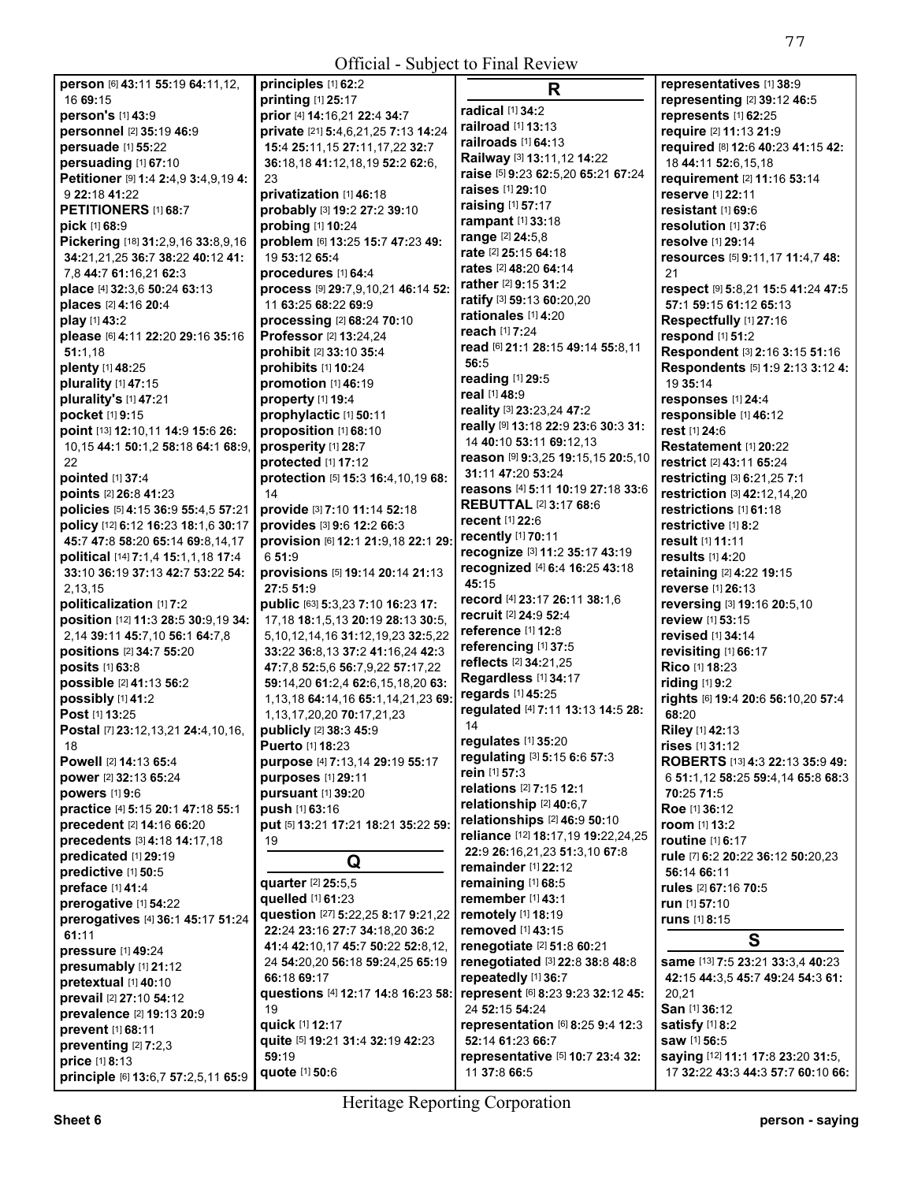**person** [6] **43:**11 **55:**19 **64:**11,12, 16 **69:**15
**person's** [1] **43:**9
**personnel** [2] **35:**19 **46:**9
**persuade** [1] **55:**22
**persuading** [1] **67:**10
**Petitioner** [9] **1:**4 **2:**4,9 **3:**4,9,19 **4:** 9 **22:**18 **41:**22
**PETITIONERS** [1] **68:**7
**pick** [1] **68:**9
**Pickering** [18] **31:**2,9,16 **33:**8,9,16 **34:**21,21,25 **36:**7 **38:**22 **40:**12 **41:** 7,8 **44:**7 **61:**16,21 **62:**3
**place** [4] **32:**3,6 **50:**24 **63:**13
**places** [2] **4:**16 **20:**4
**play** [1] **43:**2
**please** [6] **4:**11 **22:**20 **29:**16 **35:**16 **51:**1,18
**plenty** [1] **48:**25
**plurality** [1] **47:**15
**plurality's** [1] **47:**21
**pocket** [1] **9:**15
**point** [13] **12:**10,11 **14:**9 **15:**6 **26:** 10,15 **44:**1 **50:**1,2 **58:**18 **64:**1 **68:**9, 22
**pointed** [1] **37:**4
**points** [2] **26:**8 **41:**23
**policies** [5] **4:**15 **36:**9 **55:**4,5 **57:**21
**policy** [12] **6:**12 **16:**23 **18:**1,6 **30:**17 **45:**7 **47:**8 **58:**20 **65:**14 **69:**8,14,17
**political** [14] **7:**1,4 **15:**1,1,18 **17:**4 **33:**10 **36:**19 **37:**13 **42:**7 **53:**22 **54:** 2,13,15
**politicalization** [1] **7:**2
**position** [12] **11:**3 **28:**5 **30:**9,19 **34:** 2,14 **39:**11 **45:**7,10 **56:**1 **64:**7,8
**positions** [2] **34:**7 **55:**20
**posits** [1] **63:**8
**possible** [2] **41:**13 **56:**2
**possibly** [1] **41:**2
**Post** [1] **13:**25
**Postal** [7] **23:**12,13,21 **24:**4,10,16, 18
**Powell** [2] **14:**13 **65:**4
**power** [2] **32:**13 **65:**24
**powers** [1] **9:**6
**practice** [4] **5:**15 **20:**1 **47:**18 **55:**1
**precedent** [2] **14:**16 **66:**20
**precedents** [3] **4:**18 **14:**17,18
**predicated** [1] **29:**19
**predictive** [1] **50:**5
**preface** [1] **41:**4
**prerogative** [1] **54:**22
**prerogatives** [4] **36:**1 **45:**17 **51:**24 **61:**11
**pressure** [1] **49:**24
**presumably** [1] **21:**12
**pretextual** [1] **40:**10
**prevail** [2] **27:**10 **54:**12
**prevalence** [2] **19:**13 **20:**9
**prevent** [1] **68:**11
**preventing** [2] **7:**2,3
**price** [1] **8:**13
**principle** [6] **13:**6,7 **57:**2,5,11 **65:**9
**principles** [1] **62:**2
**printing** [1] **25:**17
**prior** [4] **14:**16,21 **22:**4 **34:**7
**private** [21] **5:**4,6,21,25 **7:**13 **14:**24 **15:**4 **25:**11,15 **27:**11,17,22 **32:**7 **36:**18,18 **41:**12,18,19 **52:**2 **62:**6, 23
**privatization** [1] **46:**18
**probably** [3] **19:**2 **27:**2 **39:**10
**probing** [1] **10:**24
**problem** [6] **13:**25 **15:**7 **47:**23 **49:** 19 **53:**12 **65:**4
**procedures** [1] **64:**4
**process** [9] **29:**7,9,10,21 **46:**14 **52:** 11 **63:**25 **68:**22 **69:**9
**processing** [2] **68:**24 **70:**10
**Professor** [2] **13:**24,24
**prohibit** [2] **33:**10 **35:**4
**prohibits** [1] **10:**24
**promotion** [1] **46:**19
**property** [1] **19:**4
**prophylactic** [1] **50:**11
**proposition** [1] **68:**10
**prosperity** [1] **28:**7
**protected** [1] **17:**12
**protection** [5] **15:**3 **16:**4,10,19 **68:** 14
**provide** [3] **7:**10 **11:**14 **52:**18
**provides** [3] **9:**6 **12:**2 **66:**3
**provision** [6] **12:**1 **21:**9,18 **22:**1 **29:** 6 **51:**9
**provisions** [5] **19:**14 **20:**14 **21:**13 **27:**5 **51:**9
**public** [63] **5:**3,23 **7:**10 **16:**23 **17:** 17,18 **18:**1,5,13 **20:**19 **28:**13 **30:**5, 5,10,12,14,16 **31:**12,19,23 **32:**5,22 **33:**22 **36:**8,13 **37:**2 **41:**16,24 **42:**3 **47:**7,8 **52:**5,6 **56:**7,9,22 **57:**17,22 **59:**14,20 **61:**2,4 **62:**6,15,18,20 **63:** 1,13,18 **64:**14,16 **65:**1,14,21,23 **69:** 1,13,17,20,20 **70:**17,21,23
**publicly** [2] **38:**3 **45:**9
**Puerto** [1] **18:**23
**purpose** [4] **7:**13,14 **29:**19 **55:**17
**purposes** [1] **29:**11
**pursuant** [1] **39:**20
**push** [1] **63:**16
**put** [5] **13:**21 **17:**21 **18:**21 **35:**22 **59:** 19

## Q

**quarter** [2] **25:**5,5
**quelled** [1] **61:**23
**question** [27] **5:**22,25 **8:**17 **9:**21,22 **22:**24 **23:**16 **27:**7 **34:**18,20 **36:**2 **41:**4 **42:**10,17 **45:**7 **50:**22 **52:**8,12, 24 **54:**20,20 **56:**18 **59:**24,25 **65:**19 **66:**18 **69:**17
**questions** [4] **12:**17 **14:**8 **16:**23 **58:** 19
**quick** [1] **12:**17
**quite** [5] **19:**21 **31:**4 **32:**19 **42:**23 **59:**19
**quote** [1] **50:**6

## R

**radical** [1] **34:**2
**railroad** [1] **13:**13
**railroads** [1] **64:**13
**Railway** [3] **13:**11,12 **14:**22
**raise** [5] **9:**23 **62:**5,20 **65:**21 **67:**24
**raises** [1] **29:**10
**raising** [1] **57:**17
**rampant** [1] **33:**18
**range** [2] **24:**5,8
**rate** [2] **25:**15 **64:**18
**rates** [2] **48:**20 **64:**14
**rather** [2] **9:**15 **31:**2
**ratify** [3] **59:**13 **60:**20,20
**rationales** [1] **4:**20
**reach** [1] **7:**24
**read** [6] **21:**1 **28:**15 **49:**14 **55:**8,11 **56:**5
**reading** [1] **29:**5
**real** [1] **48:**9
**reality** [3] **23:**23,24 **47:**2
**really** [9] **13:**18 **22:**9 **23:**6 **30:**3 **31:** 14 **40:**10 **53:**11 **69:**12,13
**reason** [9] **9:**3,25 **19:**15,15 **20:**5,10 **31:**11 **47:**20 **53:**24
**reasons** [4] **5:**11 **10:**19 **27:**18 **33:**6
**REBUTTAL** [2] **3:**17 **68:**6
**recent** [1] **22:**6
**recently** [1] **70:**11
**recognize** [3] **11:**2 **35:**17 **43:**19
**recognized** [4] **6:**4 **16:**25 **43:**18 **45:**15
**record** [4] **23:**17 **26:**11 **38:**1,6
**recruit** [2] **24:**9 **52:**4
**reference** [1] **12:**8
**referencing** [1] **37:**5
**reflects** [2] **34:**21,25
**Regardless** [1] **34:**17
**regards** [1] **45:**25
**regulated** [4] **7:**11 **13:**13 **14:**5 **28:** 14
**regulates** [1] **35:**20
**regulating** [3] **5:**15 **6:**6 **57:**3
**rein** [1] **57:**3
**relations** [2] **7:**15 **12:**1
**relationship** [2] **40:**6,7
**relationships** [2] **46:**9 **50:**10
**reliance** [12] **18:**17,19 **19:**22,24,25 **22:**9 **26:**16,21,23 **51:**3,10 **67:**8
**remainder** [1] **22:**12
**remaining** [1] **68:**5
**remember** [1] **43:**1
**remotely** [1] **18:**19
**removed** [1] **43:**15
**renegotiate** [2] **51:**8 **60:**21
**renegotiated** [3] **22:**8 **38:**8 **48:**8
**repeatedly** [1] **36:**7
**represent** [6] **8:**23 **9:**23 **32:**12 **45:** 24 **52:**15 **54:**24
**representation** [6] **8:**25 **9:**4 **12:**3 **52:**14 **61:**23 **66:**7
**representative** [5] **10:**7 **23:**4 **32:** 11 **37:**8 **66:**5
**representatives** [1] **38:**9
**representing** [2] **39:**12 **46:**5
**represents** [1] **62:**25
**require** [2] **11:**13 **21:**9
**required** [8] **12:**6 **40:**23 **41:**15 **42:** 18 **44:**11 **52:**6,15,18
**requirement** [2] **11:**16 **53:**14
**reserve** [1] **22:**11
**resistant** [1] **69:**6
**resolution** [1] **37:**6
**resolve** [1] **29:**14
**resources** [5] **9:**11,17 **11:**4,7 **48:** 21
**respect** [9] **5:**8,21 **15:**5 **41:**24 **47:**5 **57:**1 **59:**15 **61:**12 **65:**13
**Respectfully** [1] **27:**16
**respond** [1] **51:**2
**Respondent** [3] **2:**16 **3:**15 **51:**16
**Respondents** [5] **1:**9 **2:**13 **3:**12 **4:** 19 **35:**14
**responses** [1] **24:**4
**responsible** [1] **46:**12
**rest** [1] **24:**6
**Restatement** [1] **20:**22
**restrict** [2] **43:**11 **65:**24
**restricting** [3] **6:**21,25 **7:**1
**restriction** [3] **42:**12,14,20
**restrictions** [1] **61:**18
**restrictive** [1] **8:**2
**result** [1] **11:**11
**results** [1] **4:**20
**retaining** [2] **4:**22 **19:**15
**reverse** [1] **26:**13
**reversing** [3] **19:**16 **20:**5,10
**review** [1] **53:**15
**revised** [1] **34:**14
**revisiting** [1] **66:**17
**Rico** [1] **18:**23
**riding** [1] **9:**2
**rights** [6] **19:**4 **20:**6 **56:**10,20 **57:**4 **68:**20
**Riley** [1] **42:**13
**rises** [1] **31:**12
**ROBERTS** [13] **4:**3 **22:**13 **35:**9 **49:** 6 **51:**1,12 **58:**25 **59:**4,14 **65:**8 **68:**3 **70:**25 **71:**5
**Roe** [1] **36:**12
**room** [1] **13:**2
**routine** [1] **6:**17
**rule** [7] **6:**2 **20:**22 **36:**12 **50:**20,23 **56:**14 **66:**11
**rules** [2] **67:**16 **70:**5
**run** [1] **57:**10
**runs** [1] **8:**15

## S

**same** [13] **7:**5 **23:**21 **33:**3,4 **40:**23 **42:**15 **44:**3,5 **45:**7 **49:**24 **54:**3 **61:** 20,21
**San** [1] **36:**12
**satisfy** [1] **8:**2
**saw** [1] **56:**5
**saying** [12] **11:**1 **17:**8 **23:**20 **31:**5, 17 **32:**22 **43:**3 **44:**3 **57:**7 **60:**10 **66:**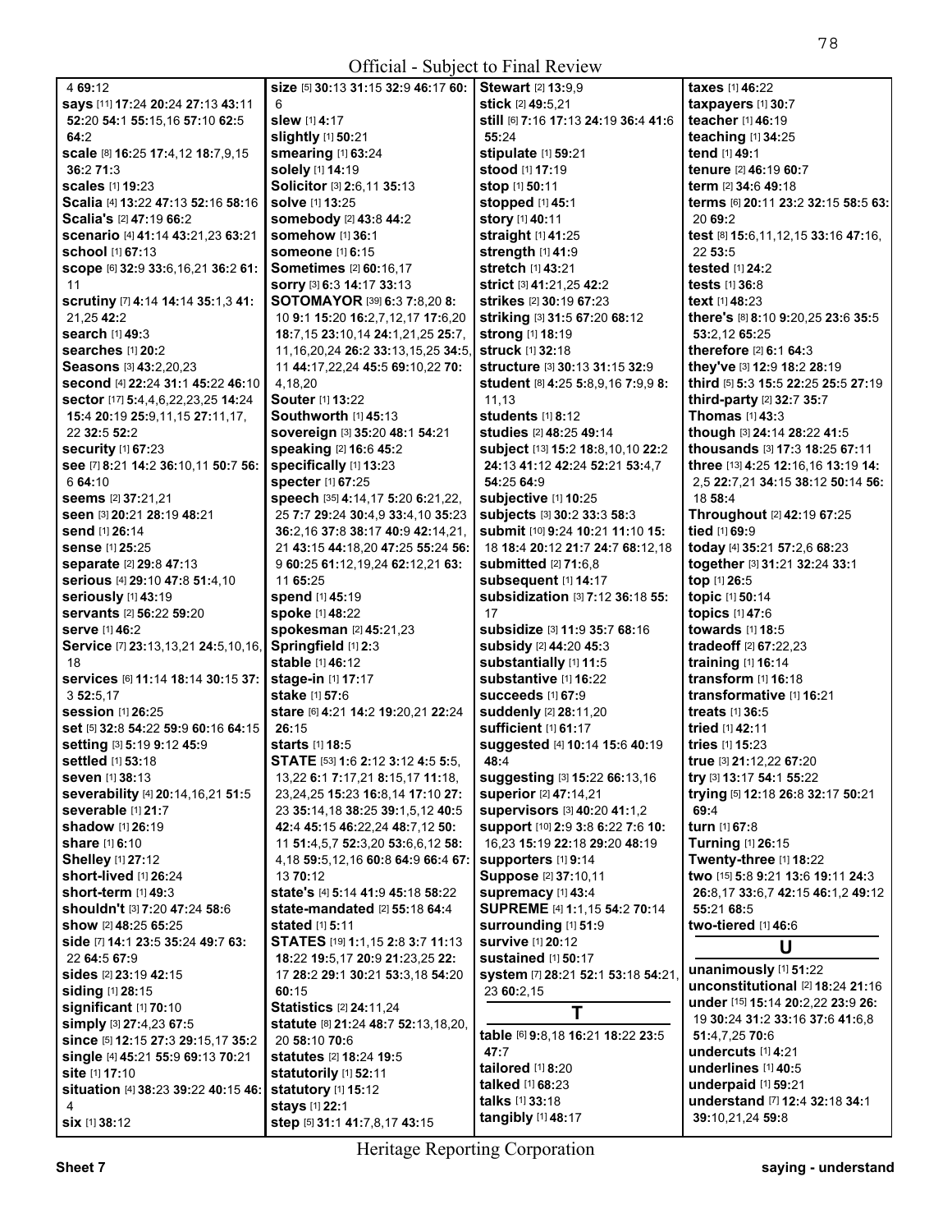Official - Subject to Final Review

4 **69:**12
**says** [11] **17:**24 **20:**24 **27:**13 **43:**11 **52:**20 **54:**1 **55:**15,16 **57:**10 **62:**5 **64:**2
**scale** [8] **16:**25 **17:**4,12 **18:**7,9,15 **36:**2 **71:**3
**scales** [1] **19:**23
**Scalia** [4] **13:**22 **47:**13 **52:**16 **58:**16
**Scalia's** [2] **47:**19 **66:**2
**scenario** [4] **41:**14 **43:**21,23 **63:**21
**school** [1] **67:**13
**scope** [6] **32:**9 **33:**6,16,21 **36:**2 **61:**11
**scrutiny** [7] **4:**14 **14:**14 **35:**1,3 **41:**21,25 **42:**2
**search** [1] **49:**3
**searches** [1] **20:**2
**Seasons** [3] **43:**2,20,23
**second** [4] **22:**24 **31:**1 **45:**22 **46:**10
**sector** [17] **5:**4,4,6,22,23,25 **14:**24 **15:**4 **20:**19 **25:**9,11,15 **27:**11,17, 22 **32:**5 **52:**2
**security** [1] **67:**23
**see** [7] **8:**21 **14:**2 **36:**10,11 **50:**7 **56:**6 **64:**10
**seems** [2] **37:**21,21
**seen** [3] **20:**21 **28:**19 **48:**21
**send** [1] **26:**14
**sense** [1] **25:**25
**separate** [2] **29:**8 **47:**13
**serious** [4] **29:**10 **47:**8 **51:**4,10
**seriously** [1] **43:**19
**servants** [2] **56:**22 **59:**20
**serve** [1] **46:**2
**Service** [7] **23:**13,13,21 **24:**5,10,16, 18
**services** [6] **11:**14 **18:**14 **30:**15 **37:**3 **52:**5,17
**session** [1] **26:**25
**set** [5] **32:**8 **54:**22 **59:**9 **60:**16 **64:**15
**setting** [3] **5:**19 **9:**12 **45:**9
**settled** [1] **53:**18
**seven** [1] **38:**13
**severability** [4] **20:**14,16,21 **51:**5
**severable** [1] **21:**7
**shadow** [1] **26:**19
**share** [1] **6:**10
**Shelley** [1] **27:**12
**short-lived** [1] **26:**24
**short-term** [1] **49:**3
**shouldn't** [3] **7:**20 **47:**24 **58:**6
**show** [2] **48:**25 **65:**25
**side** [7] **14:**1 **23:**5 **35:**24 **49:**7 **63:**22 **64:**5 **67:**9
**sides** [2] **23:**19 **42:**15
**siding** [1] **28:**15
**significant** [1] **70:**10
**simply** [3] **27:**4,23 **67:**5
**since** [5] **12:**15 **27:**3 **29:**15,17 **35:**2
**single** [4] **45:**21 **55:**9 **69:**13 **70:**21
**site** [1] **17:**10
**situation** [4] **38:**23 **39:**22 **40:**15 **46:**4
**six** [1] **38:**12
**size** [5] **30:**13 **31:**15 **32:**9 **46:**17 **60:**6
**slew** [1] **4:**17
**slightly** [1] **50:**21
**smearing** [1] **63:**24
**solely** [1] **14:**19
**Solicitor** [3] **2:**6,11 **35:**13
**solve** [1] **13:**25
**somebody** [2] **43:**8 **44:**2
**somehow** [1] **36:**1
**someone** [1] **6:**15
**Sometimes** [2] **60:**16,17
**sorry** [3] **6:**3 **14:**17 **33:**13
**SOTOMAYOR** [39] **6:**3 **7:**8,20 **8:**10 **9:**1 **15:**20 **16:**2,7,12,17 **17:**6,20 **18:**7,15 **23:**10,14 **24:**1,21,25 **25:**7, 11,16,20,24 **26:**2 **33:**13,15,25 **34:**5, 11 **44:**17,22,24 **45:**5 **69:**10,22 **70:**4,18,20
**Souter** [1] **13:**22
**Southworth** [1] **45:**13
**sovereign** [3] **35:**20 **48:**1 **54:**21
**speaking** [2] **16:**6 **45:**2
**specifically** [1] **13:**23
**specter** [1] **67:**25
**speech** [35] **4:**14,17 **5:**20 **6:**21,22, 25 **7:**7 **29:**24 **30:**4,9 **33:**4,10 **35:**23 **36:**2,16 **37:**8 **38:**17 **40:**9 **42:**14,21, 21 **43:**15 **44:**18,20 **47:**25 **55:**24 **56:**9 **60:**25 **61:**12,19,24 **62:**12,21 **63:**11 **65:**25
**spend** [1] **45:**19
**spoke** [1] **48:**22
**spokesman** [2] **45:**21,23
**Springfield** [1] **2:**3
**stable** [1] **46:**12
**stage-in** [1] **17:**17
**stake** [1] **57:**6
**stare** [6] **4:**21 **14:**2 **19:**20,21 **22:**24 **26:**15
**starts** [1] **18:**5
**STATE** [53] **1:**6 **2:**12 **3:**12 **4:**5 **5:**5, 13,22 **6:**1 **7:**17,21 **8:**15,17 **11:**18, 23,24,25 **15:**23 **16:**8,14 **17:**10 **27:**23 **35:**14,18 **38:**25 **39:**1,5,12 **40:**5 **42:**4 **45:**15 **46:**22,24 **48:**7,12 **50:**11 **51:**4,5,7 **52:**3,20 **53:**6,6,12 **58:**4,18 **59:**5,12,16 **60:**8 **64:**9 **66:**4 **67:**13 **70:**12
**state's** [4] **5:**14 **41:**9 **45:**18 **58:**22
**state-mandated** [2] **55:**18 **64:**4
**stated** [1] **5:**11
**STATES** [19] **1:**1,15 **2:**8 **3:**7 **11:**13 **18:**22 **19:**5,17 **20:**9 **21:**23,25 **22:**17 **28:**2 **29:**1 **30:**21 **53:**3,18 **54:**20 **60:**15
**Statistics** [2] **24:**11,24
**statute** [8] **21:**24 **48:**7 **52:**13,18,20, 20 **58:**10 **70:**6
**statutes** [2] **18:**24 **19:**5
**statutorily** [1] **52:**11
**statutory** [1] **15:**12
**stays** [1] **22:**1
**step** [5] **31:**1 **41:**7,8,17 **43:**15
**Stewart** [2] **13:**9,9
**stick** [2] **49:**5,21
**still** [6] **7:**16 **17:**13 **24:**19 **36:**4 **41:**6 **55:**24
**stipulate** [1] **59:**21
**stood** [1] **17:**19
**stop** [1] **50:**11
**stopped** [1] **45:**1
**story** [1] **40:**11
**straight** [1] **41:**25
**strength** [1] **41:**9
**stretch** [1] **43:**21
**strict** [3] **41:**21,25 **42:**2
**strikes** [2] **30:**19 **67:**23
**striking** [3] **31:**5 **67:**20 **68:**12
**strong** [1] **18:**19
**struck** [1] **32:**18
**structure** [3] **30:**13 **31:**15 **32:**9
**student** [8] **4:**25 **5:**8,9,16 **7:**9,9 **8:**11,13
**students** [1] **8:**12
**studies** [2] **48:**25 **49:**14
**subject** [13] **15:**2 **18:**8,10,10 **22:**2 **24:**13 **41:**12 **42:**24 **52:**21 **53:**4,7 **54:**25 **64:**9
**subjective** [1] **10:**25
**subjects** [3] **30:**2 **33:**3 **58:**3
**submit** [10] **9:**24 **10:**21 **11:**10 **15:**18 **18:**4 **20:**12 **21:**7 **24:**7 **68:**12,18
**submitted** [2] **71:**6,8
**subsequent** [1] **14:**17
**subsidization** [3] **7:**12 **36:**18 **55:**17
**subsidize** [3] **11:**9 **35:**7 **68:**16
**subsidy** [2] **44:**20 **45:**3
**substantially** [1] **11:**5
**substantive** [1] **16:**22
**succeeds** [1] **67:**9
**suddenly** [2] **28:**11,20
**sufficient** [1] **61:**17
**suggested** [4] **10:**14 **15:**6 **40:**19 **48:**4
**suggesting** [3] **15:**22 **66:**13,16
**superior** [2] **47:**14,21
**supervisors** [3] **40:**20 **41:**1,2
**support** [10] **2:**9 **3:**8 **6:**22 **7:**6 **10:**16,23 **15:**19 **22:**18 **29:**20 **48:**19
**supporters** [1] **9:**14
**Suppose** [2] **37:**10,11
**supremacy** [1] **43:**4
**SUPREME** [4] **1:**1,15 **54:**2 **70:**14
**surrounding** [1] **51:**9
**survive** [1] **20:**12
**sustained** [1] **50:**17
**system** [7] **28:**21 **52:**1 **53:**18 **54:**21, 23 **60:**2,15

## T

**table** [6] **9:**8,18 **16:**21 **18:**22 **23:**5 **47:**7
**tailored** [1] **8:**20
**talked** [1] **68:**23
**talks** [1] **33:**18
**tangibly** [1] **48:**17
**taxes** [1] **46:**22
**taxpayers** [1] **30:**7
**teacher** [1] **46:**19
**teaching** [1] **34:**25
**tend** [1] **49:**1
**tenure** [2] **46:**19 **60:**7
**term** [2] **34:**6 **49:**18
**terms** [6] **20:**11 **23:**2 **32:**15 **58:**5 **63:**20 **69:**2
**test** [8] **15:**6,11,12,15 **33:**16 **47:**16, 22 **53:**5
**tested** [1] **24:**2
**tests** [1] **36:**8
**text** [1] **48:**23
**there's** [8] **8:**10 **9:**20,25 **23:**6 **35:**5 **53:**2,12 **65:**25
**therefore** [2] **6:**1 **64:**3
**they've** [3] **12:**9 **18:**2 **28:**19
**third** [5] **5:**3 **15:**5 **22:**25 **25:**5 **27:**19
**third-party** [2] **32:**7 **35:**7
**Thomas** [1] **43:**3
**though** [3] **24:**14 **28:**22 **41:**5
**thousands** [3] **17:**3 **18:**25 **67:**11
**three** [13] **4:**25 **12:**16,16 **13:**19 **14:**2,5 **22:**7,21 **34:**15 **38:**12 **50:**14 **56:**18 **58:**4
**Throughout** [2] **42:**19 **67:**25
**tied** [1] **69:**9
**today** [4] **35:**21 **57:**2,6 **68:**23
**together** [3] **31:**21 **32:**24 **33:**1
**top** [1] **26:**5
**topic** [1] **50:**14
**topics** [1] **47:**6
**towards** [1] **18:**5
**tradeoff** [2] **67:**22,23
**training** [1] **16:**14
**transform** [1] **16:**18
**transformative** [1] **16:**21
**treats** [1] **36:**5
**tried** [1] **42:**11
**tries** [1] **15:**23
**true** [3] **21:**12,22 **67:**20
**try** [3] **13:**17 **54:**1 **55:**22
**trying** [5] **12:**18 **26:**8 **32:**17 **50:**21 **69:**4
**turn** [1] **67:**8
**Turning** [1] **26:**15
**Twenty-three** [1] **18:**22
**two** [15] **5:**8 **9:**21 **13:**6 **19:**11 **24:**3 **26:**8,17 **33:**6,7 **42:**15 **46:**1,2 **49:**12 **55:**21 **68:**5
**two-tiered** [1] **46:**6

## U

**unanimously** [1] **51:**22
**unconstitutional** [2] **18:**24 **21:**16
**under** [15] **15:**14 **20:**2,22 **23:**9 **26:**19 **30:**24 **31:**2 **33:**16 **37:**6 **41:**6,8 **51:**4,7,25 **70:**6
**undercuts** [1] **4:**21
**underlines** [1] **40:**5
**underpaid** [1] **59:**21
**understand** [7] **12:**4 **32:**18 **34:**1 **39:**10,21,24 **59:**8

Heritage Reporting Corporation

Sheet 7 saying - understand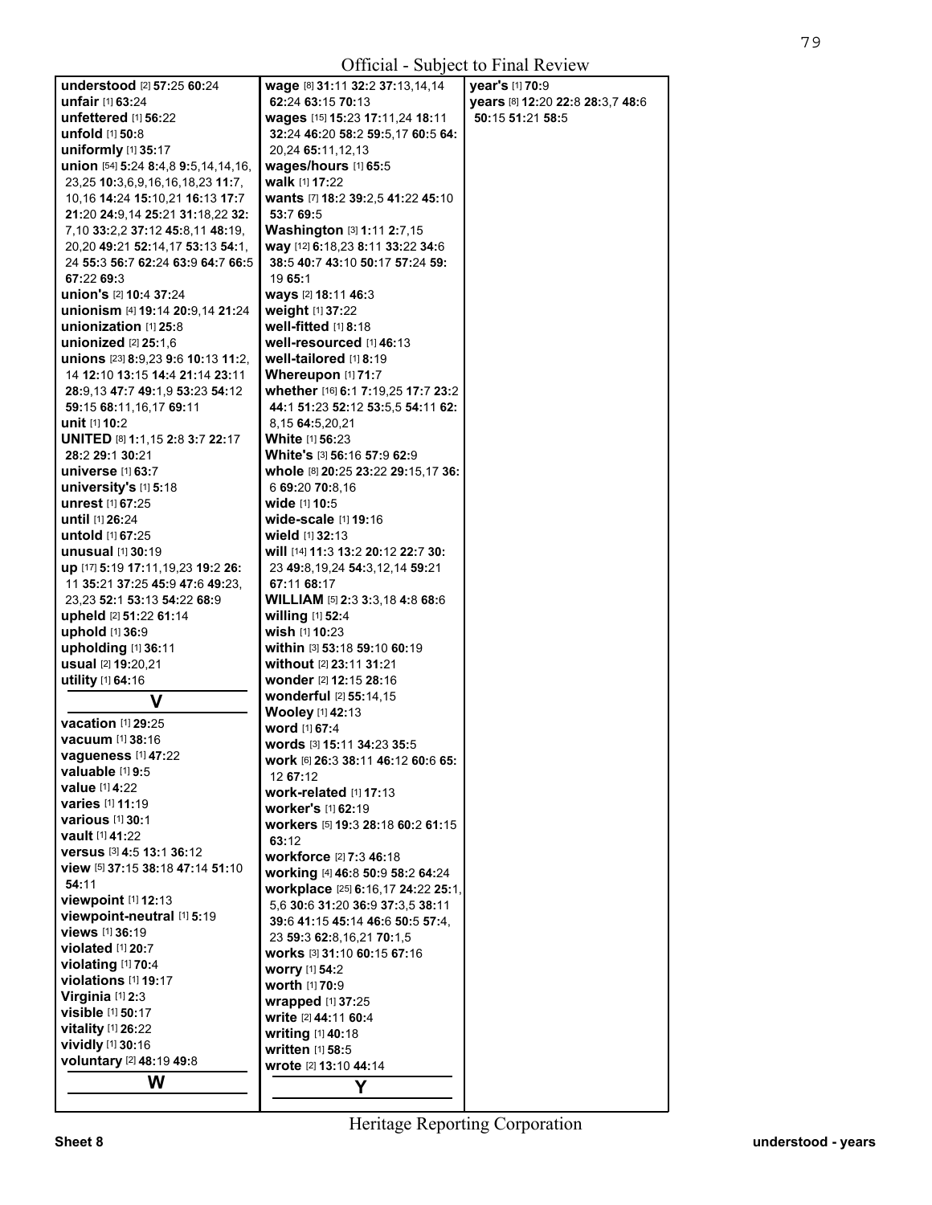Official - Subject to Final Review

**understood** [2] **57:**25 **60:**24
**unfair** [1] **63:**24
**unfettered** [1] **56:**22
**unfold** [1] **50:**8
**uniformly** [1] **35:**17
**union** [54] **5:**24 **8:**4,8 **9:**5,14,14,16, 23,25 **10:**3,6,9,16,16,18,23 **11:**7, 10,16 **14:**24 **15:**10,21 **16:**13 **17:**7 **21:**20 **24:**9,14 **25:**21 **31:**18,22 **32:** 7,10 **33:**2,2 **37:**12 **45:**8,11 **48:**19, 20,20 **49:**21 **52:**14,17 **53:**13 **54:**1, 24 **55:**3 **56:**7 **62:**24 **63:**9 **64:**7 **66:**5 **67:**22 **69:**3
**union's** [2] **10:**4 **37:**24
**unionism** [4] **19:**14 **20:**9,14 **21:**24
**unionization** [1] **25:**8
**unionized** [2] **25:**1,6
**unions** [23] **8:**9,23 **9:**6 **10:**13 **11:**2, 14 **12:**10 **13:**15 **14:**4 **21:**14 **23:**11 **28:**9,13 **47:**7 **49:**1,9 **53:**23 **54:**12 **59:**15 **68:**11,16,17 **69:**11
**unit** [1] **10:**2
**UNITED** [8] **1:**1,15 **2:**8 **3:**7 **22:**17 **28:**2 **29:**1 **30:**21
**universe** [1] **63:**7
**university's** [1] **5:**18
**unrest** [1] **67:**25
**until** [1] **26:**24
**untold** [1] **67:**25
**unusual** [1] **30:**19
**up** [17] **5:**19 **17:**11,19,23 **19:**2 **26:** 11 **35:**21 **37:**25 **45:**9 **47:**6 **49:**23, 23,23 **52:**1 **53:**13 **54:**22 **68:**9
**upheld** [2] **51:**22 **61:**14
**uphold** [1] **36:**9
**upholding** [1] **36:**11
**usual** [2] **19:**20,21
**utility** [1] **64:**16

## V

**vacation** [1] **29:**25
**vacuum** [1] **38:**16
**vagueness** [1] **47:**22
**valuable** [1] **9:**5
**value** [1] **4:**22
**varies** [1] **11:**19
**various** [1] **30:**1
**vault** [1] **41:**22
**versus** [3] **4:**5 **13:**1 **36:**12
**view** [5] **37:**15 **38:**18 **47:**14 **51:**10 **54:**11
**viewpoint** [1] **12:**13
**viewpoint-neutral** [1] **5:**19
**views** [1] **36:**19
**violated** [1] **20:**7
**violating** [1] **70:**4
**violations** [1] **19:**17
**Virginia** [1] **2:**3
**visible** [1] **50:**17
**vitality** [1] **26:**22
**vividly** [1] **30:**16
**voluntary** [2] **48:**19 **49:**8

## W

**wage** [8] **31:**11 **32:**2 **37:**13,14,14 **62:**24 **63:**15 **70:**13
**wages** [15] **15:**23 **17:**11,24 **18:**11 **32:**24 **46:**20 **58:**2 **59:**5,17 **60:**5 **64:** 20,24 **65:**11,12,13
**wages/hours** [1] **65:**5
**walk** [1] **17:**22
**wants** [7] **18:**2 **39:**2,5 **41:**22 **45:**10 **53:**7 **69:**5
**Washington** [3] **1:**11 **2:**7,15
**way** [12] **6:**18,23 **8:**11 **33:**22 **34:**6 **38:**5 **40:**7 **43:**10 **50:**17 **57:**24 **59:** 19 **65:**1
**ways** [2] **18:**11 **46:**3
**weight** [1] **37:**22
**well-fitted** [1] **8:**18
**well-resourced** [1] **46:**13
**well-tailored** [1] **8:**19
**Whereupon** [1] **71:**7
**whether** [16] **6:**1 **7:**19,25 **17:**7 **23:**2 **44:**1 **51:**23 **52:**12 **53:**5,5 **54:**11 **62:** 8,15 **64:**5,20,21
**White** [1] **56:**23
**White's** [3] **56:**16 **57:**9 **62:**9
**whole** [8] **20:**25 **23:**22 **29:**15,17 **36:** 6 **69:**20 **70:**8,16
**wide** [1] **10:**5
**wide-scale** [1] **19:**16
**wield** [1] **32:**13
**will** [14] **11:**3 **13:**2 **20:**12 **22:**7 **30:** 23 **49:**8,19,24 **54:**3,12,14 **59:**21 **67:**11 **68:**17
**WILLIAM** [5] **2:**3 **3:**3,18 **4:**8 **68:**6
**willing** [1] **52:**4
**wish** [1] **10:**23
**within** [3] **53:**18 **59:**10 **60:**19
**without** [2] **23:**11 **31:**21
**wonder** [2] **12:**15 **28:**16
**wonderful** [2] **55:**14,15
**Wooley** [1] **42:**13
**word** [1] **67:**4
**words** [3] **15:**11 **34:**23 **35:**5
**work** [6] **26:**3 **38:**11 **46:**12 **60:**6 **65:** 12 **67:**12
**work-related** [1] **17:**13
**worker's** [1] **62:**19
**workers** [5] **19:**3 **28:**18 **60:**2 **61:**15 **63:**12
**workforce** [2] **7:**3 **46:**18
**working** [4] **46:**8 **50:**9 **58:**2 **64:**24
**workplace** [25] **6:**16,17 **24:**22 **25:**1, 5,6 **30:**6 **31:**20 **36:**9 **37:**3,5 **38:**11 **39:**6 **41:**15 **45:**14 **46:**6 **50:**5 **57:**4, 23 **59:**3 **62:**8,16,21 **70:**1,5
**works** [3] **31:**10 **60:**15 **67:**16
**worry** [1] **54:**2
**worth** [1] **70:**9
**wrapped** [1] **37:**25
**write** [2] **44:**11 **60:**4
**writing** [1] **40:**18
**written** [1] **58:**5
**wrote** [2] **13:**10 **44:**14

## Y

**year's** [1] **70:**9
**years** [8] **12:**20 **22:**8 **28:**3,7 **48:**6 **50:**15 **51:**21 **58:**5

Heritage Reporting Corporation